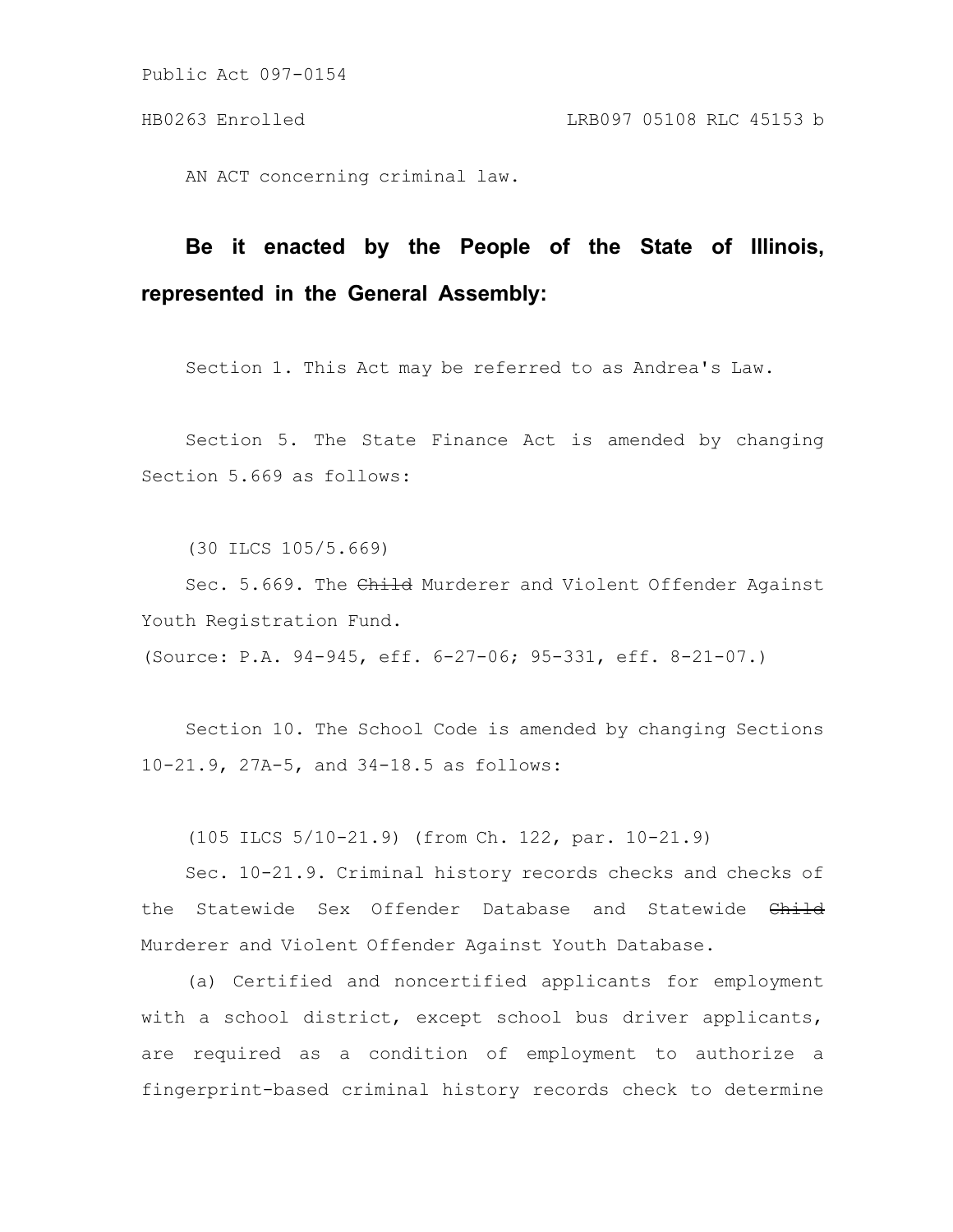Public Act 097-0154

HB0263 Enrolled LRB097 05108 RLC 45153 b

AN ACT concerning criminal law.

**Be it enacted by the People of the State of Illinois, represented in the General Assembly:**

Section 1. This Act may be referred to as Andrea's Law.

Section 5. The State Finance Act is amended by changing Section 5.669 as follows:

(30 ILCS 105/5.669)

Sec. 5.669. The ~~Child~~ Murderer and Violent Offender Against Youth Registration Fund.

(Source: P.A. 94-945, eff. 6-27-06; 95-331, eff. 8-21-07.)

Section 10. The School Code is amended by changing Sections 10-21.9, 27A-5, and 34-18.5 as follows:

(105 ILCS 5/10-21.9) (from Ch. 122, par. 10-21.9)

Sec. 10-21.9. Criminal history records checks and checks of the Statewide Sex Offender Database and Statewide ~~Child~~ Murderer and Violent Offender Against Youth Database.

(a) Certified and noncertified applicants for employment with a school district, except school bus driver applicants, are required as a condition of employment to authorize a fingerprint-based criminal history records check to determine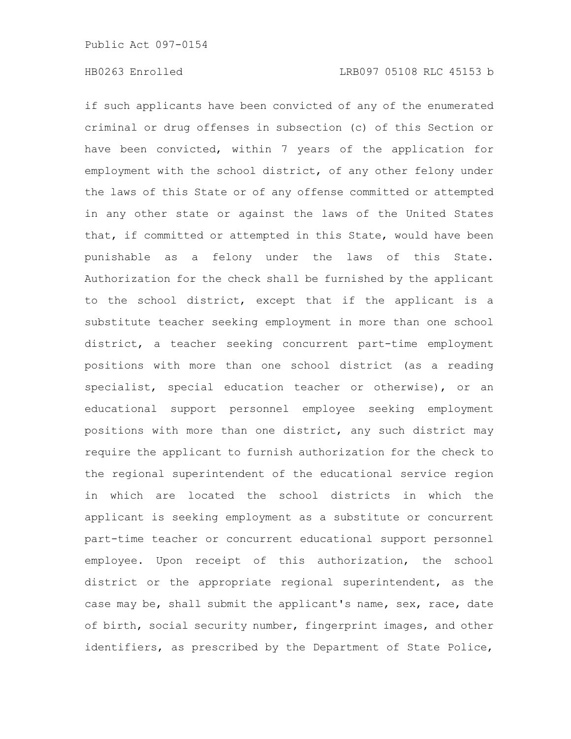if such applicants have been convicted of any of the enumerated criminal or drug offenses in subsection (c) of this Section or have been convicted, within 7 years of the application for employment with the school district, of any other felony under the laws of this State or of any offense committed or attempted in any other state or against the laws of the United States that, if committed or attempted in this State, would have been punishable as a felony under the laws of this State. Authorization for the check shall be furnished by the applicant to the school district, except that if the applicant is a substitute teacher seeking employment in more than one school district, a teacher seeking concurrent part-time employment positions with more than one school district (as a reading specialist, special education teacher or otherwise), or an educational support personnel employee seeking employment positions with more than one district, any such district may require the applicant to furnish authorization for the check to the regional superintendent of the educational service region in which are located the school districts in which the applicant is seeking employment as a substitute or concurrent part-time teacher or concurrent educational support personnel employee. Upon receipt of this authorization, the school district or the appropriate regional superintendent, as the case may be, shall submit the applicant's name, sex, race, date of birth, social security number, fingerprint images, and other identifiers, as prescribed by the Department of State Police,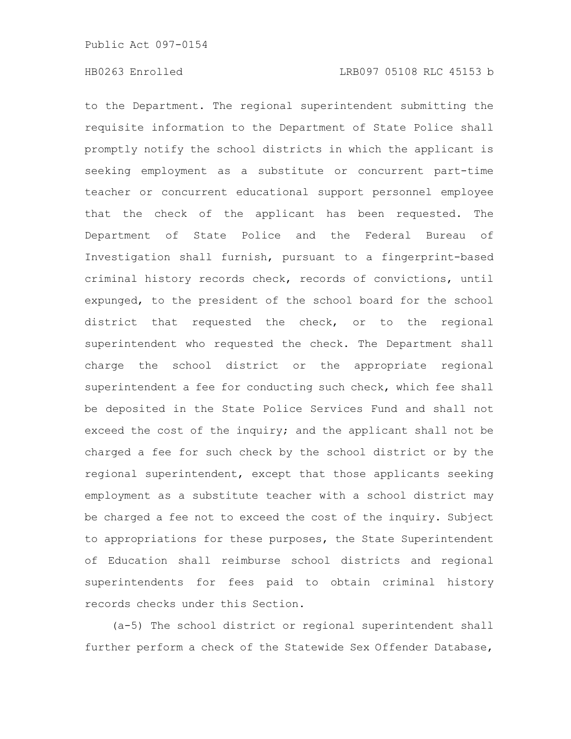to the Department. The regional superintendent submitting the requisite information to the Department of State Police shall promptly notify the school districts in which the applicant is seeking employment as a substitute or concurrent part-time teacher or concurrent educational support personnel employee that the check of the applicant has been requested. The Department of State Police and the Federal Bureau of Investigation shall furnish, pursuant to a fingerprint-based criminal history records check, records of convictions, until expunged, to the president of the school board for the school district that requested the check, or to the regional superintendent who requested the check. The Department shall charge the school district or the appropriate regional superintendent a fee for conducting such check, which fee shall be deposited in the State Police Services Fund and shall not exceed the cost of the inquiry; and the applicant shall not be charged a fee for such check by the school district or by the regional superintendent, except that those applicants seeking employment as a substitute teacher with a school district may be charged a fee not to exceed the cost of the inquiry. Subject to appropriations for these purposes, the State Superintendent of Education shall reimburse school districts and regional superintendents for fees paid to obtain criminal history records checks under this Section.

(a-5) The school district or regional superintendent shall further perform a check of the Statewide Sex Offender Database,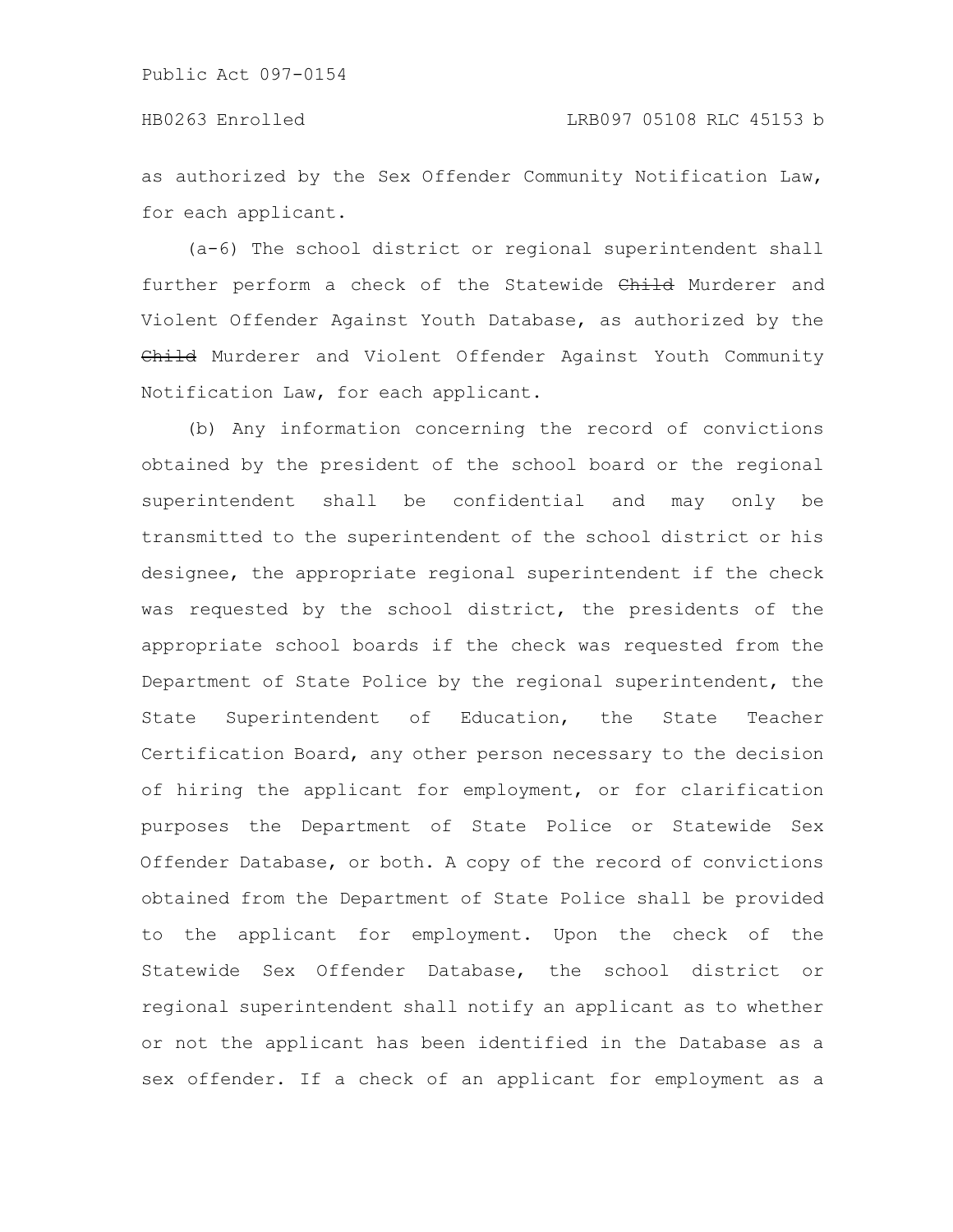as authorized by the Sex Offender Community Notification Law, for each applicant.

(a-6) The school district or regional superintendent shall further perform a check of the Statewide ~~Child~~ Murderer and Violent Offender Against Youth Database, as authorized by the ~~Child~~ Murderer and Violent Offender Against Youth Community Notification Law, for each applicant.

(b) Any information concerning the record of convictions obtained by the president of the school board or the regional superintendent shall be confidential and may only be transmitted to the superintendent of the school district or his designee, the appropriate regional superintendent if the check was requested by the school district, the presidents of the appropriate school boards if the check was requested from the Department of State Police by the regional superintendent, the State Superintendent of Education, the State Teacher Certification Board, any other person necessary to the decision of hiring the applicant for employment, or for clarification purposes the Department of State Police or Statewide Sex Offender Database, or both. A copy of the record of convictions obtained from the Department of State Police shall be provided to the applicant for employment. Upon the check of the Statewide Sex Offender Database, the school district or regional superintendent shall notify an applicant as to whether or not the applicant has been identified in the Database as a sex offender. If a check of an applicant for employment as a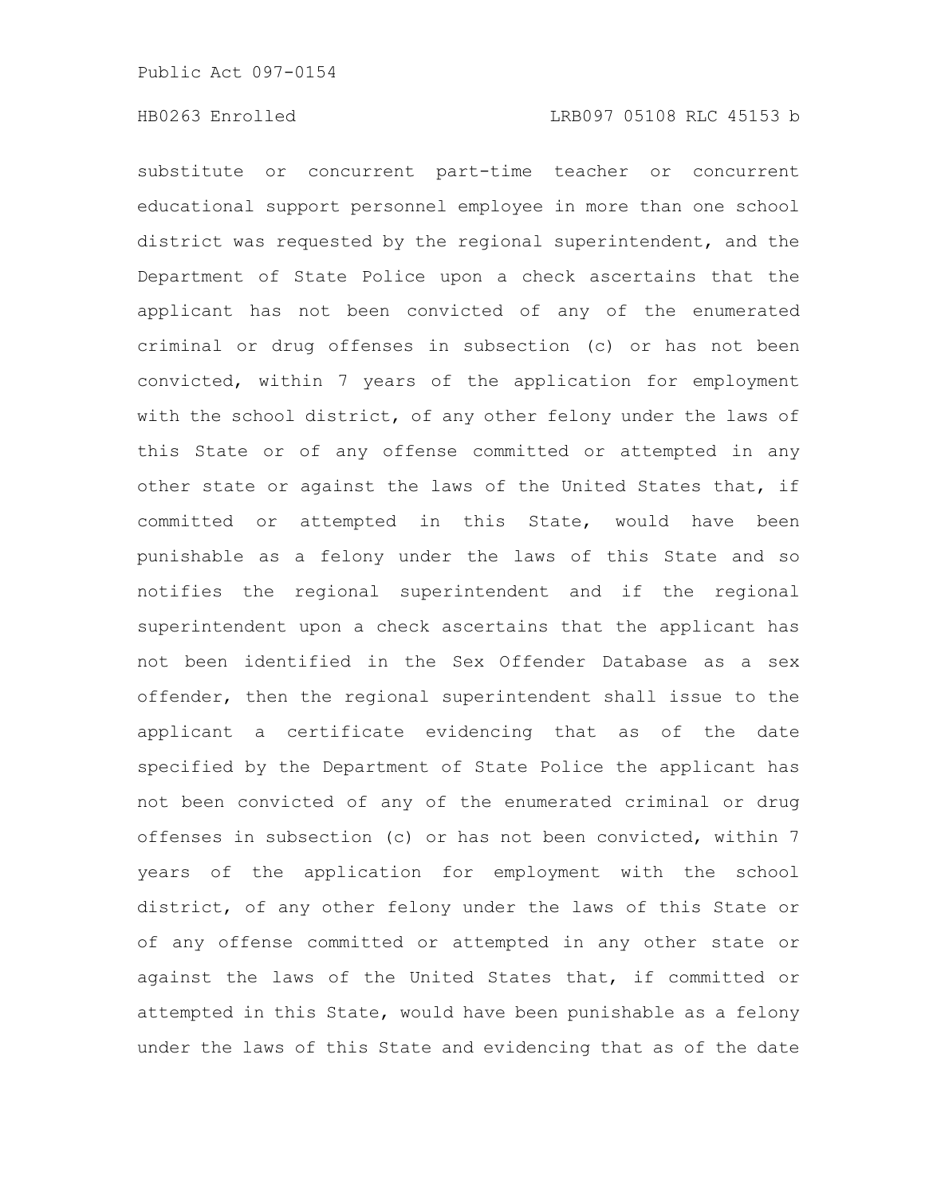substitute or concurrent part-time teacher or concurrent educational support personnel employee in more than one school district was requested by the regional superintendent, and the Department of State Police upon a check ascertains that the applicant has not been convicted of any of the enumerated criminal or drug offenses in subsection (c) or has not been convicted, within 7 years of the application for employment with the school district, of any other felony under the laws of this State or of any offense committed or attempted in any other state or against the laws of the United States that, if committed or attempted in this State, would have been punishable as a felony under the laws of this State and so notifies the regional superintendent and if the regional superintendent upon a check ascertains that the applicant has not been identified in the Sex Offender Database as a sex offender, then the regional superintendent shall issue to the applicant a certificate evidencing that as of the date specified by the Department of State Police the applicant has not been convicted of any of the enumerated criminal or drug offenses in subsection (c) or has not been convicted, within 7 years of the application for employment with the school district, of any other felony under the laws of this State or of any offense committed or attempted in any other state or against the laws of the United States that, if committed or attempted in this State, would have been punishable as a felony under the laws of this State and evidencing that as of the date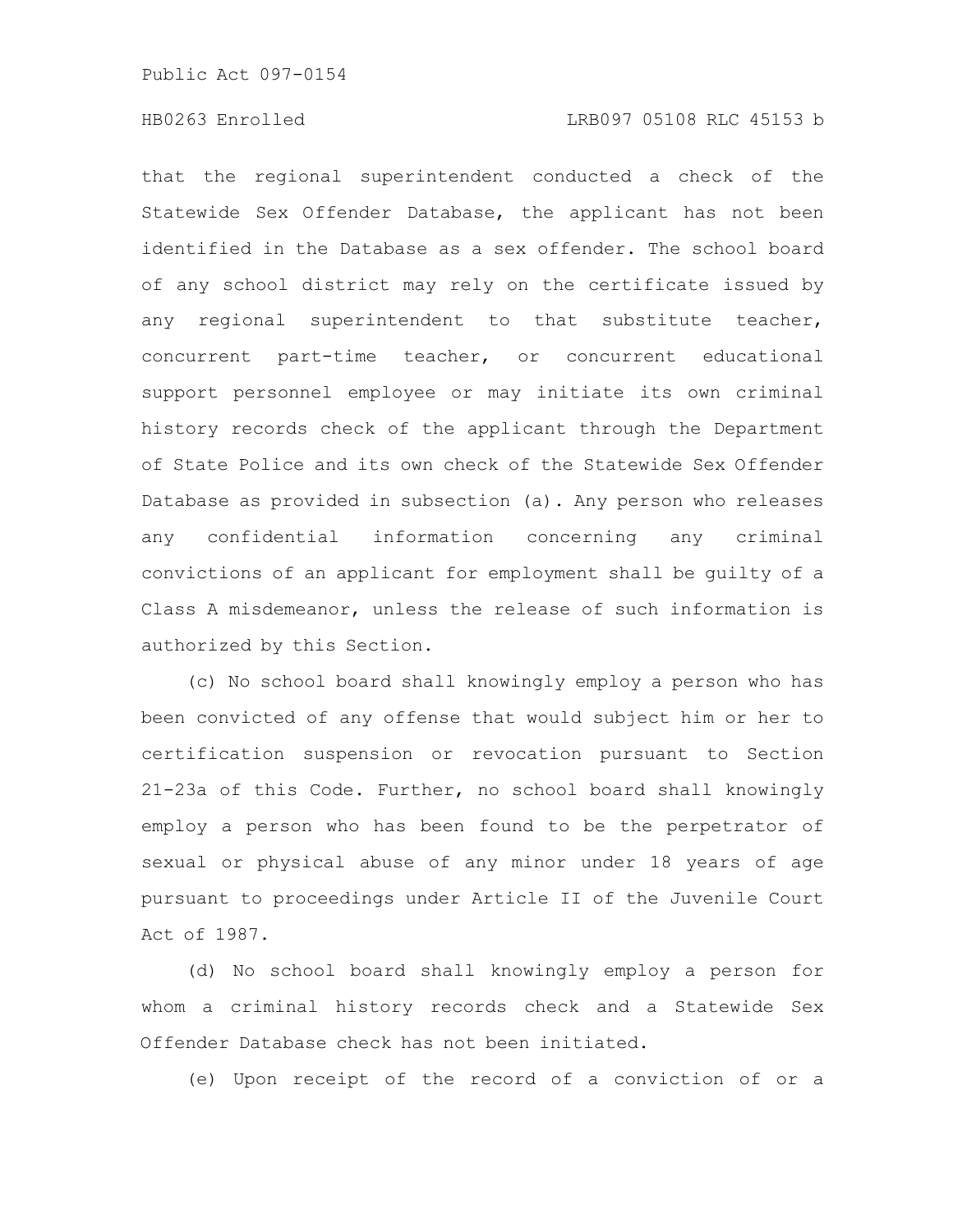that the regional superintendent conducted a check of the Statewide Sex Offender Database, the applicant has not been identified in the Database as a sex offender. The school board of any school district may rely on the certificate issued by any regional superintendent to that substitute teacher, concurrent part-time teacher, or concurrent educational support personnel employee or may initiate its own criminal history records check of the applicant through the Department of State Police and its own check of the Statewide Sex Offender Database as provided in subsection (a). Any person who releases any confidential information concerning any criminal convictions of an applicant for employment shall be guilty of a Class A misdemeanor, unless the release of such information is authorized by this Section.

(c) No school board shall knowingly employ a person who has been convicted of any offense that would subject him or her to certification suspension or revocation pursuant to Section 21-23a of this Code. Further, no school board shall knowingly employ a person who has been found to be the perpetrator of sexual or physical abuse of any minor under 18 years of age pursuant to proceedings under Article II of the Juvenile Court Act of 1987.

(d) No school board shall knowingly employ a person for whom a criminal history records check and a Statewide Sex Offender Database check has not been initiated.

(e) Upon receipt of the record of a conviction of or a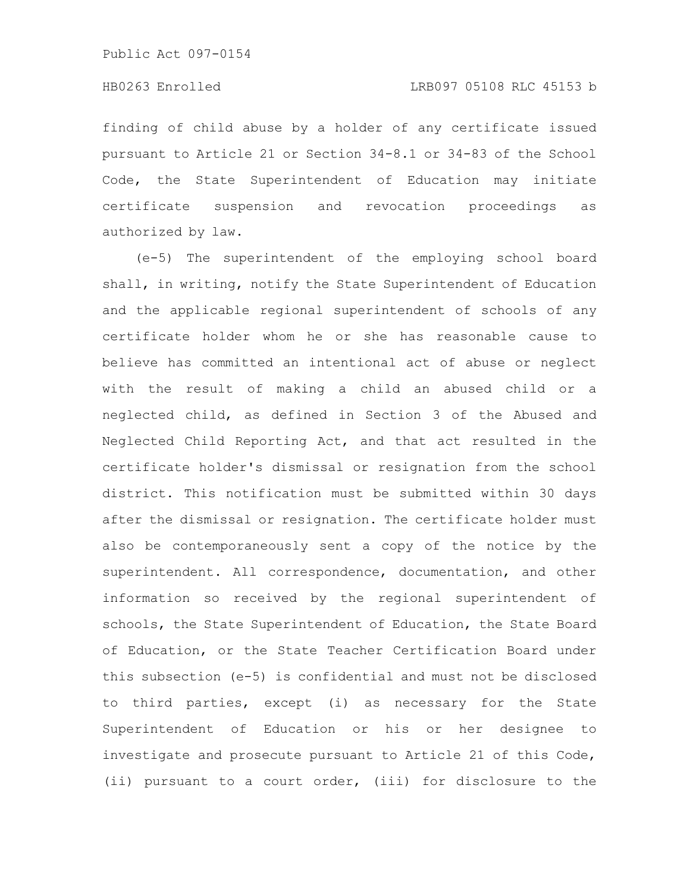finding of child abuse by a holder of any certificate issued pursuant to Article 21 or Section 34-8.1 or 34-83 of the School Code, the State Superintendent of Education may initiate certificate suspension and revocation proceedings as authorized by law.

(e-5) The superintendent of the employing school board shall, in writing, notify the State Superintendent of Education and the applicable regional superintendent of schools of any certificate holder whom he or she has reasonable cause to believe has committed an intentional act of abuse or neglect with the result of making a child an abused child or a neglected child, as defined in Section 3 of the Abused and Neglected Child Reporting Act, and that act resulted in the certificate holder's dismissal or resignation from the school district. This notification must be submitted within 30 days after the dismissal or resignation. The certificate holder must also be contemporaneously sent a copy of the notice by the superintendent. All correspondence, documentation, and other information so received by the regional superintendent of schools, the State Superintendent of Education, the State Board of Education, or the State Teacher Certification Board under this subsection (e-5) is confidential and must not be disclosed to third parties, except (i) as necessary for the State Superintendent of Education or his or her designee to investigate and prosecute pursuant to Article 21 of this Code, (ii) pursuant to a court order, (iii) for disclosure to the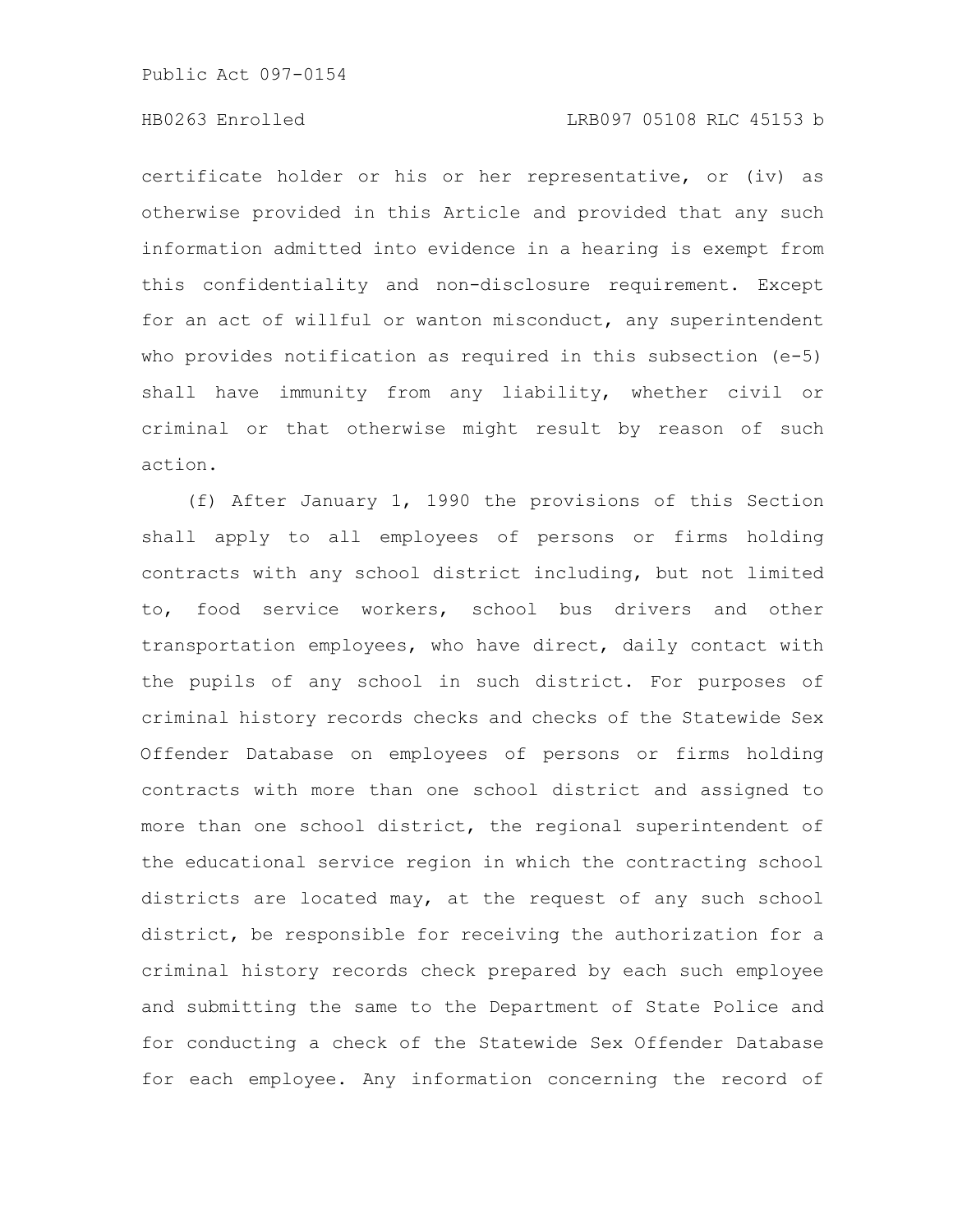certificate holder or his or her representative, or (iv) as otherwise provided in this Article and provided that any such information admitted into evidence in a hearing is exempt from this confidentiality and non-disclosure requirement. Except for an act of willful or wanton misconduct, any superintendent who provides notification as required in this subsection (e-5) shall have immunity from any liability, whether civil or criminal or that otherwise might result by reason of such action.

(f) After January 1, 1990 the provisions of this Section shall apply to all employees of persons or firms holding contracts with any school district including, but not limited to, food service workers, school bus drivers and other transportation employees, who have direct, daily contact with the pupils of any school in such district. For purposes of criminal history records checks and checks of the Statewide Sex Offender Database on employees of persons or firms holding contracts with more than one school district and assigned to more than one school district, the regional superintendent of the educational service region in which the contracting school districts are located may, at the request of any such school district, be responsible for receiving the authorization for a criminal history records check prepared by each such employee and submitting the same to the Department of State Police and for conducting a check of the Statewide Sex Offender Database for each employee. Any information concerning the record of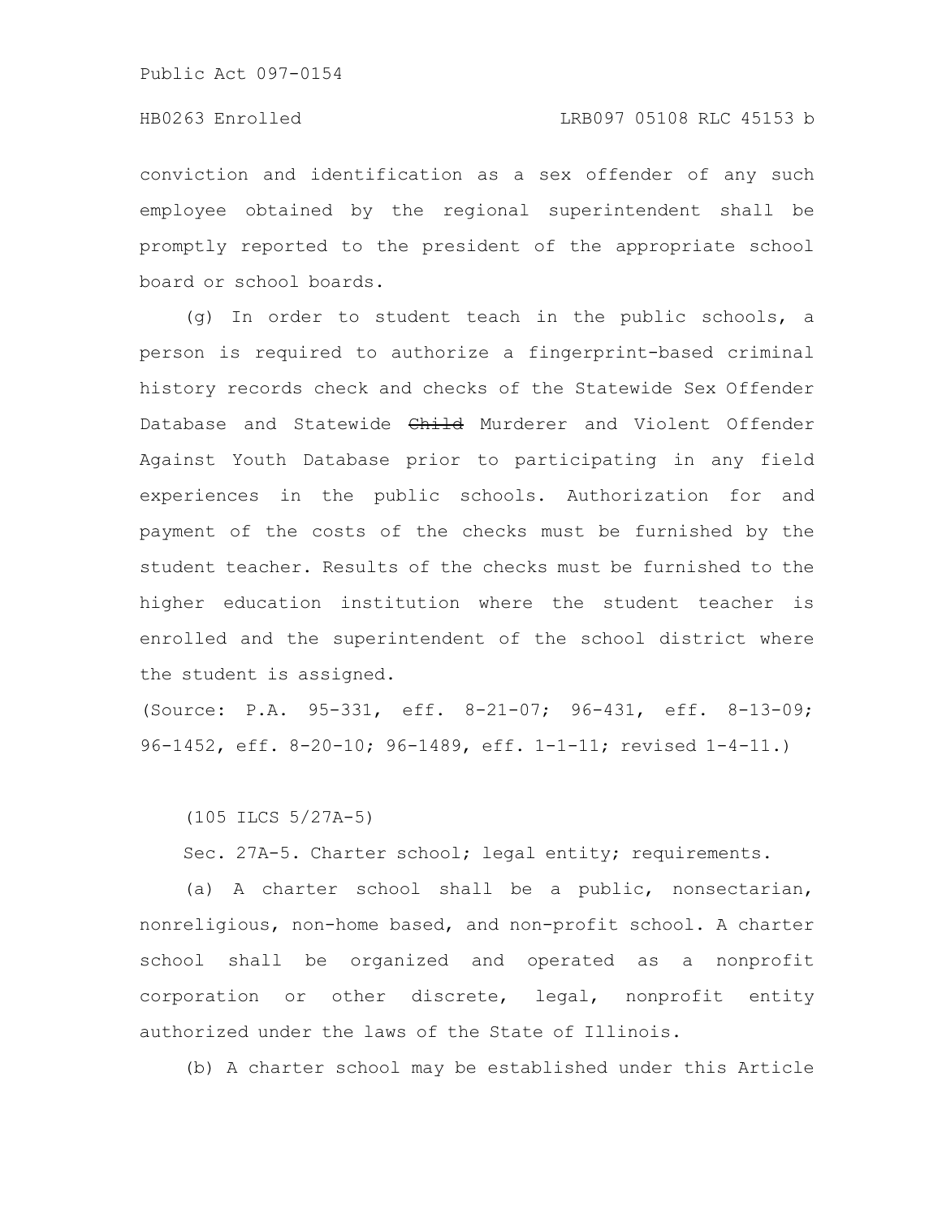conviction and identification as a sex offender of any such employee obtained by the regional superintendent shall be promptly reported to the president of the appropriate school board or school boards.

(g) In order to student teach in the public schools, a person is required to authorize a fingerprint-based criminal history records check and checks of the Statewide Sex Offender Database and Statewide ~~Child~~ Murderer and Violent Offender Against Youth Database prior to participating in any field experiences in the public schools. Authorization for and payment of the costs of the checks must be furnished by the student teacher. Results of the checks must be furnished to the higher education institution where the student teacher is enrolled and the superintendent of the school district where the student is assigned.

(Source: P.A. 95-331, eff. 8-21-07; 96-431, eff. 8-13-09; 96-1452, eff. 8-20-10; 96-1489, eff. 1-1-11; revised 1-4-11.)

(105 ILCS 5/27A-5)

Sec. 27A-5. Charter school; legal entity; requirements.

(a) A charter school shall be a public, nonsectarian, nonreligious, non-home based, and non-profit school. A charter school shall be organized and operated as a nonprofit corporation or other discrete, legal, nonprofit entity authorized under the laws of the State of Illinois.

(b) A charter school may be established under this Article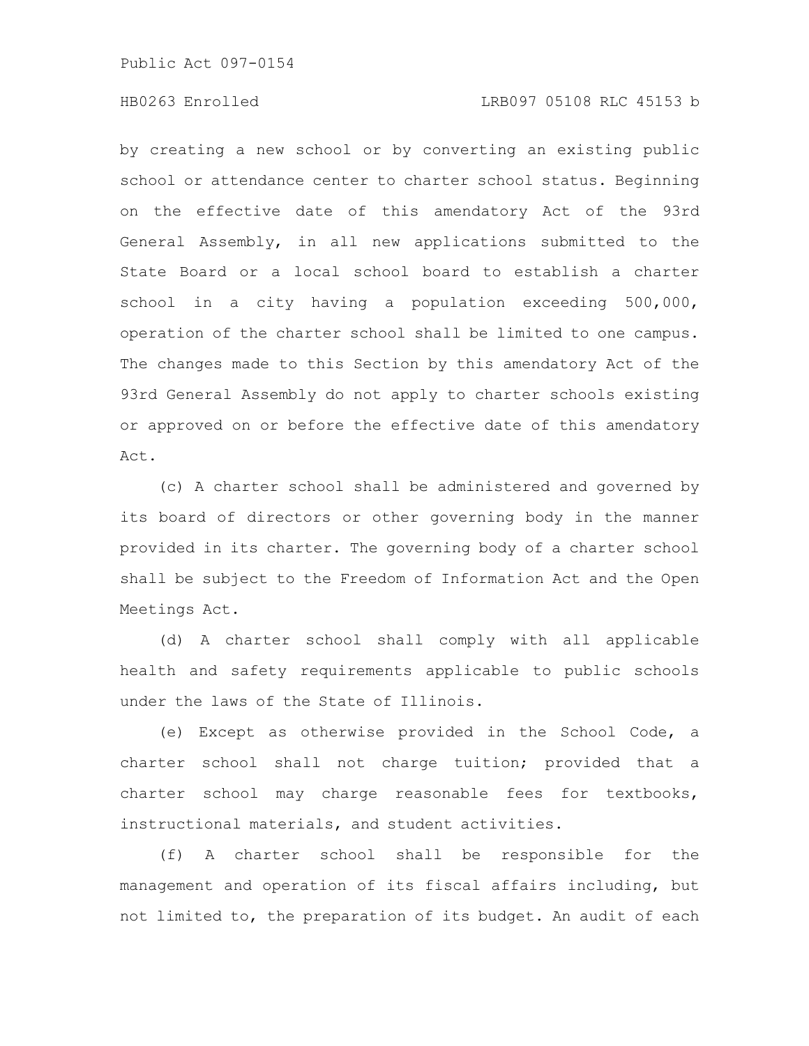by creating a new school or by converting an existing public school or attendance center to charter school status. Beginning on the effective date of this amendatory Act of the 93rd General Assembly, in all new applications submitted to the State Board or a local school board to establish a charter school in a city having a population exceeding 500,000, operation of the charter school shall be limited to one campus. The changes made to this Section by this amendatory Act of the 93rd General Assembly do not apply to charter schools existing or approved on or before the effective date of this amendatory Act.

(c) A charter school shall be administered and governed by its board of directors or other governing body in the manner provided in its charter. The governing body of a charter school shall be subject to the Freedom of Information Act and the Open Meetings Act.

(d) A charter school shall comply with all applicable health and safety requirements applicable to public schools under the laws of the State of Illinois.

(e) Except as otherwise provided in the School Code, a charter school shall not charge tuition; provided that a charter school may charge reasonable fees for textbooks, instructional materials, and student activities.

(f) A charter school shall be responsible for the management and operation of its fiscal affairs including, but not limited to, the preparation of its budget. An audit of each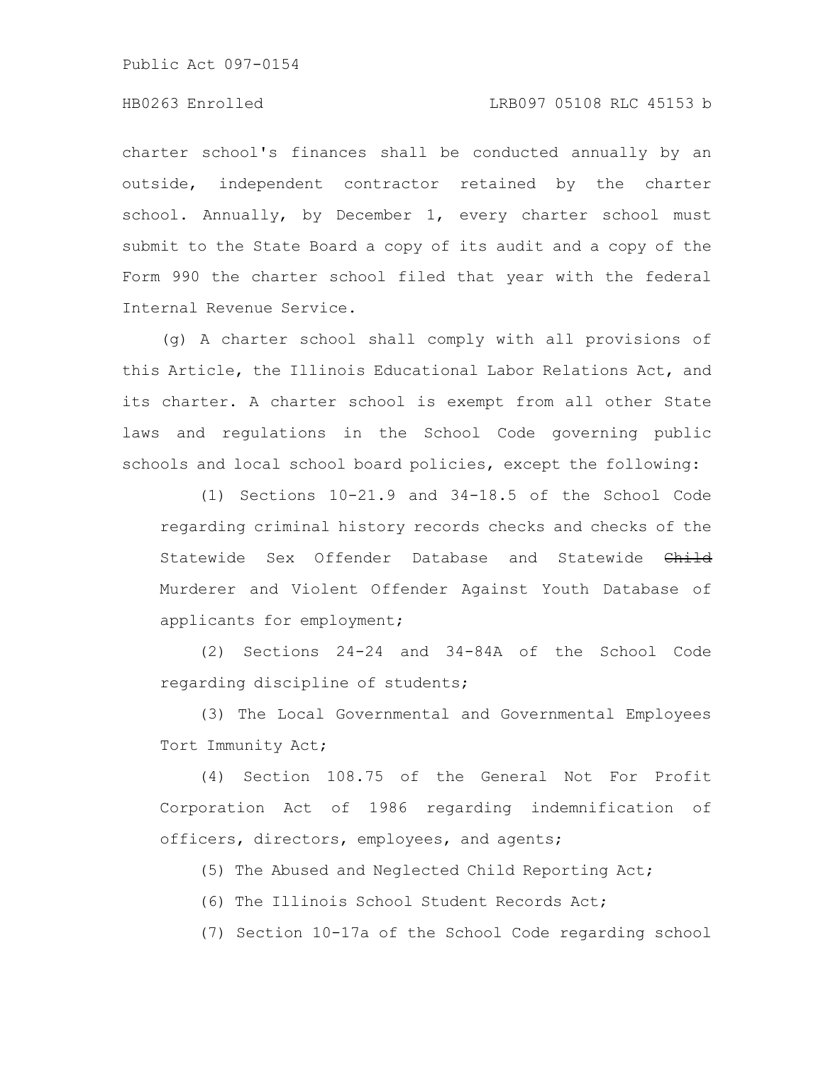charter school's finances shall be conducted annually by an outside, independent contractor retained by the charter school. Annually, by December 1, every charter school must submit to the State Board a copy of its audit and a copy of the Form 990 the charter school filed that year with the federal Internal Revenue Service.

(g) A charter school shall comply with all provisions of this Article, the Illinois Educational Labor Relations Act, and its charter. A charter school is exempt from all other State laws and regulations in the School Code governing public schools and local school board policies, except the following:

(1) Sections 10-21.9 and 34-18.5 of the School Code regarding criminal history records checks and checks of the Statewide Sex Offender Database and Statewide ~~Child~~ Murderer and Violent Offender Against Youth Database of applicants for employment;

(2) Sections 24-24 and 34-84A of the School Code regarding discipline of students;

(3) The Local Governmental and Governmental Employees Tort Immunity Act;

(4) Section 108.75 of the General Not For Profit Corporation Act of 1986 regarding indemnification of officers, directors, employees, and agents;

(5) The Abused and Neglected Child Reporting Act;

(6) The Illinois School Student Records Act;

(7) Section 10-17a of the School Code regarding school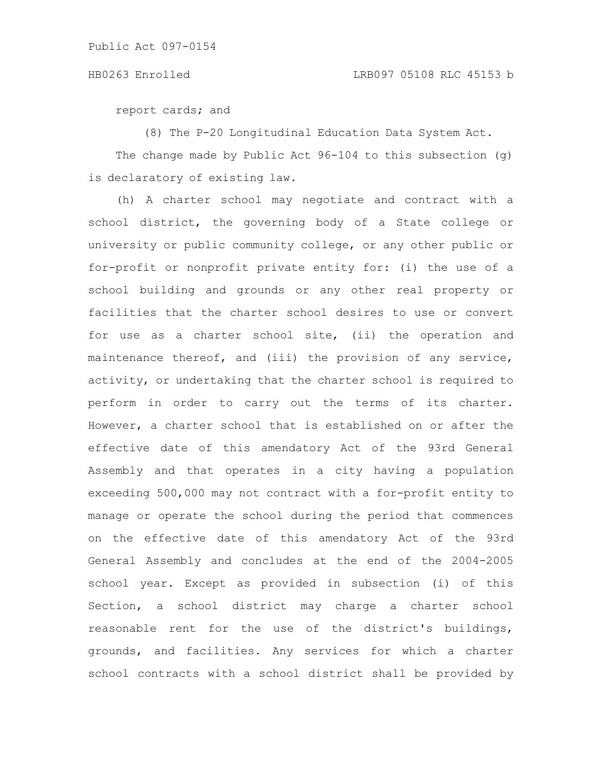report cards; and

(8) The P-20 Longitudinal Education Data System Act.

The change made by Public Act 96-104 to this subsection (g) is declaratory of existing law.

(h) A charter school may negotiate and contract with a school district, the governing body of a State college or university or public community college, or any other public or for-profit or nonprofit private entity for: (i) the use of a school building and grounds or any other real property or facilities that the charter school desires to use or convert for use as a charter school site, (ii) the operation and maintenance thereof, and (iii) the provision of any service, activity, or undertaking that the charter school is required to perform in order to carry out the terms of its charter. However, a charter school that is established on or after the effective date of this amendatory Act of the 93rd General Assembly and that operates in a city having a population exceeding 500,000 may not contract with a for-profit entity to manage or operate the school during the period that commences on the effective date of this amendatory Act of the 93rd General Assembly and concludes at the end of the 2004-2005 school year. Except as provided in subsection (i) of this Section, a school district may charge a charter school reasonable rent for the use of the district's buildings, grounds, and facilities. Any services for which a charter school contracts with a school district shall be provided by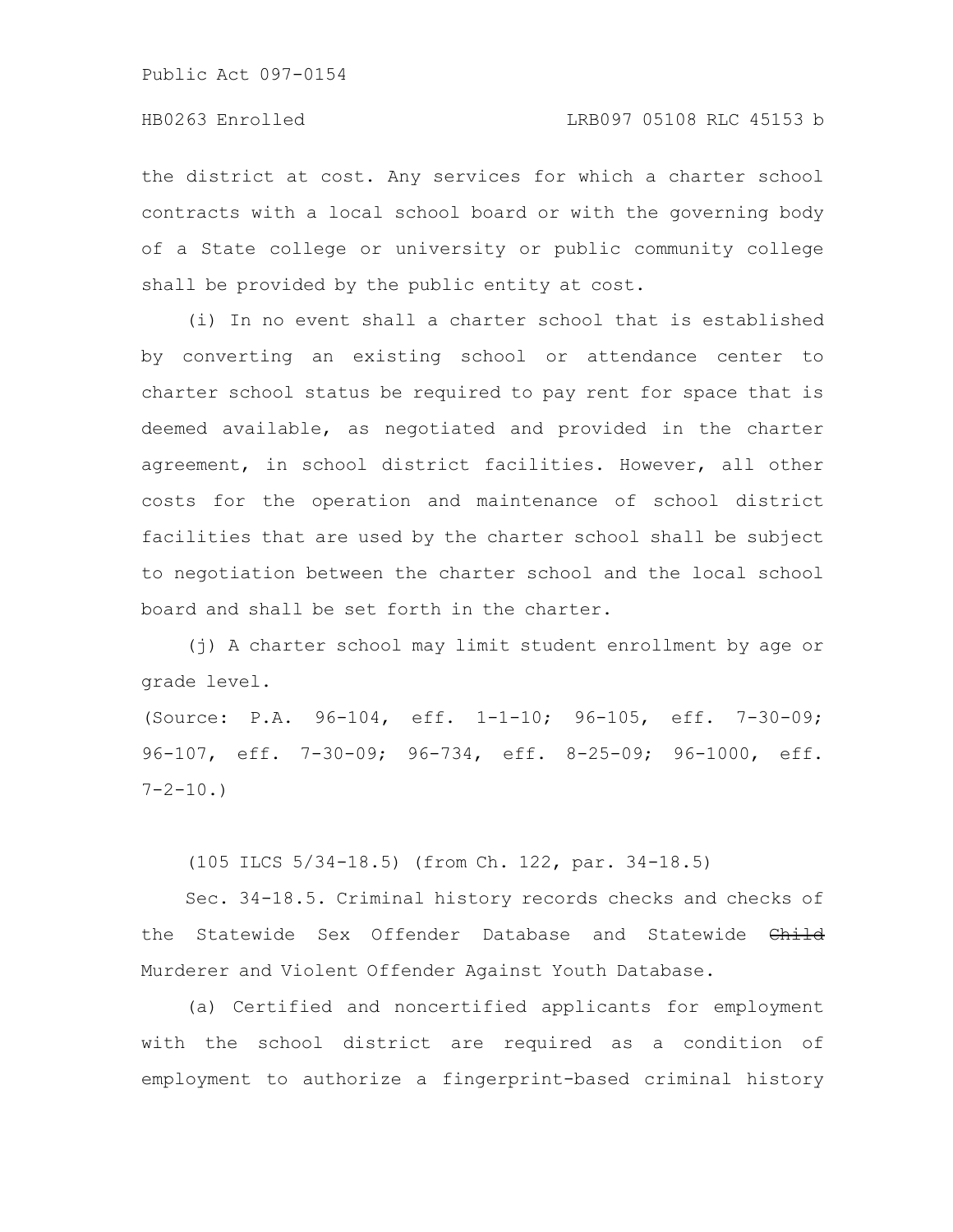the district at cost. Any services for which a charter school contracts with a local school board or with the governing body of a State college or university or public community college shall be provided by the public entity at cost.

(i) In no event shall a charter school that is established by converting an existing school or attendance center to charter school status be required to pay rent for space that is deemed available, as negotiated and provided in the charter agreement, in school district facilities. However, all other costs for the operation and maintenance of school district facilities that are used by the charter school shall be subject to negotiation between the charter school and the local school board and shall be set forth in the charter.

(j) A charter school may limit student enrollment by age or grade level.

(Source: P.A. 96-104, eff. 1-1-10; 96-105, eff. 7-30-09; 96-107, eff. 7-30-09; 96-734, eff. 8-25-09; 96-1000, eff. 7-2-10.)

(105 ILCS 5/34-18.5) (from Ch. 122, par. 34-18.5)

Sec. 34-18.5. Criminal history records checks and checks of the Statewide Sex Offender Database and Statewide ~~Child~~ Murderer and Violent Offender Against Youth Database.

(a) Certified and noncertified applicants for employment with the school district are required as a condition of employment to authorize a fingerprint-based criminal history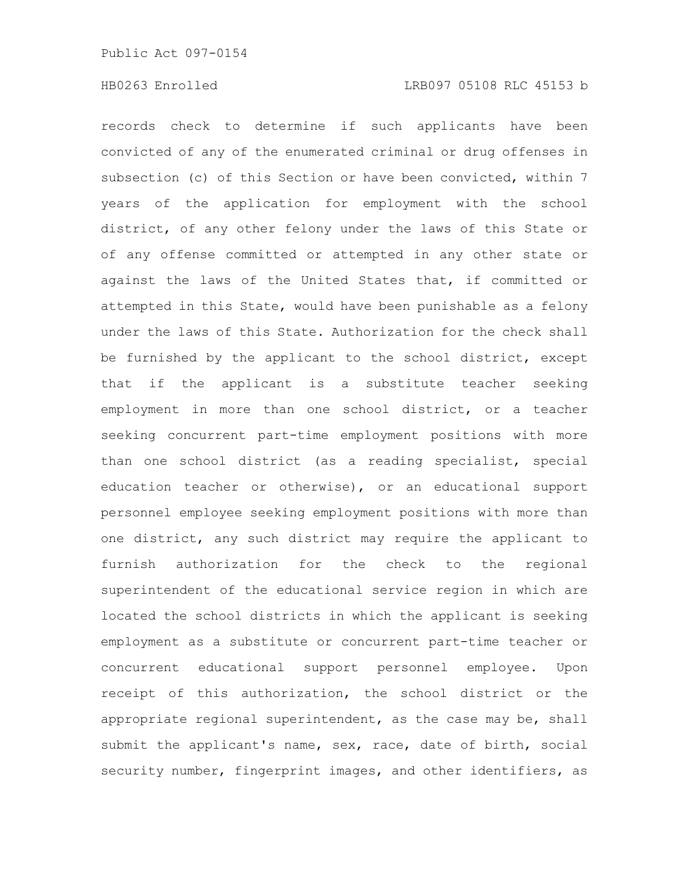records check to determine if such applicants have been convicted of any of the enumerated criminal or drug offenses in subsection (c) of this Section or have been convicted, within 7 years of the application for employment with the school district, of any other felony under the laws of this State or of any offense committed or attempted in any other state or against the laws of the United States that, if committed or attempted in this State, would have been punishable as a felony under the laws of this State. Authorization for the check shall be furnished by the applicant to the school district, except that if the applicant is a substitute teacher seeking employment in more than one school district, or a teacher seeking concurrent part-time employment positions with more than one school district (as a reading specialist, special education teacher or otherwise), or an educational support personnel employee seeking employment positions with more than one district, any such district may require the applicant to furnish authorization for the check to the regional superintendent of the educational service region in which are located the school districts in which the applicant is seeking employment as a substitute or concurrent part-time teacher or concurrent educational support personnel employee. Upon receipt of this authorization, the school district or the appropriate regional superintendent, as the case may be, shall submit the applicant's name, sex, race, date of birth, social security number, fingerprint images, and other identifiers, as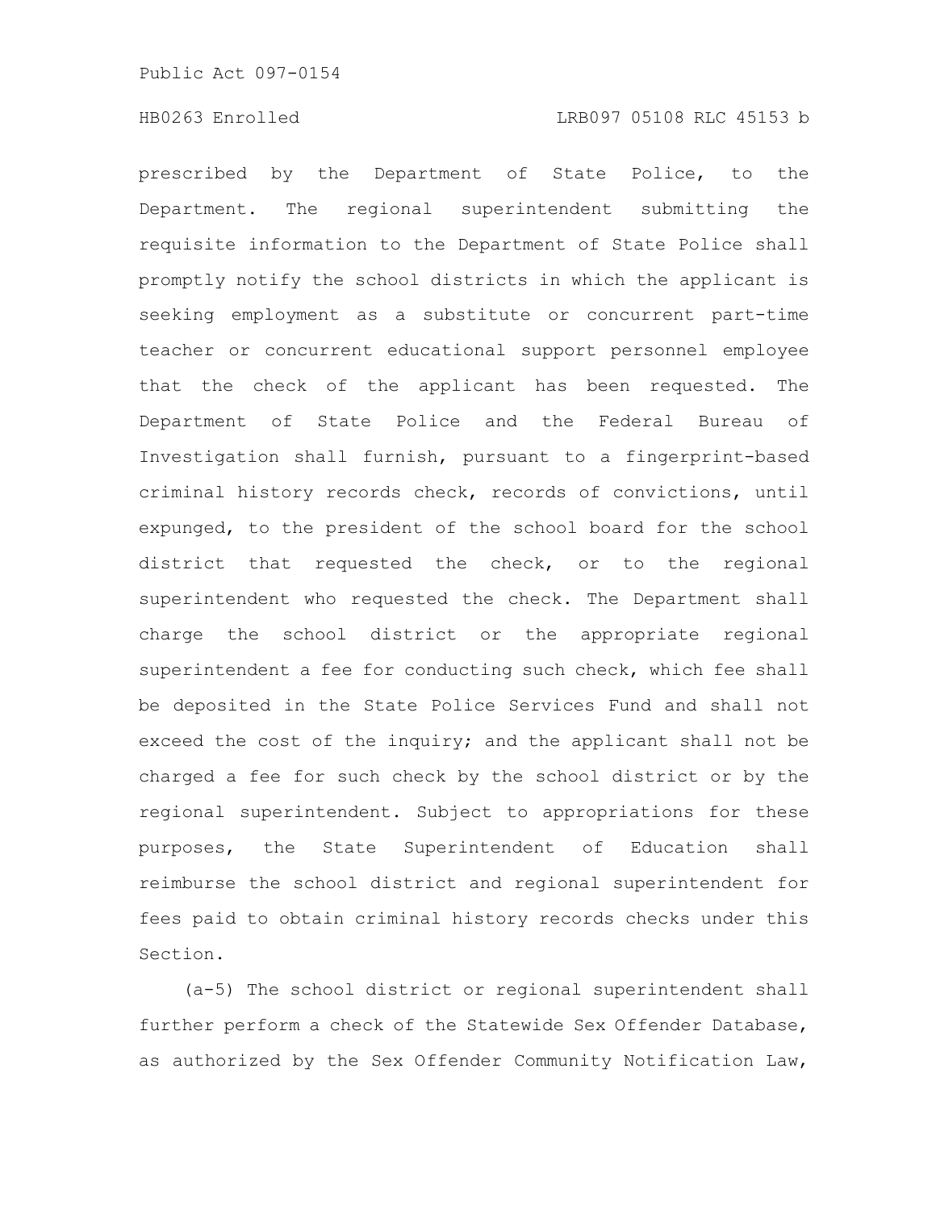prescribed by the Department of State Police, to the Department. The regional superintendent submitting the requisite information to the Department of State Police shall promptly notify the school districts in which the applicant is seeking employment as a substitute or concurrent part-time teacher or concurrent educational support personnel employee that the check of the applicant has been requested. The Department of State Police and the Federal Bureau of Investigation shall furnish, pursuant to a fingerprint-based criminal history records check, records of convictions, until expunged, to the president of the school board for the school district that requested the check, or to the regional superintendent who requested the check. The Department shall charge the school district or the appropriate regional superintendent a fee for conducting such check, which fee shall be deposited in the State Police Services Fund and shall not exceed the cost of the inquiry; and the applicant shall not be charged a fee for such check by the school district or by the regional superintendent. Subject to appropriations for these purposes, the State Superintendent of Education shall reimburse the school district and regional superintendent for fees paid to obtain criminal history records checks under this Section.

(a-5) The school district or regional superintendent shall further perform a check of the Statewide Sex Offender Database, as authorized by the Sex Offender Community Notification Law,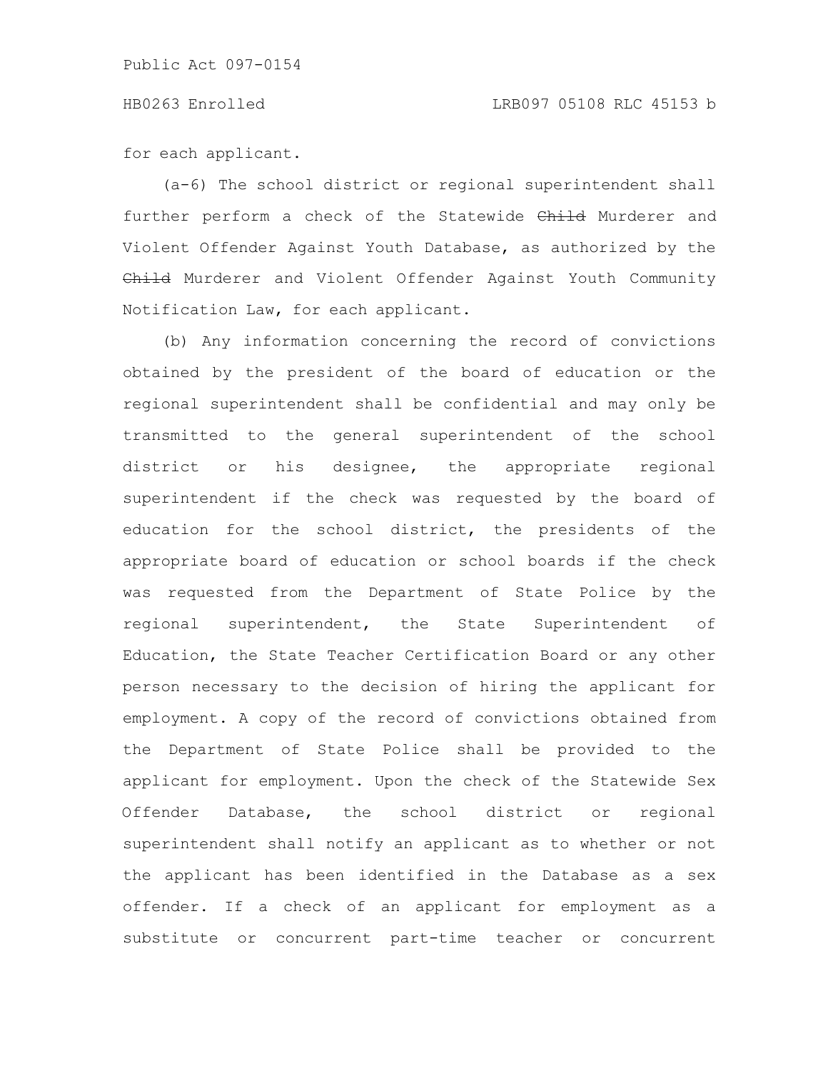for each applicant.

(a-6) The school district or regional superintendent shall further perform a check of the Statewide ~~Child~~ Murderer and Violent Offender Against Youth Database, as authorized by the ~~Child~~ Murderer and Violent Offender Against Youth Community Notification Law, for each applicant.

(b) Any information concerning the record of convictions obtained by the president of the board of education or the regional superintendent shall be confidential and may only be transmitted to the general superintendent of the school district or his designee, the appropriate regional superintendent if the check was requested by the board of education for the school district, the presidents of the appropriate board of education or school boards if the check was requested from the Department of State Police by the regional superintendent, the State Superintendent of Education, the State Teacher Certification Board or any other person necessary to the decision of hiring the applicant for employment. A copy of the record of convictions obtained from the Department of State Police shall be provided to the applicant for employment. Upon the check of the Statewide Sex Offender Database, the school district or regional superintendent shall notify an applicant as to whether or not the applicant has been identified in the Database as a sex offender. If a check of an applicant for employment as a substitute or concurrent part-time teacher or concurrent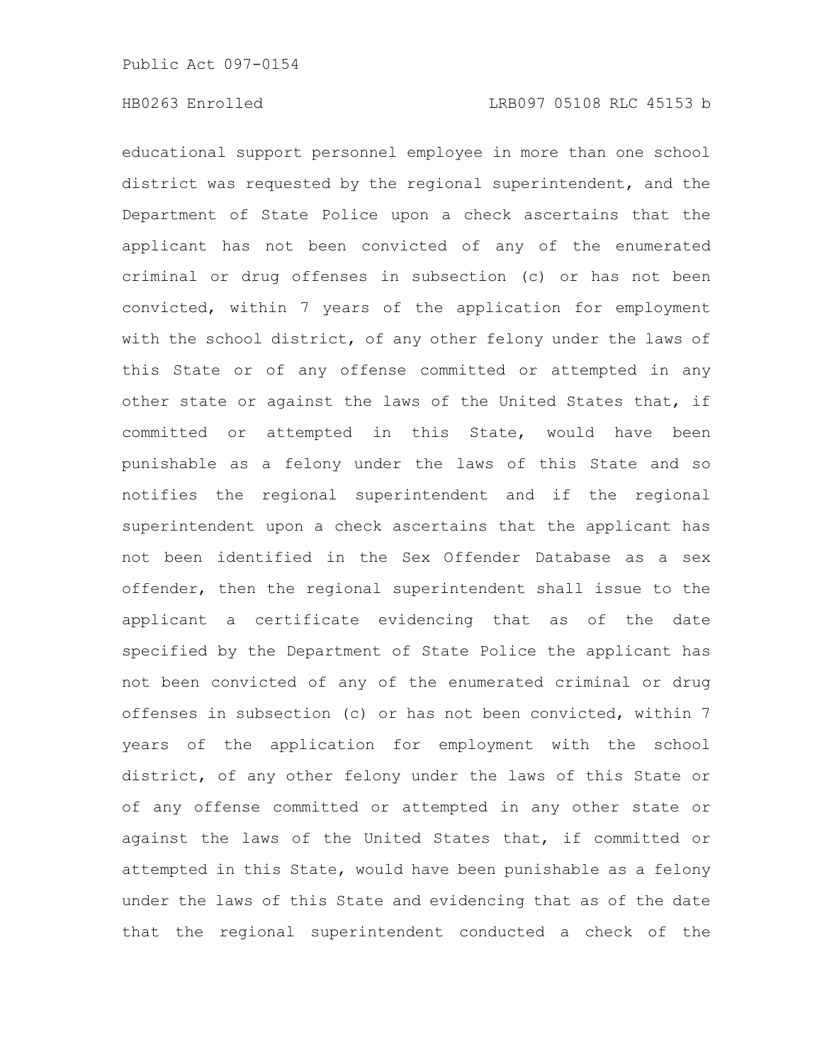educational support personnel employee in more than one school district was requested by the regional superintendent, and the Department of State Police upon a check ascertains that the applicant has not been convicted of any of the enumerated criminal or drug offenses in subsection (c) or has not been convicted, within 7 years of the application for employment with the school district, of any other felony under the laws of this State or of any offense committed or attempted in any other state or against the laws of the United States that, if committed or attempted in this State, would have been punishable as a felony under the laws of this State and so notifies the regional superintendent and if the regional superintendent upon a check ascertains that the applicant has not been identified in the Sex Offender Database as a sex offender, then the regional superintendent shall issue to the applicant a certificate evidencing that as of the date specified by the Department of State Police the applicant has not been convicted of any of the enumerated criminal or drug offenses in subsection (c) or has not been convicted, within 7 years of the application for employment with the school district, of any other felony under the laws of this State or of any offense committed or attempted in any other state or against the laws of the United States that, if committed or attempted in this State, would have been punishable as a felony under the laws of this State and evidencing that as of the date that the regional superintendent conducted a check of the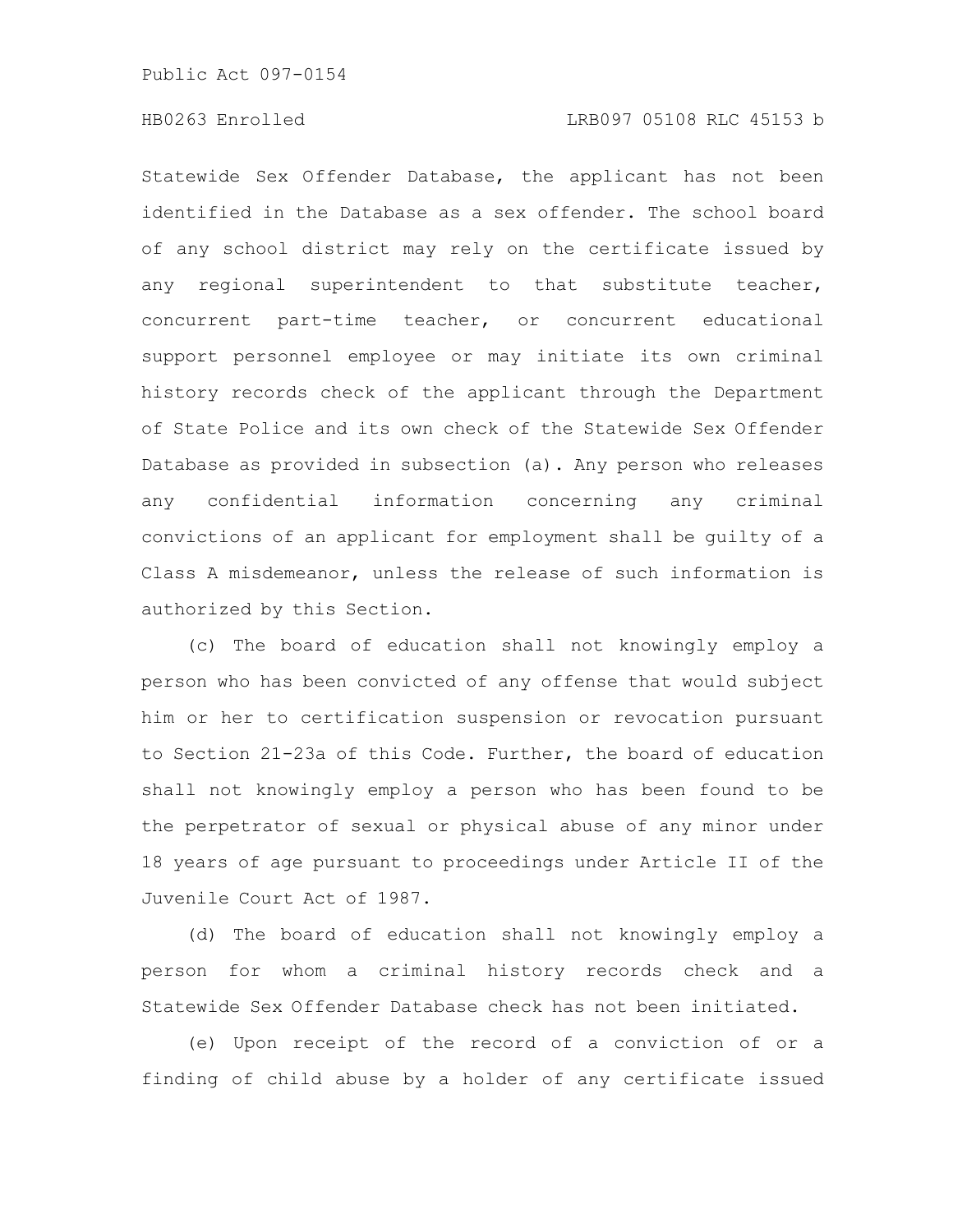Statewide Sex Offender Database, the applicant has not been identified in the Database as a sex offender. The school board of any school district may rely on the certificate issued by any regional superintendent to that substitute teacher, concurrent part-time teacher, or concurrent educational support personnel employee or may initiate its own criminal history records check of the applicant through the Department of State Police and its own check of the Statewide Sex Offender Database as provided in subsection (a). Any person who releases any confidential information concerning any criminal convictions of an applicant for employment shall be guilty of a Class A misdemeanor, unless the release of such information is authorized by this Section.

(c) The board of education shall not knowingly employ a person who has been convicted of any offense that would subject him or her to certification suspension or revocation pursuant to Section 21-23a of this Code. Further, the board of education shall not knowingly employ a person who has been found to be the perpetrator of sexual or physical abuse of any minor under 18 years of age pursuant to proceedings under Article II of the Juvenile Court Act of 1987.

(d) The board of education shall not knowingly employ a person for whom a criminal history records check and a Statewide Sex Offender Database check has not been initiated.

(e) Upon receipt of the record of a conviction of or a finding of child abuse by a holder of any certificate issued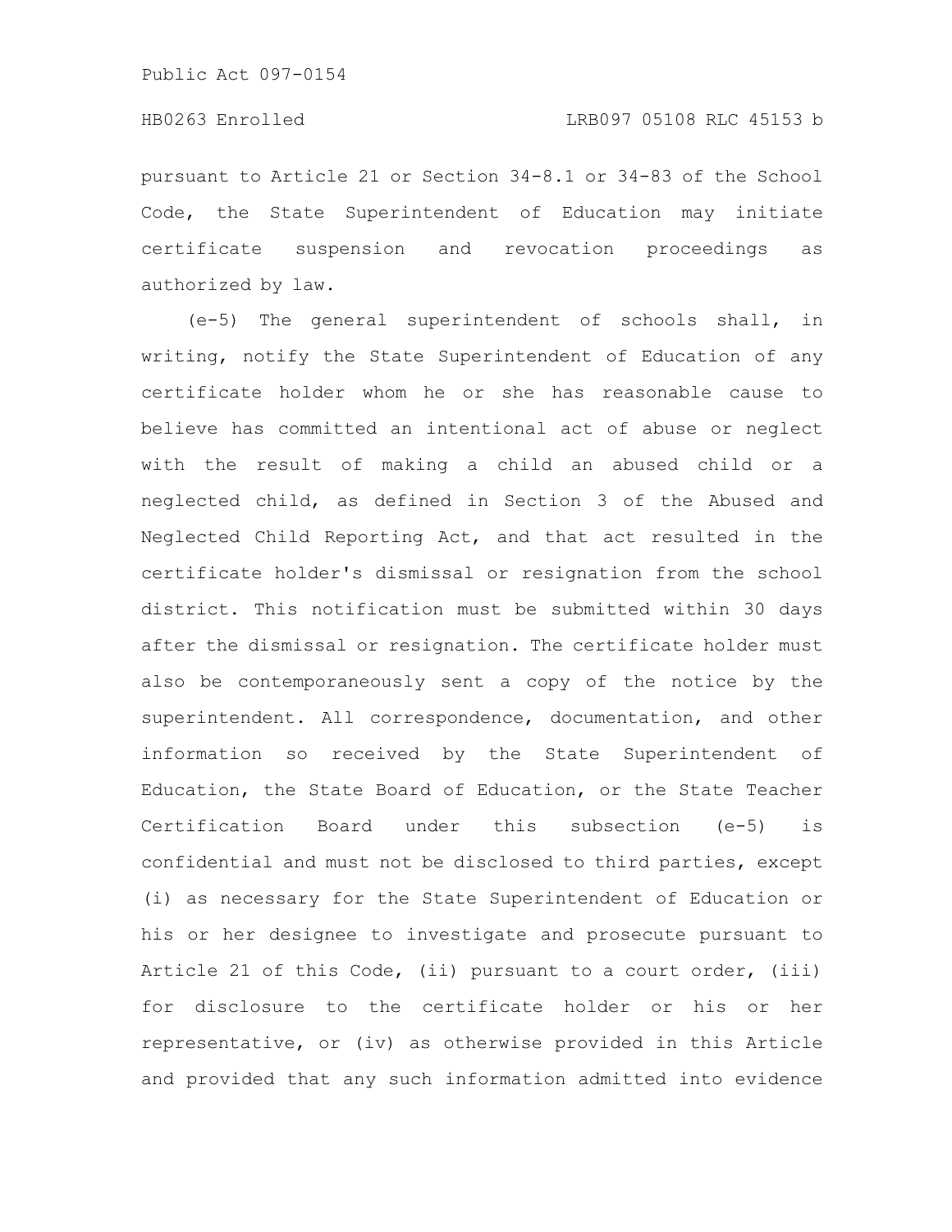pursuant to Article 21 or Section 34-8.1 or 34-83 of the School Code, the State Superintendent of Education may initiate certificate suspension and revocation proceedings as authorized by law.

(e-5) The general superintendent of schools shall, in writing, notify the State Superintendent of Education of any certificate holder whom he or she has reasonable cause to believe has committed an intentional act of abuse or neglect with the result of making a child an abused child or a neglected child, as defined in Section 3 of the Abused and Neglected Child Reporting Act, and that act resulted in the certificate holder's dismissal or resignation from the school district. This notification must be submitted within 30 days after the dismissal or resignation. The certificate holder must also be contemporaneously sent a copy of the notice by the superintendent. All correspondence, documentation, and other information so received by the State Superintendent of Education, the State Board of Education, or the State Teacher Certification Board under this subsection (e-5) is confidential and must not be disclosed to third parties, except (i) as necessary for the State Superintendent of Education or his or her designee to investigate and prosecute pursuant to Article 21 of this Code, (ii) pursuant to a court order, (iii) for disclosure to the certificate holder or his or her representative, or (iv) as otherwise provided in this Article and provided that any such information admitted into evidence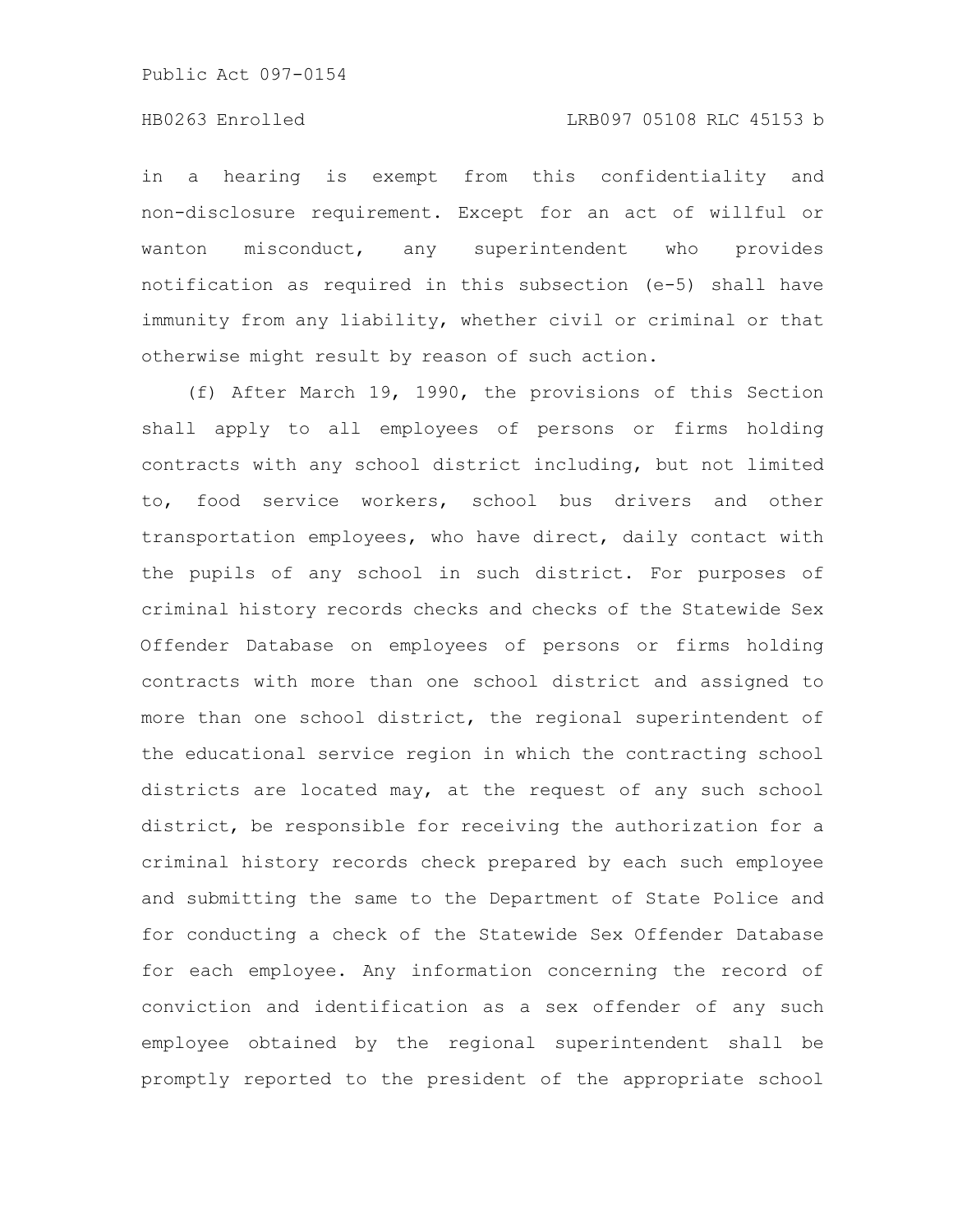in a hearing is exempt from this confidentiality and non-disclosure requirement. Except for an act of willful or wanton misconduct, any superintendent who provides notification as required in this subsection (e-5) shall have immunity from any liability, whether civil or criminal or that otherwise might result by reason of such action.

(f) After March 19, 1990, the provisions of this Section shall apply to all employees of persons or firms holding contracts with any school district including, but not limited to, food service workers, school bus drivers and other transportation employees, who have direct, daily contact with the pupils of any school in such district. For purposes of criminal history records checks and checks of the Statewide Sex Offender Database on employees of persons or firms holding contracts with more than one school district and assigned to more than one school district, the regional superintendent of the educational service region in which the contracting school districts are located may, at the request of any such school district, be responsible for receiving the authorization for a criminal history records check prepared by each such employee and submitting the same to the Department of State Police and for conducting a check of the Statewide Sex Offender Database for each employee. Any information concerning the record of conviction and identification as a sex offender of any such employee obtained by the regional superintendent shall be promptly reported to the president of the appropriate school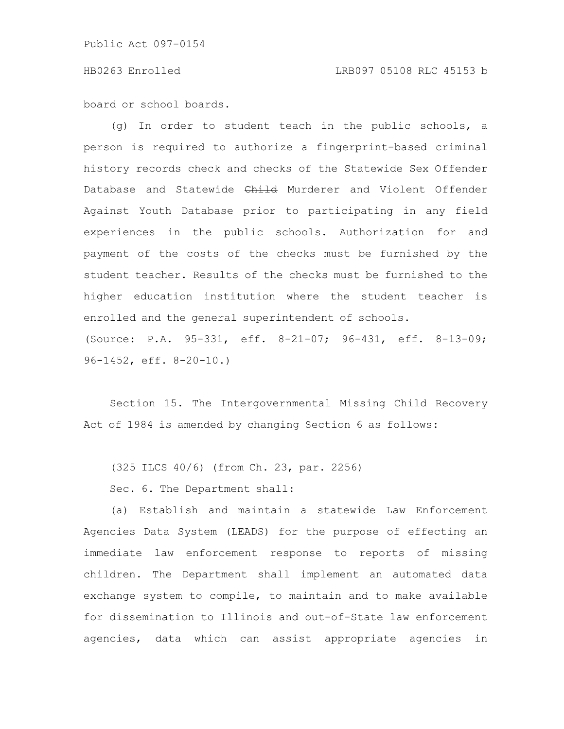board or school boards.

(g) In order to student teach in the public schools, a person is required to authorize a fingerprint-based criminal history records check and checks of the Statewide Sex Offender Database and Statewide ~~Child~~ Murderer and Violent Offender Against Youth Database prior to participating in any field experiences in the public schools. Authorization for and payment of the costs of the checks must be furnished by the student teacher. Results of the checks must be furnished to the higher education institution where the student teacher is enrolled and the general superintendent of schools.

(Source: P.A. 95-331, eff. 8-21-07; 96-431, eff. 8-13-09; 96-1452, eff. 8-20-10.)

Section 15. The Intergovernmental Missing Child Recovery Act of 1984 is amended by changing Section 6 as follows:

(325 ILCS 40/6) (from Ch. 23, par. 2256)

Sec. 6. The Department shall:

(a) Establish and maintain a statewide Law Enforcement Agencies Data System (LEADS) for the purpose of effecting an immediate law enforcement response to reports of missing children. The Department shall implement an automated data exchange system to compile, to maintain and to make available for dissemination to Illinois and out-of-State law enforcement agencies, data which can assist appropriate agencies in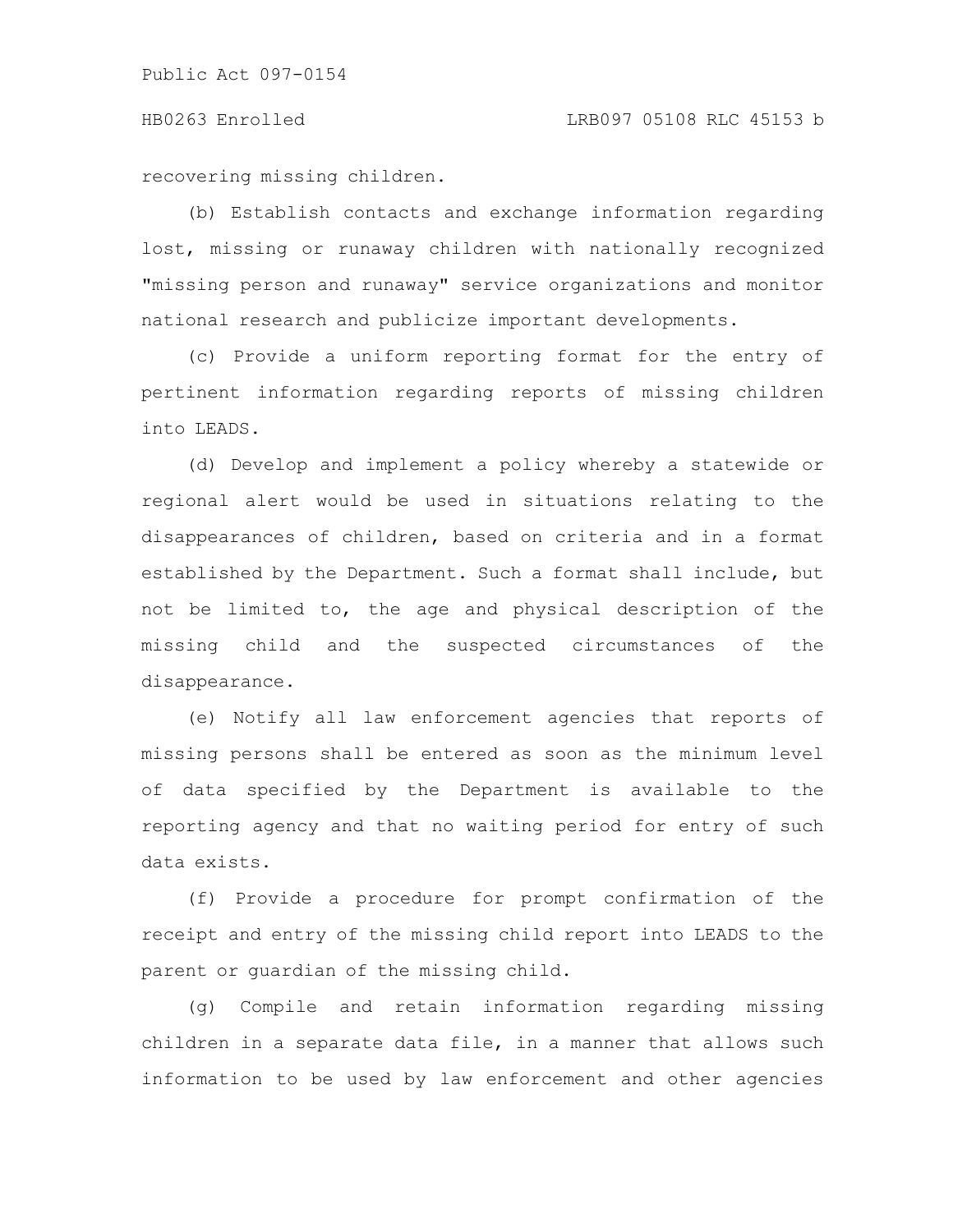recovering missing children.

(b) Establish contacts and exchange information regarding lost, missing or runaway children with nationally recognized "missing person and runaway" service organizations and monitor national research and publicize important developments.

(c) Provide a uniform reporting format for the entry of pertinent information regarding reports of missing children into LEADS.

(d) Develop and implement a policy whereby a statewide or regional alert would be used in situations relating to the disappearances of children, based on criteria and in a format established by the Department. Such a format shall include, but not be limited to, the age and physical description of the missing child and the suspected circumstances of the disappearance.

(e) Notify all law enforcement agencies that reports of missing persons shall be entered as soon as the minimum level of data specified by the Department is available to the reporting agency and that no waiting period for entry of such data exists.

(f) Provide a procedure for prompt confirmation of the receipt and entry of the missing child report into LEADS to the parent or guardian of the missing child.

(g) Compile and retain information regarding missing children in a separate data file, in a manner that allows such information to be used by law enforcement and other agencies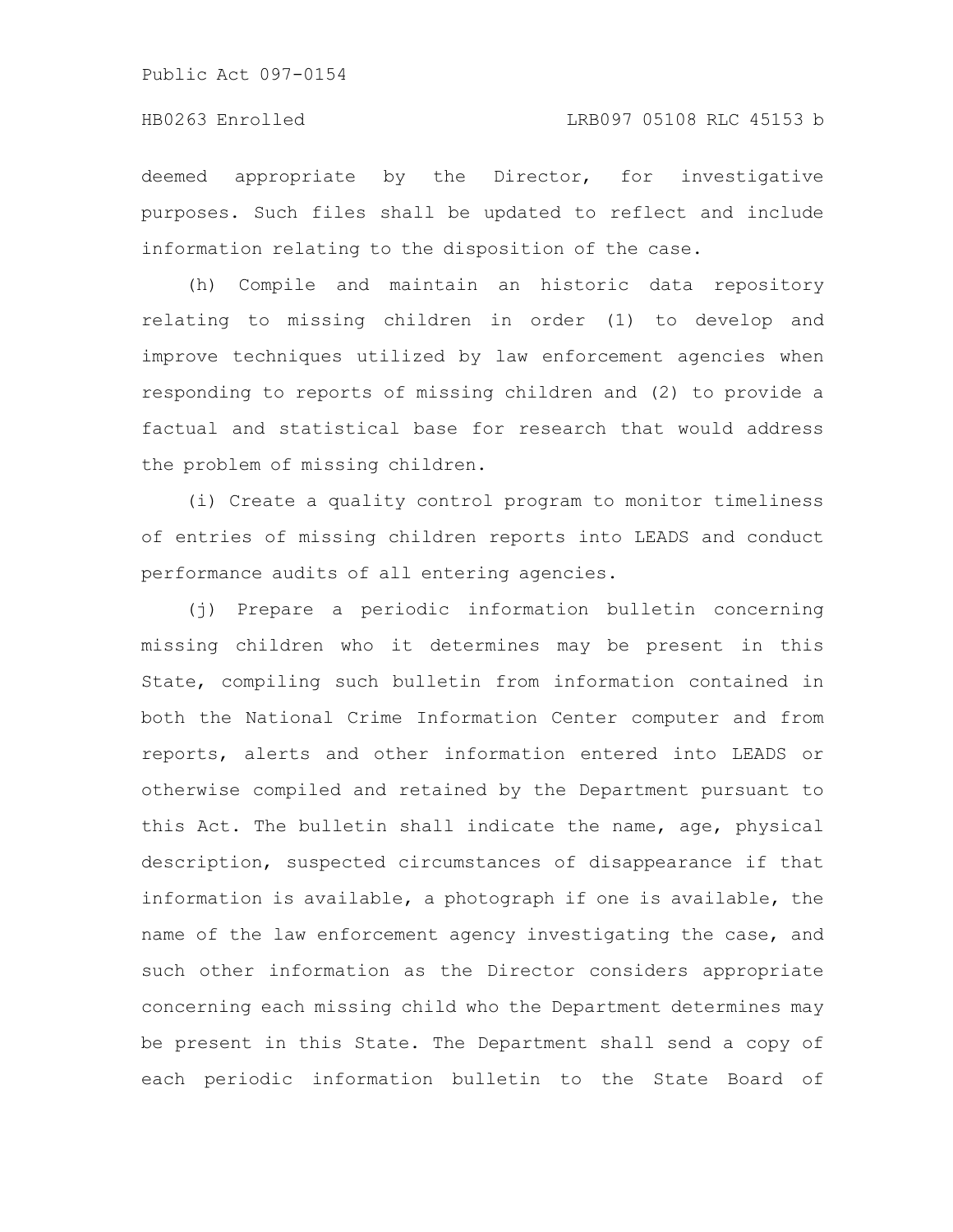deemed appropriate by the Director, for investigative purposes. Such files shall be updated to reflect and include information relating to the disposition of the case.

(h) Compile and maintain an historic data repository relating to missing children in order (1) to develop and improve techniques utilized by law enforcement agencies when responding to reports of missing children and (2) to provide a factual and statistical base for research that would address the problem of missing children.

(i) Create a quality control program to monitor timeliness of entries of missing children reports into LEADS and conduct performance audits of all entering agencies.

(j) Prepare a periodic information bulletin concerning missing children who it determines may be present in this State, compiling such bulletin from information contained in both the National Crime Information Center computer and from reports, alerts and other information entered into LEADS or otherwise compiled and retained by the Department pursuant to this Act. The bulletin shall indicate the name, age, physical description, suspected circumstances of disappearance if that information is available, a photograph if one is available, the name of the law enforcement agency investigating the case, and such other information as the Director considers appropriate concerning each missing child who the Department determines may be present in this State. The Department shall send a copy of each periodic information bulletin to the State Board of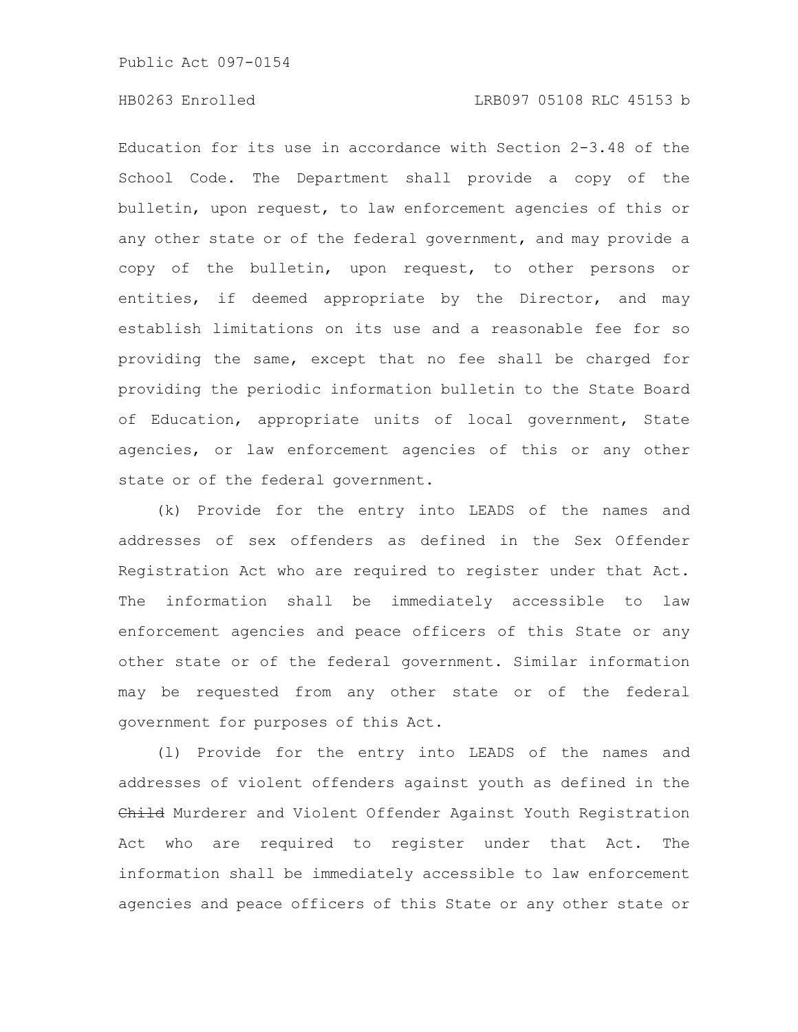Education for its use in accordance with Section 2-3.48 of the School Code. The Department shall provide a copy of the bulletin, upon request, to law enforcement agencies of this or any other state or of the federal government, and may provide a copy of the bulletin, upon request, to other persons or entities, if deemed appropriate by the Director, and may establish limitations on its use and a reasonable fee for so providing the same, except that no fee shall be charged for providing the periodic information bulletin to the State Board of Education, appropriate units of local government, State agencies, or law enforcement agencies of this or any other state or of the federal government.

(k) Provide for the entry into LEADS of the names and addresses of sex offenders as defined in the Sex Offender Registration Act who are required to register under that Act. The information shall be immediately accessible to law enforcement agencies and peace officers of this State or any other state or of the federal government. Similar information may be requested from any other state or of the federal government for purposes of this Act.

(l) Provide for the entry into LEADS of the names and addresses of violent offenders against youth as defined in the ~~Child~~ Murderer and Violent Offender Against Youth Registration Act who are required to register under that Act. The information shall be immediately accessible to law enforcement agencies and peace officers of this State or any other state or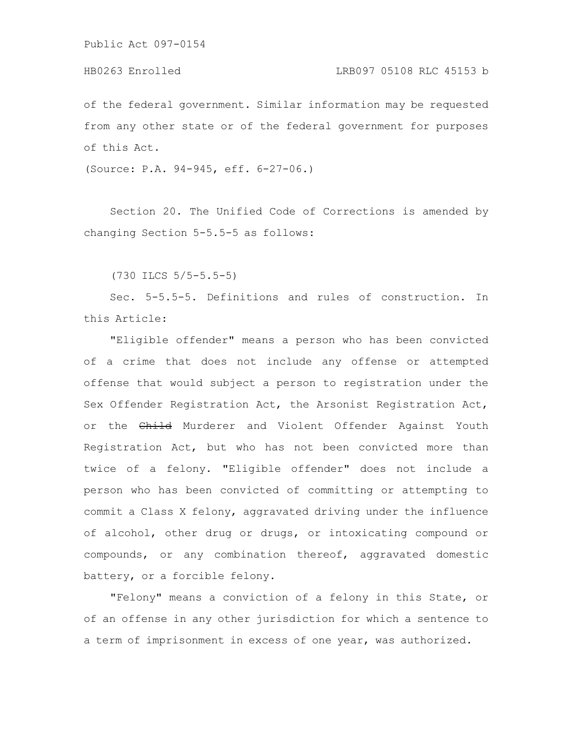of the federal government. Similar information may be requested from any other state or of the federal government for purposes of this Act.

(Source: P.A. 94-945, eff. 6-27-06.)

Section 20. The Unified Code of Corrections is amended by changing Section 5-5.5-5 as follows:

(730 ILCS 5/5-5.5-5)

Sec. 5-5.5-5. Definitions and rules of construction. In this Article:

"Eligible offender" means a person who has been convicted of a crime that does not include any offense or attempted offense that would subject a person to registration under the Sex Offender Registration Act, the Arsonist Registration Act, or the ~~Child~~ Murderer and Violent Offender Against Youth Registration Act, but who has not been convicted more than twice of a felony. "Eligible offender" does not include a person who has been convicted of committing or attempting to commit a Class X felony, aggravated driving under the influence of alcohol, other drug or drugs, or intoxicating compound or compounds, or any combination thereof, aggravated domestic battery, or a forcible felony.

"Felony" means a conviction of a felony in this State, or of an offense in any other jurisdiction for which a sentence to a term of imprisonment in excess of one year, was authorized.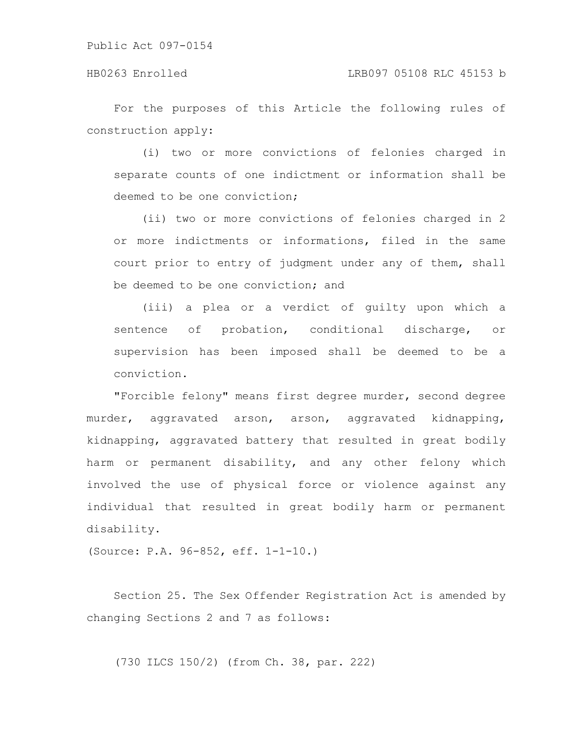For the purposes of this Article the following rules of construction apply:

(i) two or more convictions of felonies charged in separate counts of one indictment or information shall be deemed to be one conviction;

(ii) two or more convictions of felonies charged in 2 or more indictments or informations, filed in the same court prior to entry of judgment under any of them, shall be deemed to be one conviction; and

(iii) a plea or a verdict of guilty upon which a sentence of probation, conditional discharge, or supervision has been imposed shall be deemed to be a conviction.

"Forcible felony" means first degree murder, second degree murder, aggravated arson, arson, aggravated kidnapping, kidnapping, aggravated battery that resulted in great bodily harm or permanent disability, and any other felony which involved the use of physical force or violence against any individual that resulted in great bodily harm or permanent disability.

(Source: P.A. 96-852, eff. 1-1-10.)

Section 25. The Sex Offender Registration Act is amended by changing Sections 2 and 7 as follows:

(730 ILCS 150/2) (from Ch. 38, par. 222)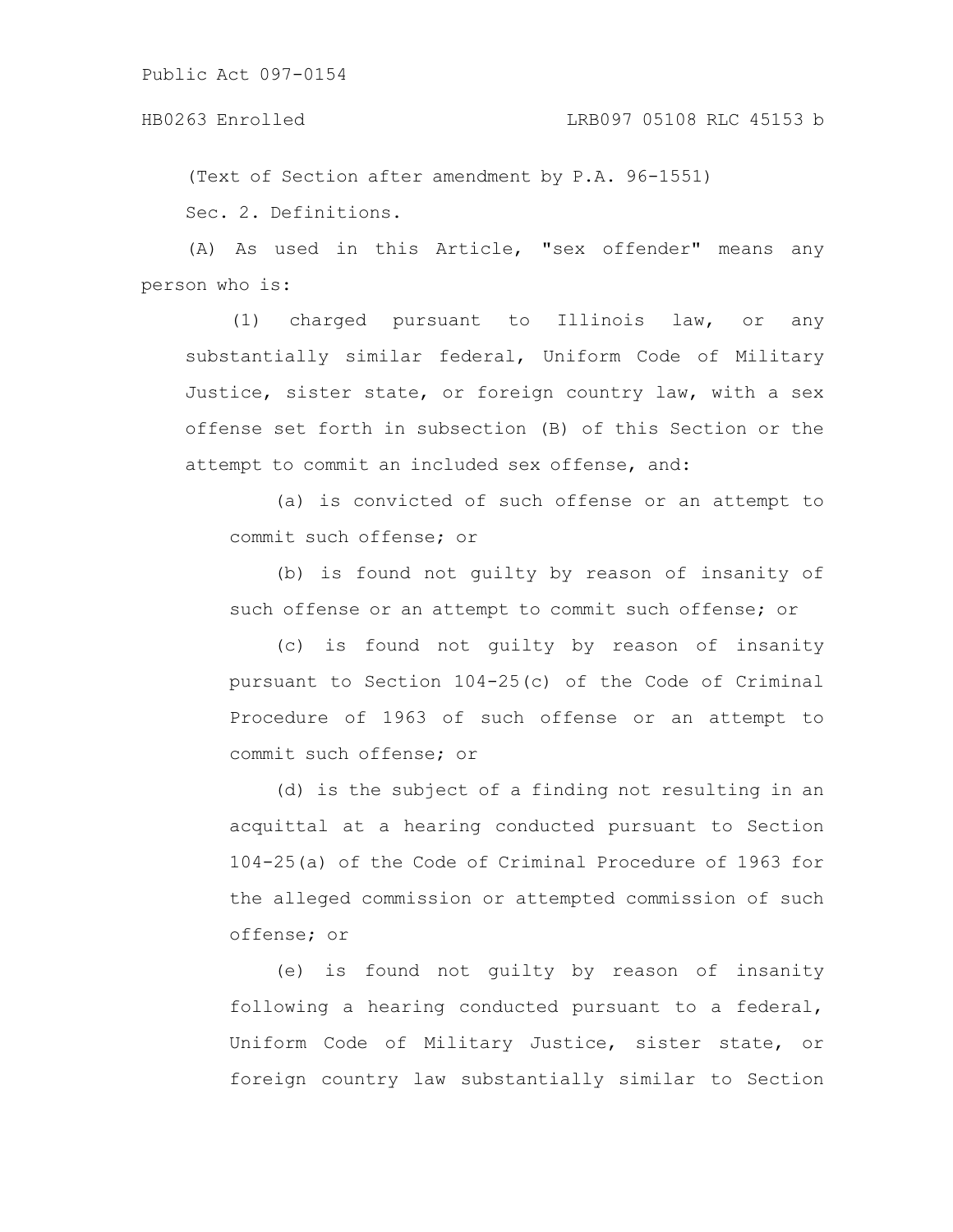(Text of Section after amendment by P.A. 96-1551)

Sec. 2. Definitions.

(A) As used in this Article, "sex offender" means any person who is:

(1) charged pursuant to Illinois law, or any substantially similar federal, Uniform Code of Military Justice, sister state, or foreign country law, with a sex offense set forth in subsection (B) of this Section or the attempt to commit an included sex offense, and:

(a) is convicted of such offense or an attempt to commit such offense; or

(b) is found not guilty by reason of insanity of such offense or an attempt to commit such offense; or

(c) is found not guilty by reason of insanity pursuant to Section 104-25(c) of the Code of Criminal Procedure of 1963 of such offense or an attempt to commit such offense; or

(d) is the subject of a finding not resulting in an acquittal at a hearing conducted pursuant to Section 104-25(a) of the Code of Criminal Procedure of 1963 for the alleged commission or attempted commission of such offense; or

(e) is found not guilty by reason of insanity following a hearing conducted pursuant to a federal, Uniform Code of Military Justice, sister state, or foreign country law substantially similar to Section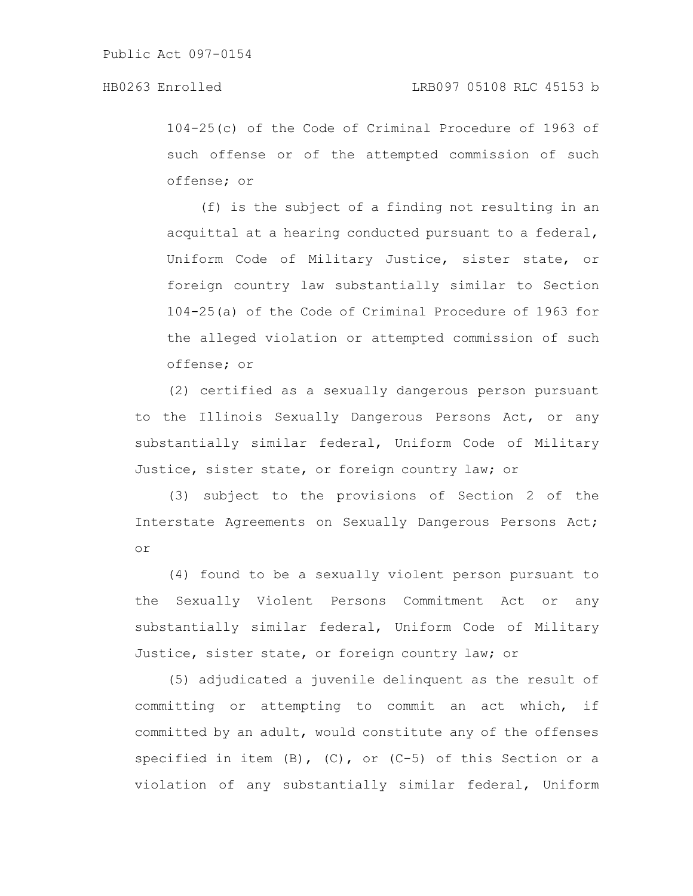104-25(c) of the Code of Criminal Procedure of 1963 of such offense or of the attempted commission of such offense; or

(f) is the subject of a finding not resulting in an acquittal at a hearing conducted pursuant to a federal, Uniform Code of Military Justice, sister state, or foreign country law substantially similar to Section 104-25(a) of the Code of Criminal Procedure of 1963 for the alleged violation or attempted commission of such offense; or

(2) certified as a sexually dangerous person pursuant to the Illinois Sexually Dangerous Persons Act, or any substantially similar federal, Uniform Code of Military Justice, sister state, or foreign country law; or

(3) subject to the provisions of Section 2 of the Interstate Agreements on Sexually Dangerous Persons Act; or

(4) found to be a sexually violent person pursuant to the Sexually Violent Persons Commitment Act or any substantially similar federal, Uniform Code of Military Justice, sister state, or foreign country law; or

(5) adjudicated a juvenile delinquent as the result of committing or attempting to commit an act which, if committed by an adult, would constitute any of the offenses specified in item (B), (C), or (C-5) of this Section or a violation of any substantially similar federal, Uniform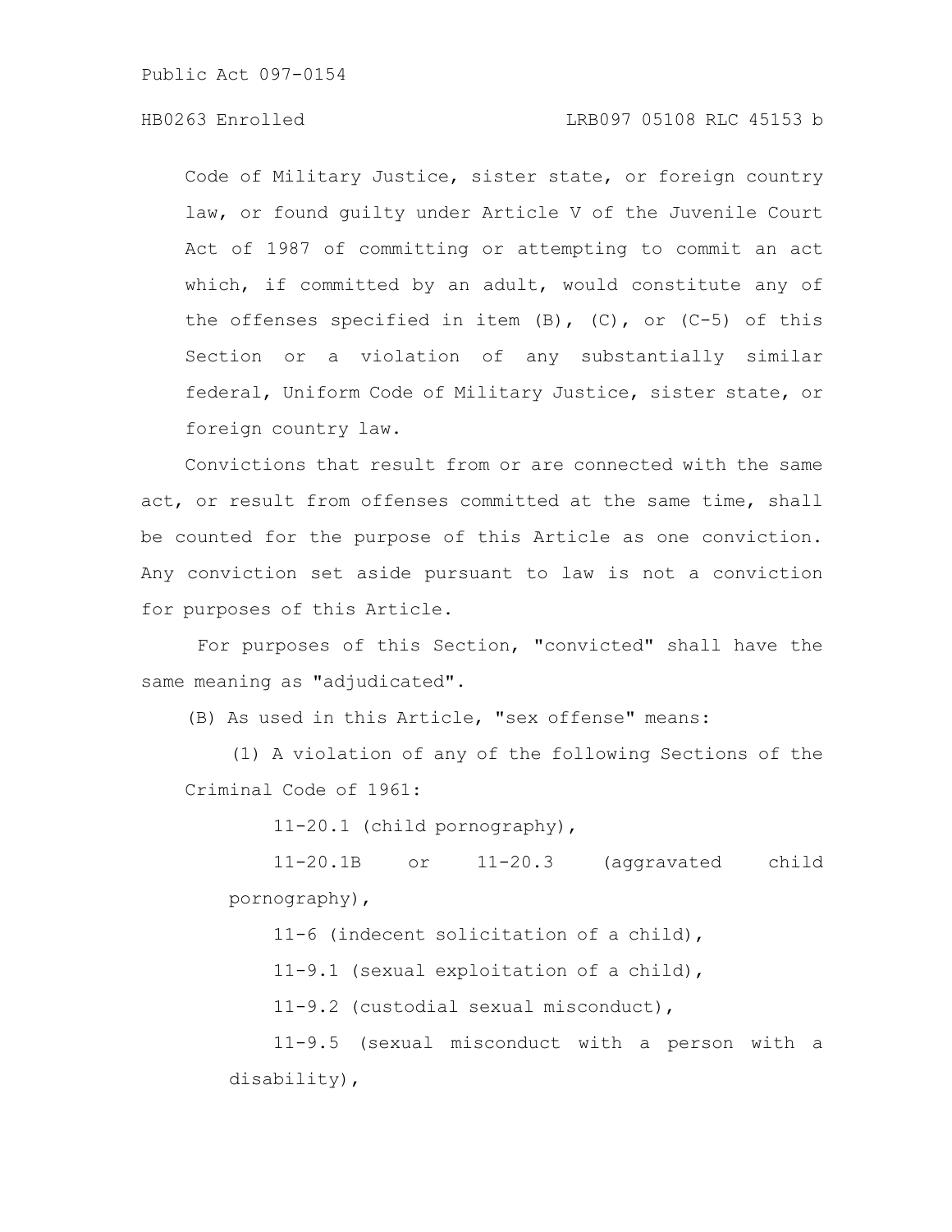Code of Military Justice, sister state, or foreign country law, or found guilty under Article V of the Juvenile Court Act of 1987 of committing or attempting to commit an act which, if committed by an adult, would constitute any of the offenses specified in item (B), (C), or (C-5) of this Section or a violation of any substantially similar federal, Uniform Code of Military Justice, sister state, or foreign country law.

Convictions that result from or are connected with the same act, or result from offenses committed at the same time, shall be counted for the purpose of this Article as one conviction. Any conviction set aside pursuant to law is not a conviction for purposes of this Article.

For purposes of this Section, "convicted" shall have the same meaning as "adjudicated".

(B) As used in this Article, "sex offense" means:

(1) A violation of any of the following Sections of the Criminal Code of 1961:

11-20.1 (child pornography),

11-20.1B or 11-20.3 (aggravated child pornography),

11-6 (indecent solicitation of a child),

11-9.1 (sexual exploitation of a child),

11-9.2 (custodial sexual misconduct),

11-9.5 (sexual misconduct with a person with a disability),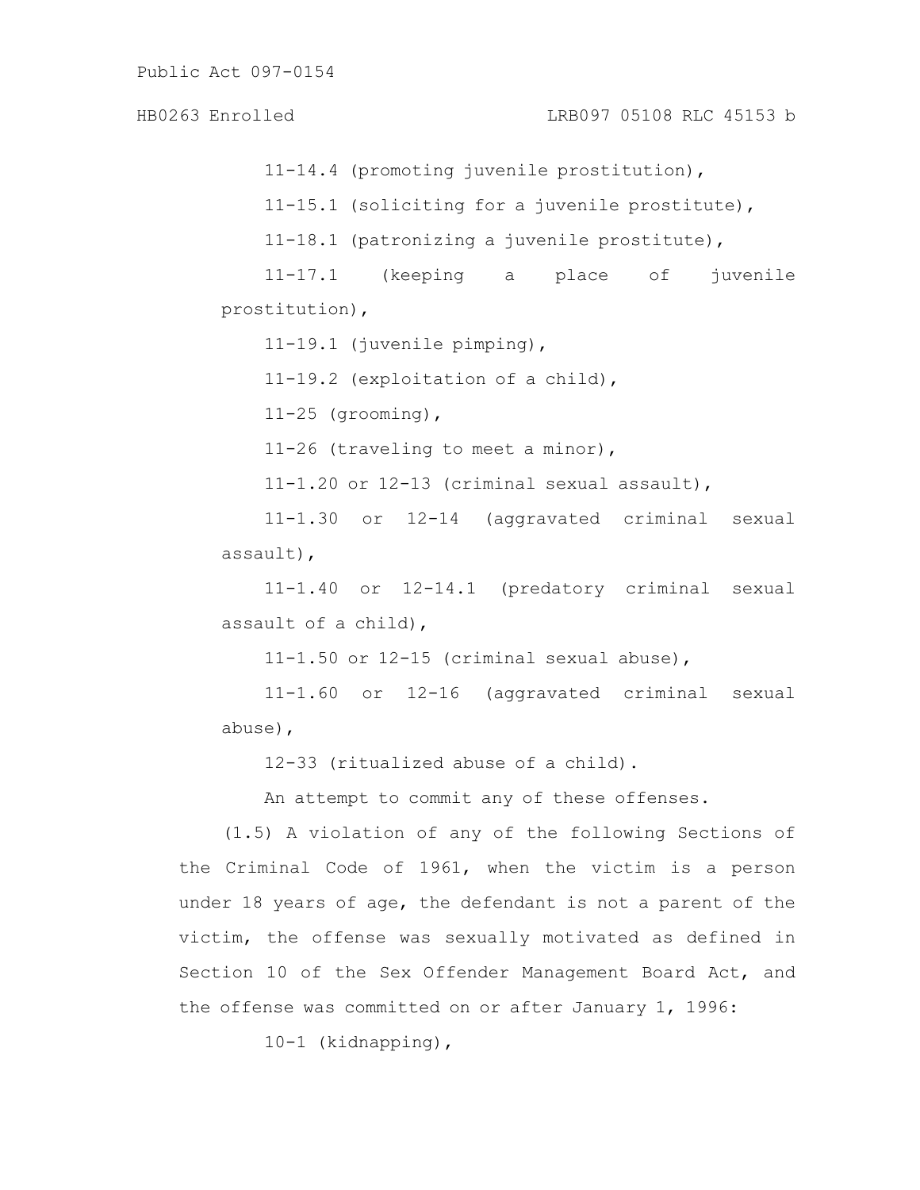11-14.4 (promoting juvenile prostitution),

11-15.1 (soliciting for a juvenile prostitute),

11-18.1 (patronizing a juvenile prostitute),

11-17.1 (keeping a place of juvenile prostitution),

11-19.1 (juvenile pimping),

11-19.2 (exploitation of a child),

11-25 (grooming),

11-26 (traveling to meet a minor),

11-1.20 or 12-13 (criminal sexual assault),

11-1.30 or 12-14 (aggravated criminal sexual assault),

11-1.40 or 12-14.1 (predatory criminal sexual assault of a child),

11-1.50 or 12-15 (criminal sexual abuse),

11-1.60 or 12-16 (aggravated criminal sexual abuse),

12-33 (ritualized abuse of a child).

An attempt to commit any of these offenses.

(1.5) A violation of any of the following Sections of the Criminal Code of 1961, when the victim is a person under 18 years of age, the defendant is not a parent of the victim, the offense was sexually motivated as defined in Section 10 of the Sex Offender Management Board Act, and the offense was committed on or after January 1, 1996:

10-1 (kidnapping),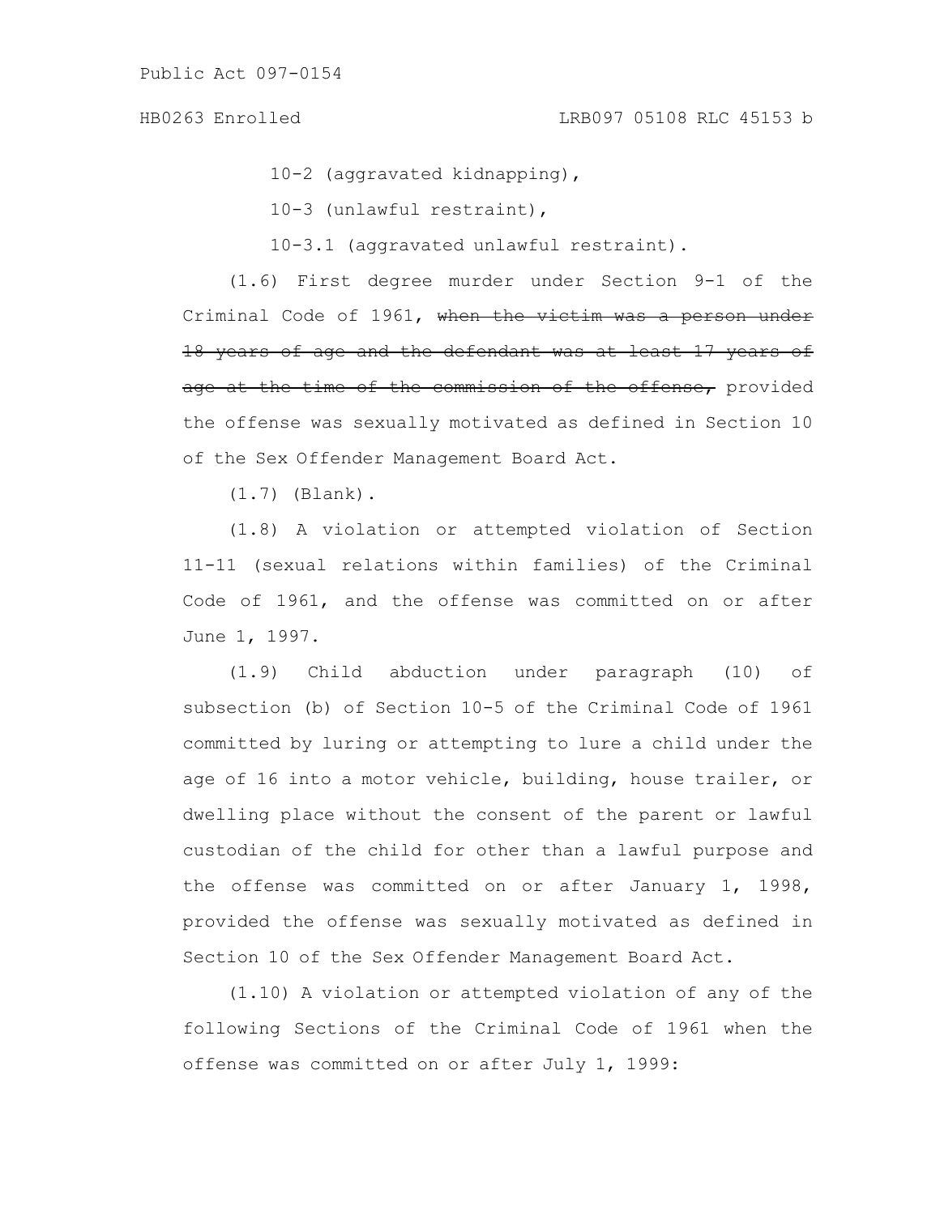10-2 (aggravated kidnapping),

10-3 (unlawful restraint),

10-3.1 (aggravated unlawful restraint).

(1.6) First degree murder under Section 9-1 of the Criminal Code of 1961, ~~when the victim was a person under 18 years of age and the defendant was at least 17 years of age at the time of the commission of the offense,~~ provided the offense was sexually motivated as defined in Section 10 of the Sex Offender Management Board Act.

(1.7) (Blank).

(1.8) A violation or attempted violation of Section 11-11 (sexual relations within families) of the Criminal Code of 1961, and the offense was committed on or after June 1, 1997.

(1.9) Child abduction under paragraph (10) of subsection (b) of Section 10-5 of the Criminal Code of 1961 committed by luring or attempting to lure a child under the age of 16 into a motor vehicle, building, house trailer, or dwelling place without the consent of the parent or lawful custodian of the child for other than a lawful purpose and the offense was committed on or after January 1, 1998, provided the offense was sexually motivated as defined in Section 10 of the Sex Offender Management Board Act.

(1.10) A violation or attempted violation of any of the following Sections of the Criminal Code of 1961 when the offense was committed on or after July 1, 1999: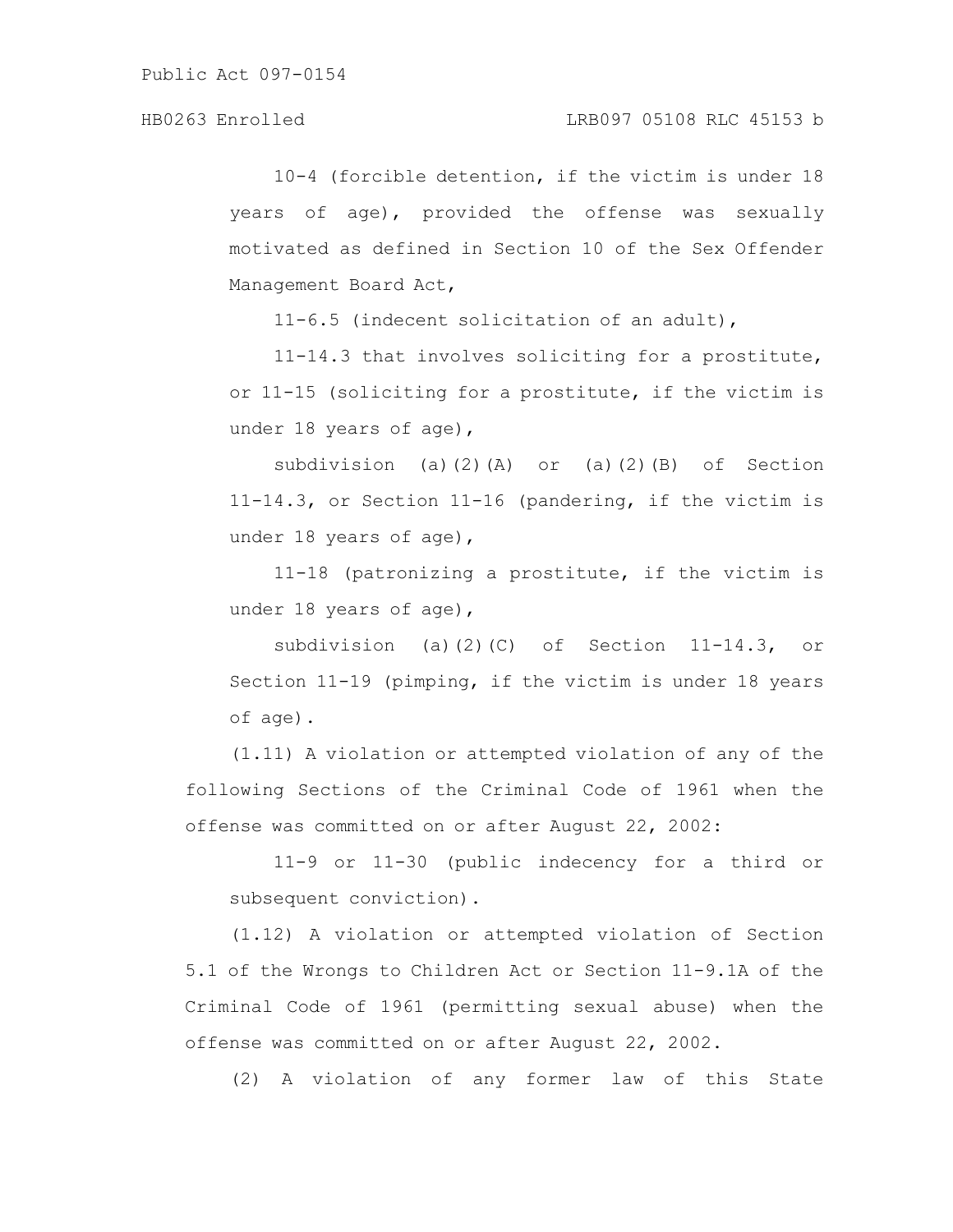10-4 (forcible detention, if the victim is under 18 years of age), provided the offense was sexually motivated as defined in Section 10 of the Sex Offender Management Board Act,

11-6.5 (indecent solicitation of an adult),

11-14.3 that involves soliciting for a prostitute, or 11-15 (soliciting for a prostitute, if the victim is under 18 years of age),

subdivision (a)(2)(A) or (a)(2)(B) of Section 11-14.3, or Section 11-16 (pandering, if the victim is under 18 years of age),

11-18 (patronizing a prostitute, if the victim is under 18 years of age),

subdivision (a)(2)(C) of Section 11-14.3, or Section 11-19 (pimping, if the victim is under 18 years of age).

(1.11) A violation or attempted violation of any of the following Sections of the Criminal Code of 1961 when the offense was committed on or after August 22, 2002:

11-9 or 11-30 (public indecency for a third or subsequent conviction).

(1.12) A violation or attempted violation of Section 5.1 of the Wrongs to Children Act or Section 11-9.1A of the Criminal Code of 1961 (permitting sexual abuse) when the offense was committed on or after August 22, 2002.

(2) A violation of any former law of this State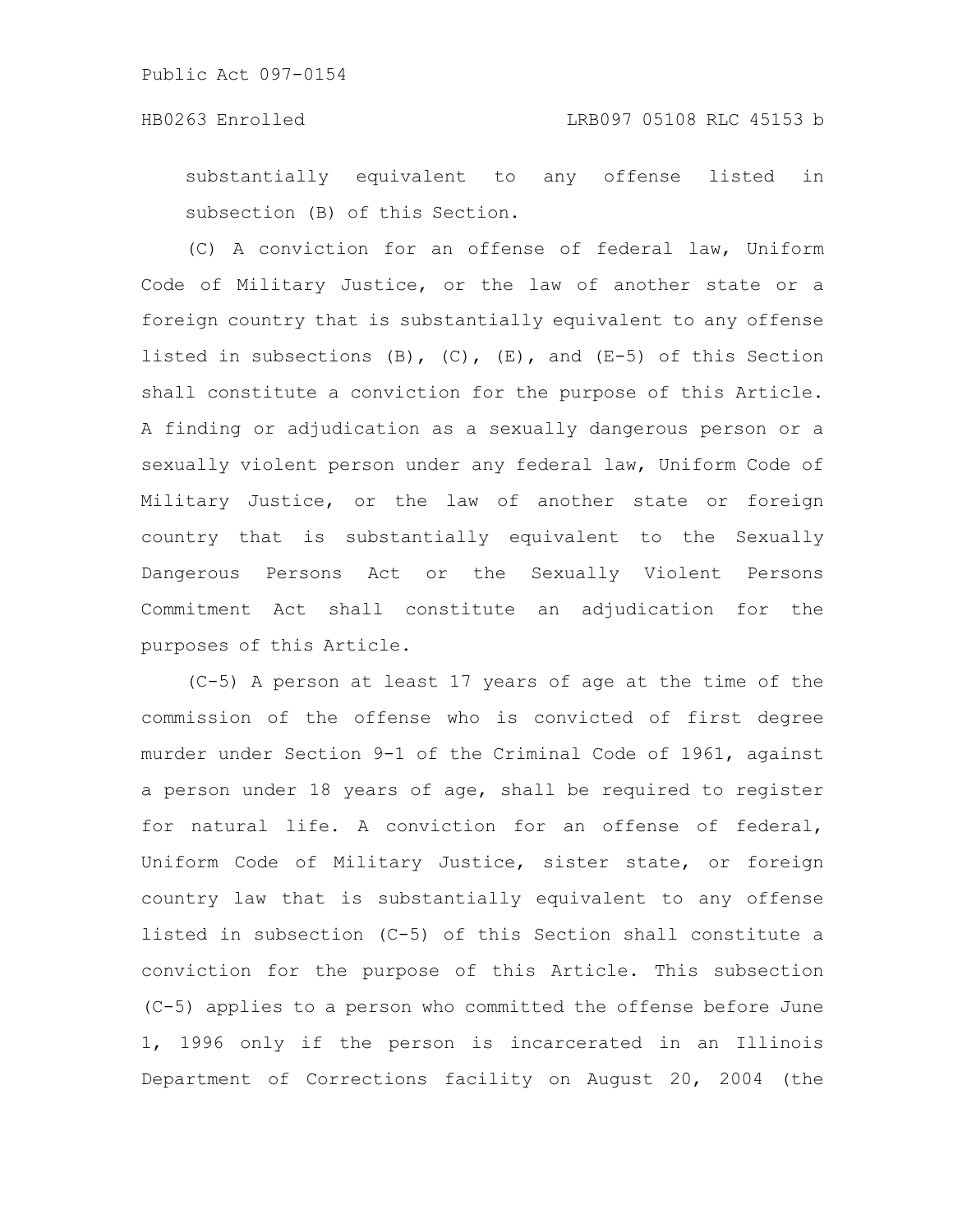substantially equivalent to any offense listed in subsection (B) of this Section.

(C) A conviction for an offense of federal law, Uniform Code of Military Justice, or the law of another state or a foreign country that is substantially equivalent to any offense listed in subsections (B), (C), (E), and (E-5) of this Section shall constitute a conviction for the purpose of this Article. A finding or adjudication as a sexually dangerous person or a sexually violent person under any federal law, Uniform Code of Military Justice, or the law of another state or foreign country that is substantially equivalent to the Sexually Dangerous Persons Act or the Sexually Violent Persons Commitment Act shall constitute an adjudication for the purposes of this Article.

(C-5) A person at least 17 years of age at the time of the commission of the offense who is convicted of first degree murder under Section 9-1 of the Criminal Code of 1961, against a person under 18 years of age, shall be required to register for natural life. A conviction for an offense of federal, Uniform Code of Military Justice, sister state, or foreign country law that is substantially equivalent to any offense listed in subsection (C-5) of this Section shall constitute a conviction for the purpose of this Article. This subsection (C-5) applies to a person who committed the offense before June 1, 1996 only if the person is incarcerated in an Illinois Department of Corrections facility on August 20, 2004 (the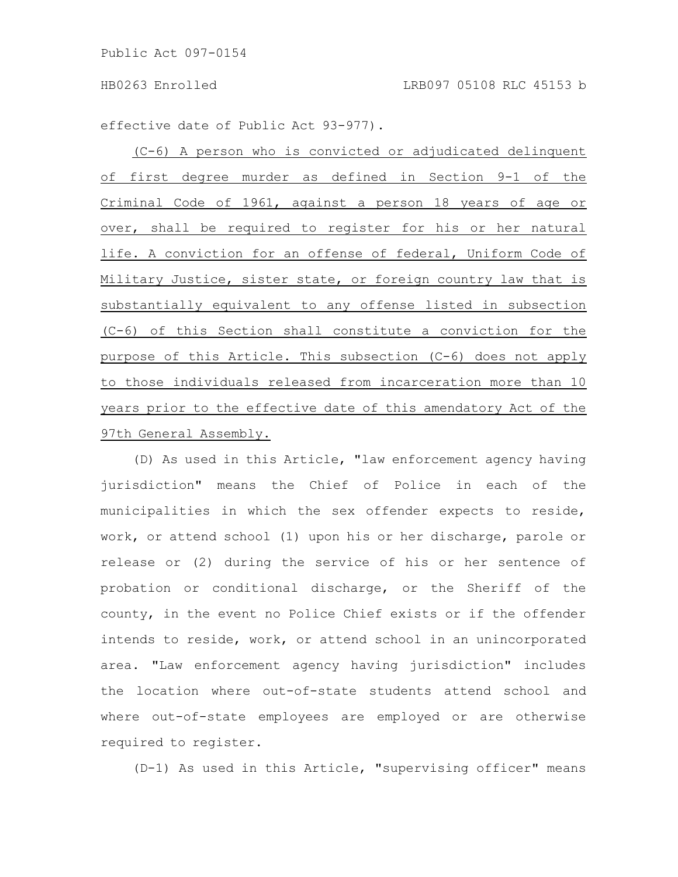effective date of Public Act 93-977).

(C-6) A person who is convicted or adjudicated delinquent of first degree murder as defined in Section 9-1 of the Criminal Code of 1961, against a person 18 years of age or over, shall be required to register for his or her natural life. A conviction for an offense of federal, Uniform Code of Military Justice, sister state, or foreign country law that is substantially equivalent to any offense listed in subsection (C-6) of this Section shall constitute a conviction for the purpose of this Article. This subsection (C-6) does not apply to those individuals released from incarceration more than 10 years prior to the effective date of this amendatory Act of the 97th General Assembly.

(D) As used in this Article, "law enforcement agency having jurisdiction" means the Chief of Police in each of the municipalities in which the sex offender expects to reside, work, or attend school (1) upon his or her discharge, parole or release or (2) during the service of his or her sentence of probation or conditional discharge, or the Sheriff of the county, in the event no Police Chief exists or if the offender intends to reside, work, or attend school in an unincorporated area. "Law enforcement agency having jurisdiction" includes the location where out-of-state students attend school and where out-of-state employees are employed or are otherwise required to register.

(D-1) As used in this Article, "supervising officer" means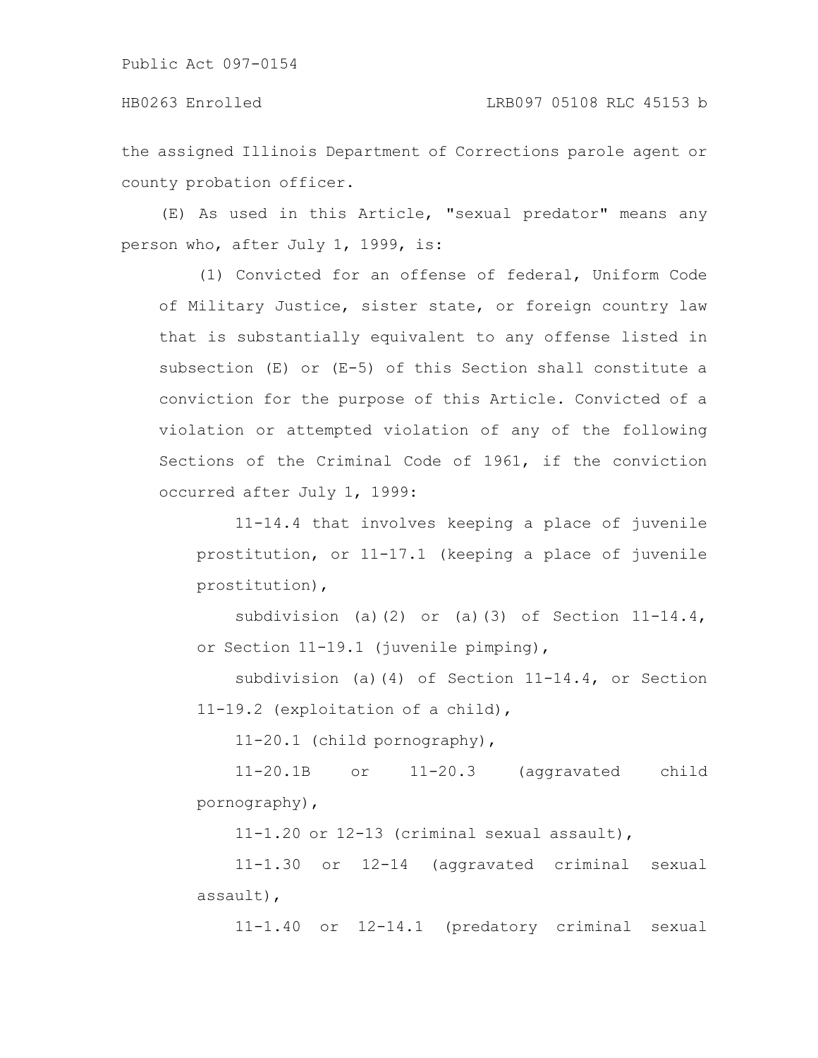the assigned Illinois Department of Corrections parole agent or county probation officer.

(E) As used in this Article, "sexual predator" means any person who, after July 1, 1999, is:

(1) Convicted for an offense of federal, Uniform Code of Military Justice, sister state, or foreign country law that is substantially equivalent to any offense listed in subsection (E) or (E-5) of this Section shall constitute a conviction for the purpose of this Article. Convicted of a violation or attempted violation of any of the following Sections of the Criminal Code of 1961, if the conviction occurred after July 1, 1999:

11-14.4 that involves keeping a place of juvenile prostitution, or 11-17.1 (keeping a place of juvenile prostitution),

subdivision (a)(2) or (a)(3) of Section 11-14.4, or Section 11-19.1 (juvenile pimping),

subdivision (a)(4) of Section 11-14.4, or Section 11-19.2 (exploitation of a child),

11-20.1 (child pornography),

11-20.1B or 11-20.3 (aggravated child pornography),

11-1.20 or 12-13 (criminal sexual assault),

11-1.30 or 12-14 (aggravated criminal sexual assault),

11-1.40 or 12-14.1 (predatory criminal sexual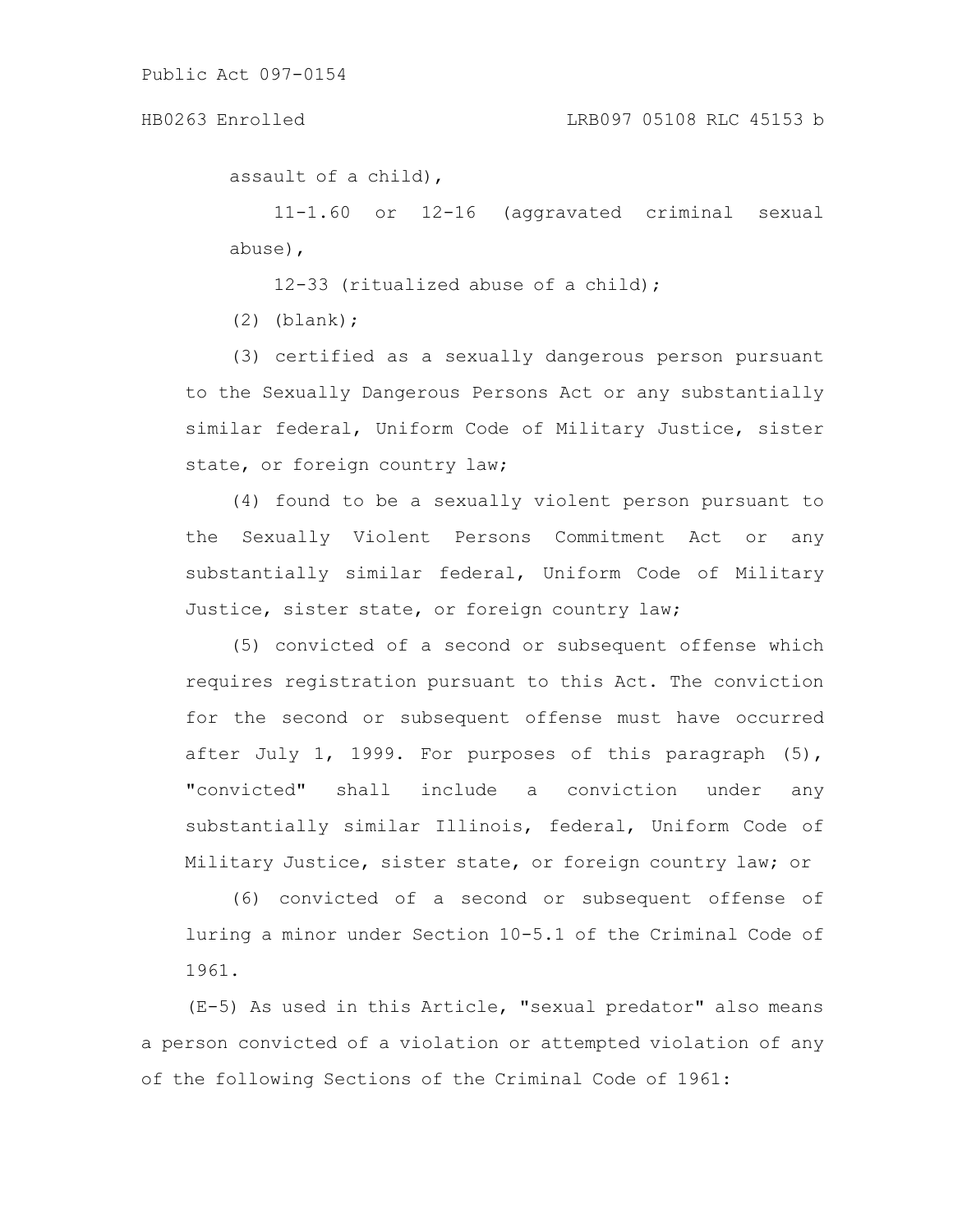assault of a child),

11-1.60 or 12-16 (aggravated criminal sexual abuse),

12-33 (ritualized abuse of a child);

(2) (blank);

(3) certified as a sexually dangerous person pursuant to the Sexually Dangerous Persons Act or any substantially similar federal, Uniform Code of Military Justice, sister state, or foreign country law;

(4) found to be a sexually violent person pursuant to the Sexually Violent Persons Commitment Act or any substantially similar federal, Uniform Code of Military Justice, sister state, or foreign country law;

(5) convicted of a second or subsequent offense which requires registration pursuant to this Act. The conviction for the second or subsequent offense must have occurred after July 1, 1999. For purposes of this paragraph (5), "convicted" shall include a conviction under any substantially similar Illinois, federal, Uniform Code of Military Justice, sister state, or foreign country law; or

(6) convicted of a second or subsequent offense of luring a minor under Section 10-5.1 of the Criminal Code of 1961.

(E-5) As used in this Article, "sexual predator" also means a person convicted of a violation or attempted violation of any of the following Sections of the Criminal Code of 1961: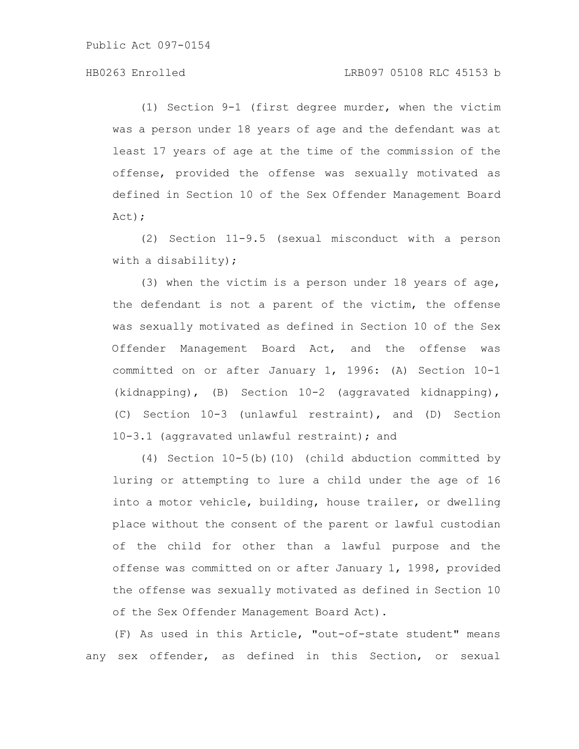(1) Section 9-1 (first degree murder, when the victim was a person under 18 years of age and the defendant was at least 17 years of age at the time of the commission of the offense, provided the offense was sexually motivated as defined in Section 10 of the Sex Offender Management Board Act);

(2) Section 11-9.5 (sexual misconduct with a person with a disability);

(3) when the victim is a person under 18 years of age, the defendant is not a parent of the victim, the offense was sexually motivated as defined in Section 10 of the Sex Offender Management Board Act, and the offense was committed on or after January 1, 1996: (A) Section 10-1 (kidnapping), (B) Section 10-2 (aggravated kidnapping), (C) Section 10-3 (unlawful restraint), and (D) Section 10-3.1 (aggravated unlawful restraint); and

(4) Section 10-5(b)(10) (child abduction committed by luring or attempting to lure a child under the age of 16 into a motor vehicle, building, house trailer, or dwelling place without the consent of the parent or lawful custodian of the child for other than a lawful purpose and the offense was committed on or after January 1, 1998, provided the offense was sexually motivated as defined in Section 10 of the Sex Offender Management Board Act).

(F) As used in this Article, "out-of-state student" means any sex offender, as defined in this Section, or sexual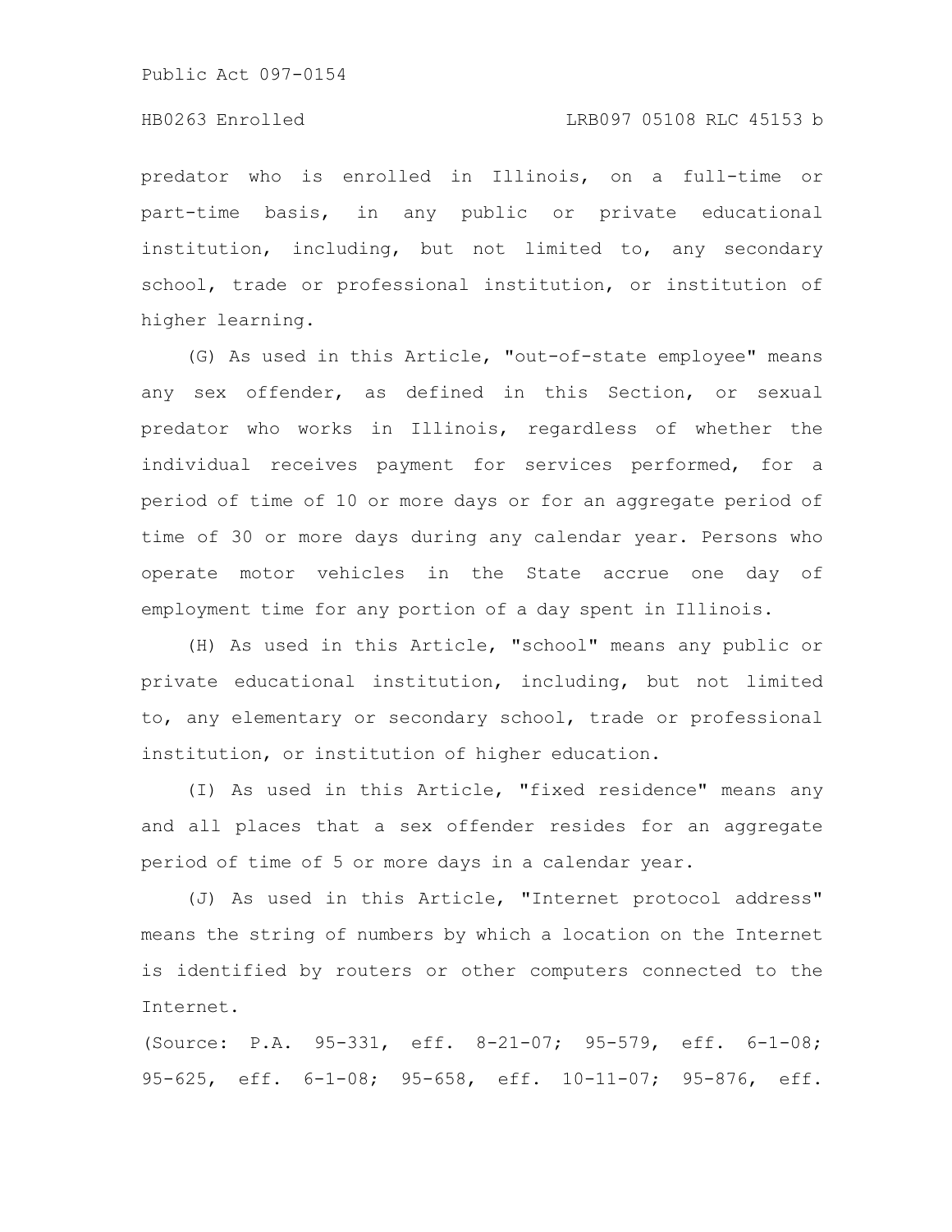predator who is enrolled in Illinois, on a full-time or part-time basis, in any public or private educational institution, including, but not limited to, any secondary school, trade or professional institution, or institution of higher learning.

(G) As used in this Article, "out-of-state employee" means any sex offender, as defined in this Section, or sexual predator who works in Illinois, regardless of whether the individual receives payment for services performed, for a period of time of 10 or more days or for an aggregate period of time of 30 or more days during any calendar year. Persons who operate motor vehicles in the State accrue one day of employment time for any portion of a day spent in Illinois.

(H) As used in this Article, "school" means any public or private educational institution, including, but not limited to, any elementary or secondary school, trade or professional institution, or institution of higher education.

(I) As used in this Article, "fixed residence" means any and all places that a sex offender resides for an aggregate period of time of 5 or more days in a calendar year.

(J) As used in this Article, "Internet protocol address" means the string of numbers by which a location on the Internet is identified by routers or other computers connected to the Internet.

(Source: P.A. 95-331, eff. 8-21-07; 95-579, eff. 6-1-08; 95-625, eff. 6-1-08; 95-658, eff. 10-11-07; 95-876, eff.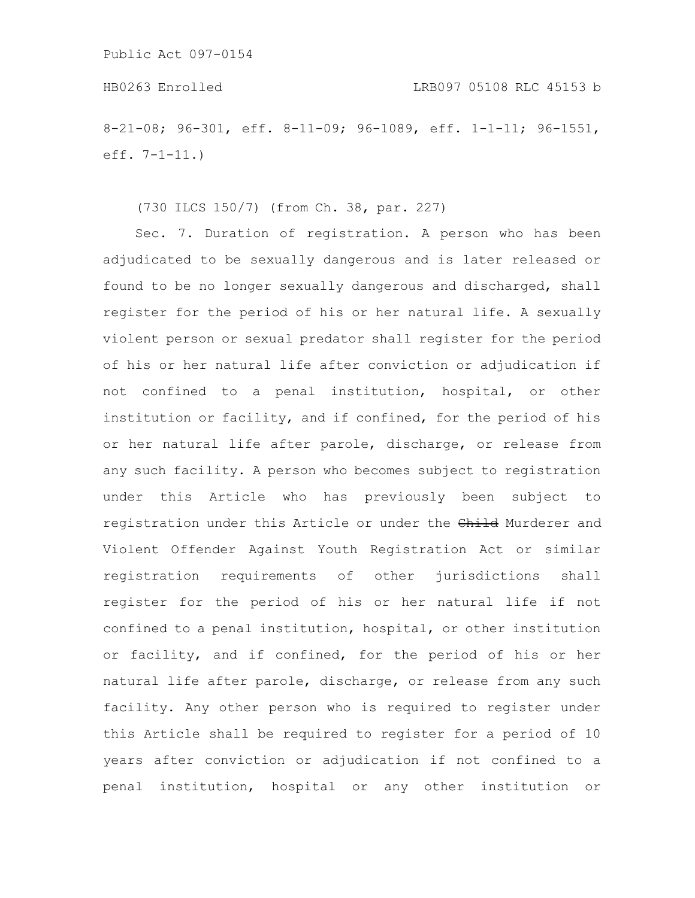8-21-08; 96-301, eff. 8-11-09; 96-1089, eff. 1-1-11; 96-1551, eff. 7-1-11.)

(730 ILCS 150/7) (from Ch. 38, par. 227)

Sec. 7. Duration of registration. A person who has been adjudicated to be sexually dangerous and is later released or found to be no longer sexually dangerous and discharged, shall register for the period of his or her natural life. A sexually violent person or sexual predator shall register for the period of his or her natural life after conviction or adjudication if not confined to a penal institution, hospital, or other institution or facility, and if confined, for the period of his or her natural life after parole, discharge, or release from any such facility. A person who becomes subject to registration under this Article who has previously been subject to registration under this Article or under the ~~Child~~ Murderer and Violent Offender Against Youth Registration Act or similar registration requirements of other jurisdictions shall register for the period of his or her natural life if not confined to a penal institution, hospital, or other institution or facility, and if confined, for the period of his or her natural life after parole, discharge, or release from any such facility. Any other person who is required to register under this Article shall be required to register for a period of 10 years after conviction or adjudication if not confined to a penal institution, hospital or any other institution or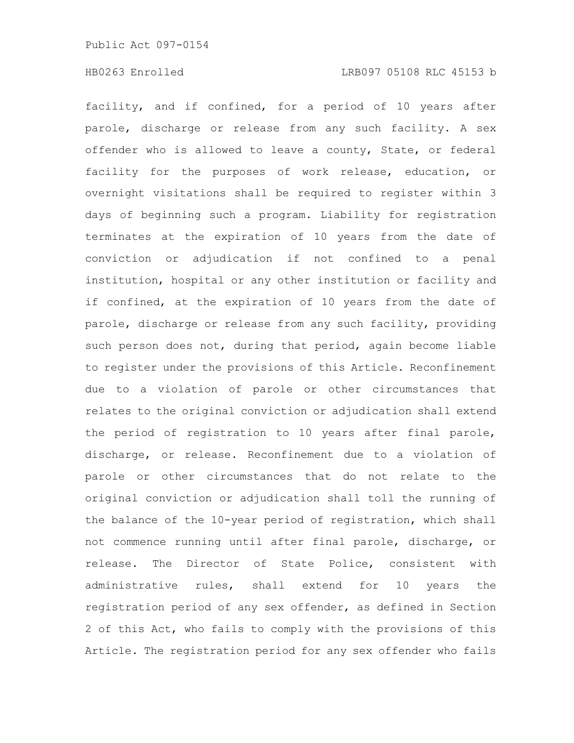facility, and if confined, for a period of 10 years after parole, discharge or release from any such facility. A sex offender who is allowed to leave a county, State, or federal facility for the purposes of work release, education, or overnight visitations shall be required to register within 3 days of beginning such a program. Liability for registration terminates at the expiration of 10 years from the date of conviction or adjudication if not confined to a penal institution, hospital or any other institution or facility and if confined, at the expiration of 10 years from the date of parole, discharge or release from any such facility, providing such person does not, during that period, again become liable to register under the provisions of this Article. Reconfinement due to a violation of parole or other circumstances that relates to the original conviction or adjudication shall extend the period of registration to 10 years after final parole, discharge, or release. Reconfinement due to a violation of parole or other circumstances that do not relate to the original conviction or adjudication shall toll the running of the balance of the 10-year period of registration, which shall not commence running until after final parole, discharge, or release. The Director of State Police, consistent with administrative rules, shall extend for 10 years the registration period of any sex offender, as defined in Section 2 of this Act, who fails to comply with the provisions of this Article. The registration period for any sex offender who fails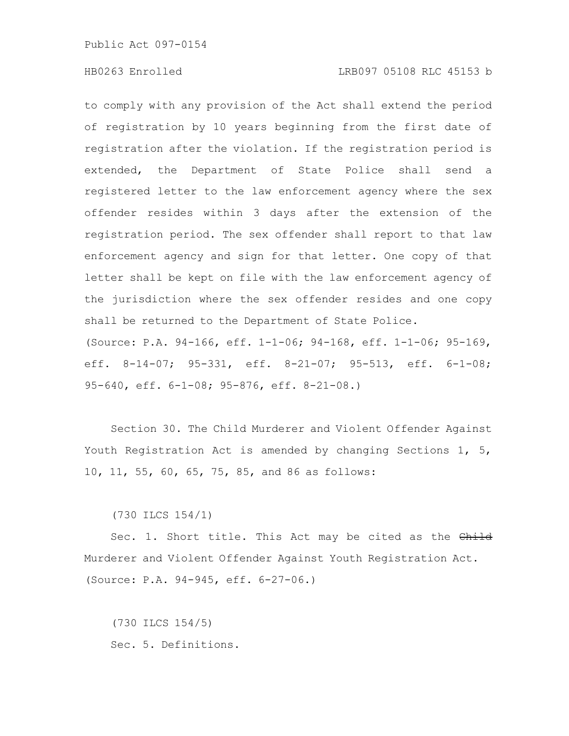to comply with any provision of the Act shall extend the period of registration by 10 years beginning from the first date of registration after the violation. If the registration period is extended, the Department of State Police shall send a registered letter to the law enforcement agency where the sex offender resides within 3 days after the extension of the registration period. The sex offender shall report to that law enforcement agency and sign for that letter. One copy of that letter shall be kept on file with the law enforcement agency of the jurisdiction where the sex offender resides and one copy shall be returned to the Department of State Police.

(Source: P.A. 94-166, eff. 1-1-06; 94-168, eff. 1-1-06; 95-169, eff. 8-14-07; 95-331, eff. 8-21-07; 95-513, eff. 6-1-08; 95-640, eff. 6-1-08; 95-876, eff. 8-21-08.)

Section 30. The Child Murderer and Violent Offender Against Youth Registration Act is amended by changing Sections 1, 5, 10, 11, 55, 60, 65, 75, 85, and 86 as follows:

(730 ILCS 154/1)

Sec. 1. Short title. This Act may be cited as the ~~Child~~ Murderer and Violent Offender Against Youth Registration Act.

(Source: P.A. 94-945, eff. 6-27-06.)

(730 ILCS 154/5)

Sec. 5. Definitions.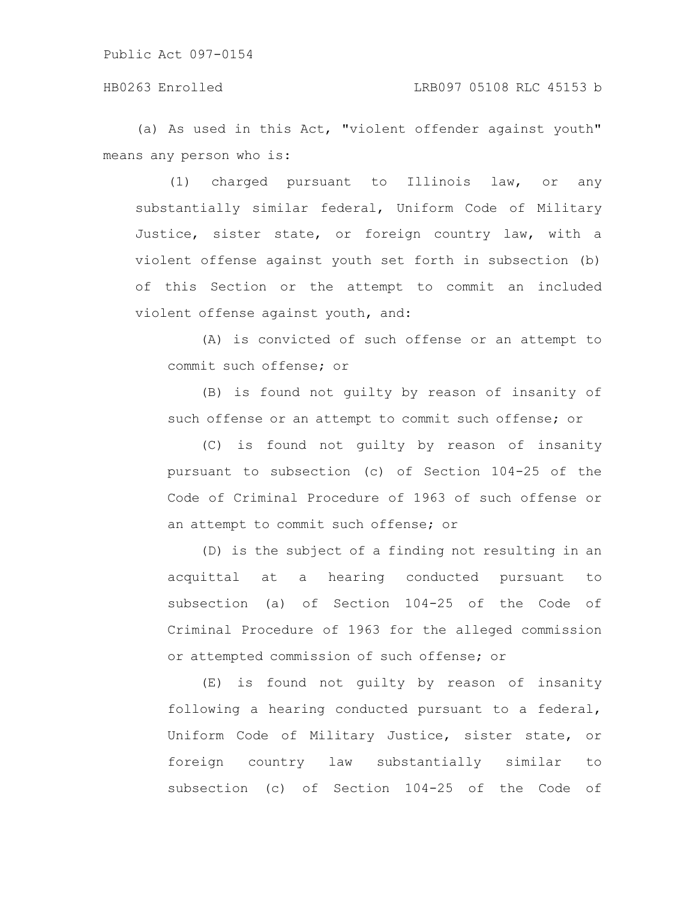(a) As used in this Act, "violent offender against youth" means any person who is:

(1) charged pursuant to Illinois law, or any substantially similar federal, Uniform Code of Military Justice, sister state, or foreign country law, with a violent offense against youth set forth in subsection (b) of this Section or the attempt to commit an included violent offense against youth, and:

(A) is convicted of such offense or an attempt to commit such offense; or

(B) is found not guilty by reason of insanity of such offense or an attempt to commit such offense; or

(C) is found not guilty by reason of insanity pursuant to subsection (c) of Section 104-25 of the Code of Criminal Procedure of 1963 of such offense or an attempt to commit such offense; or

(D) is the subject of a finding not resulting in an acquittal at a hearing conducted pursuant to subsection (a) of Section 104-25 of the Code of Criminal Procedure of 1963 for the alleged commission or attempted commission of such offense; or

(E) is found not guilty by reason of insanity following a hearing conducted pursuant to a federal, Uniform Code of Military Justice, sister state, or foreign country law substantially similar to subsection (c) of Section 104-25 of the Code of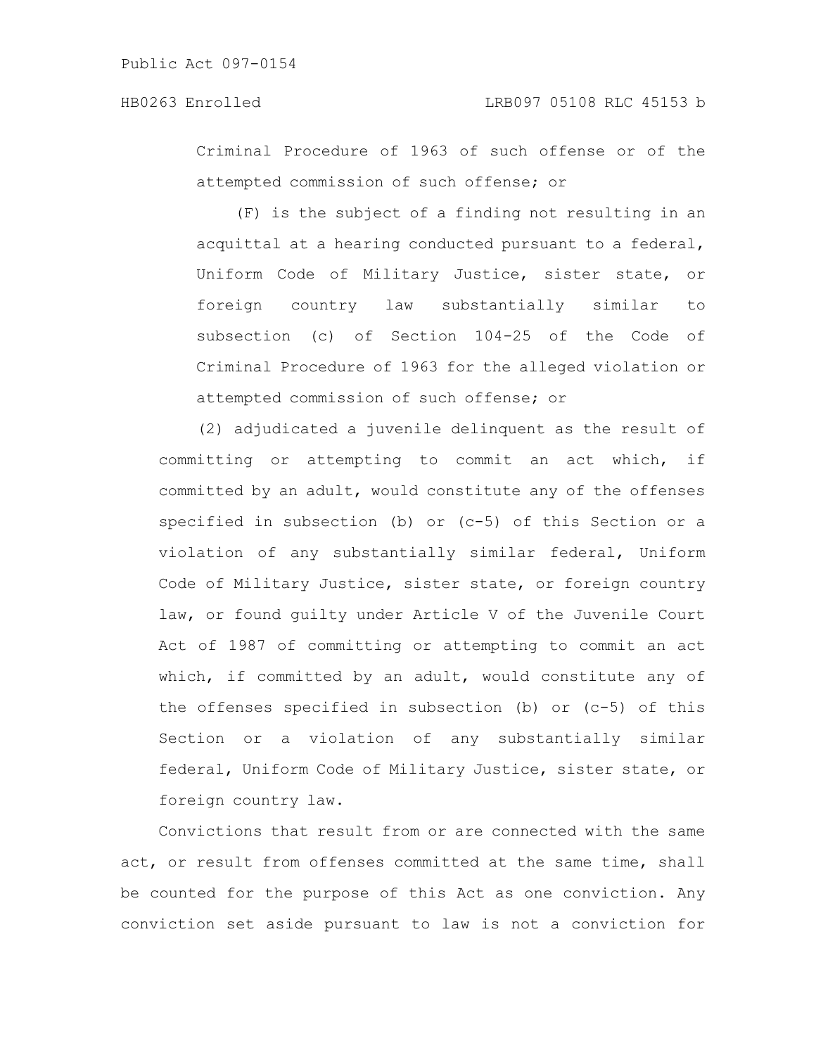Criminal Procedure of 1963 of such offense or of the attempted commission of such offense; or

(F) is the subject of a finding not resulting in an acquittal at a hearing conducted pursuant to a federal, Uniform Code of Military Justice, sister state, or foreign country law substantially similar to subsection (c) of Section 104-25 of the Code of Criminal Procedure of 1963 for the alleged violation or attempted commission of such offense; or

(2) adjudicated a juvenile delinquent as the result of committing or attempting to commit an act which, if committed by an adult, would constitute any of the offenses specified in subsection (b) or (c-5) of this Section or a violation of any substantially similar federal, Uniform Code of Military Justice, sister state, or foreign country law, or found guilty under Article V of the Juvenile Court Act of 1987 of committing or attempting to commit an act which, if committed by an adult, would constitute any of the offenses specified in subsection (b) or (c-5) of this Section or a violation of any substantially similar federal, Uniform Code of Military Justice, sister state, or foreign country law.

Convictions that result from or are connected with the same act, or result from offenses committed at the same time, shall be counted for the purpose of this Act as one conviction. Any conviction set aside pursuant to law is not a conviction for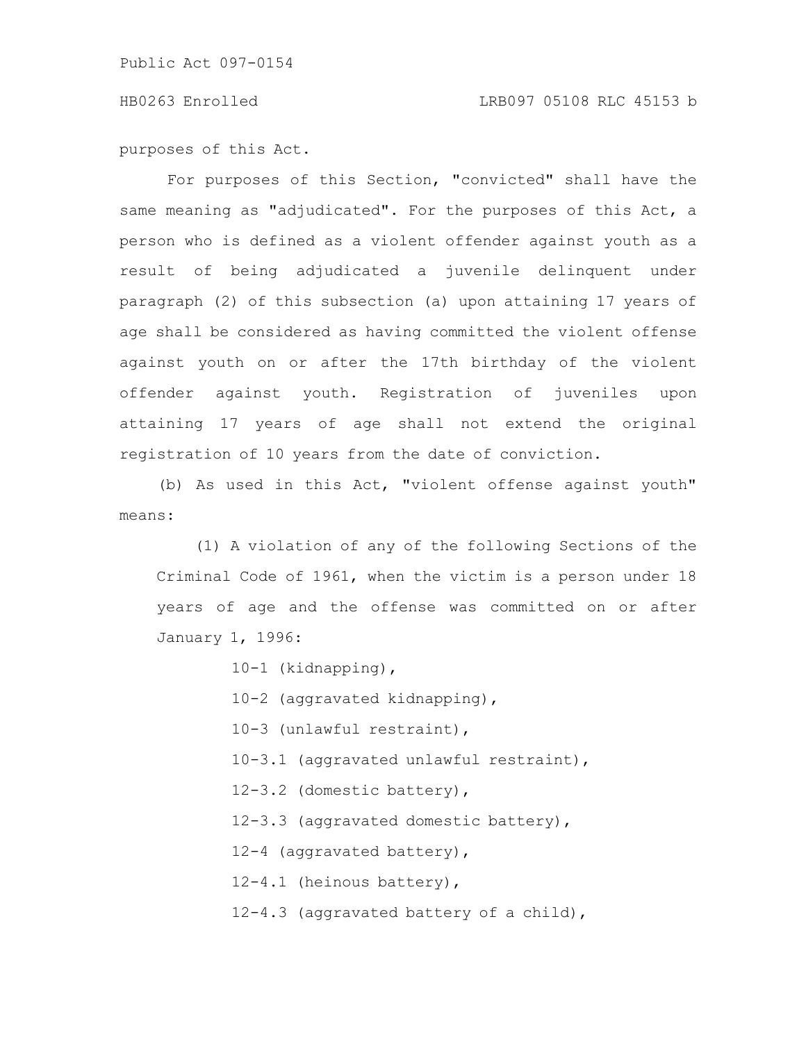purposes of this Act.

For purposes of this Section, "convicted" shall have the same meaning as "adjudicated". For the purposes of this Act, a person who is defined as a violent offender against youth as a result of being adjudicated a juvenile delinquent under paragraph (2) of this subsection (a) upon attaining 17 years of age shall be considered as having committed the violent offense against youth on or after the 17th birthday of the violent offender against youth. Registration of juveniles upon attaining 17 years of age shall not extend the original registration of 10 years from the date of conviction.

(b) As used in this Act, "violent offense against youth" means:

(1) A violation of any of the following Sections of the Criminal Code of 1961, when the victim is a person under 18 years of age and the offense was committed on or after January 1, 1996:

10-1 (kidnapping),

10-2 (aggravated kidnapping),

10-3 (unlawful restraint),

10-3.1 (aggravated unlawful restraint),

12-3.2 (domestic battery),

12-3.3 (aggravated domestic battery),

12-4 (aggravated battery),

12-4.1 (heinous battery),

12-4.3 (aggravated battery of a child),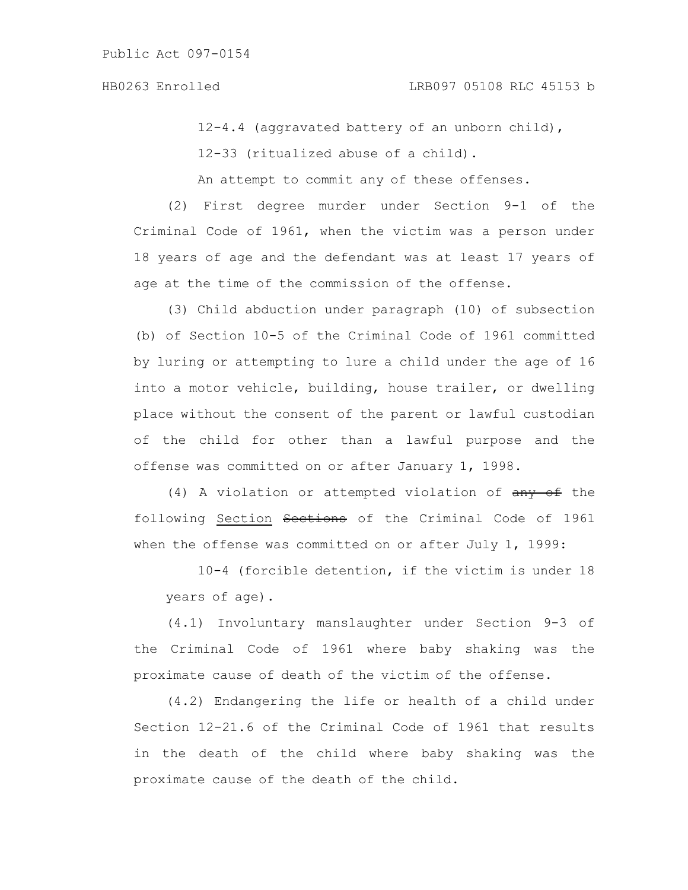12-4.4 (aggravated battery of an unborn child),

12-33 (ritualized abuse of a child).

An attempt to commit any of these offenses.

(2) First degree murder under Section 9-1 of the Criminal Code of 1961, when the victim was a person under 18 years of age and the defendant was at least 17 years of age at the time of the commission of the offense.

(3) Child abduction under paragraph (10) of subsection (b) of Section 10-5 of the Criminal Code of 1961 committed by luring or attempting to lure a child under the age of 16 into a motor vehicle, building, house trailer, or dwelling place without the consent of the parent or lawful custodian of the child for other than a lawful purpose and the offense was committed on or after January 1, 1998.

(4) A violation or attempted violation of ~~any of~~ the following Section ~~Sections~~ of the Criminal Code of 1961 when the offense was committed on or after July 1, 1999:

10-4 (forcible detention, if the victim is under 18 years of age).

(4.1) Involuntary manslaughter under Section 9-3 of the Criminal Code of 1961 where baby shaking was the proximate cause of death of the victim of the offense.

(4.2) Endangering the life or health of a child under Section 12-21.6 of the Criminal Code of 1961 that results in the death of the child where baby shaking was the proximate cause of the death of the child.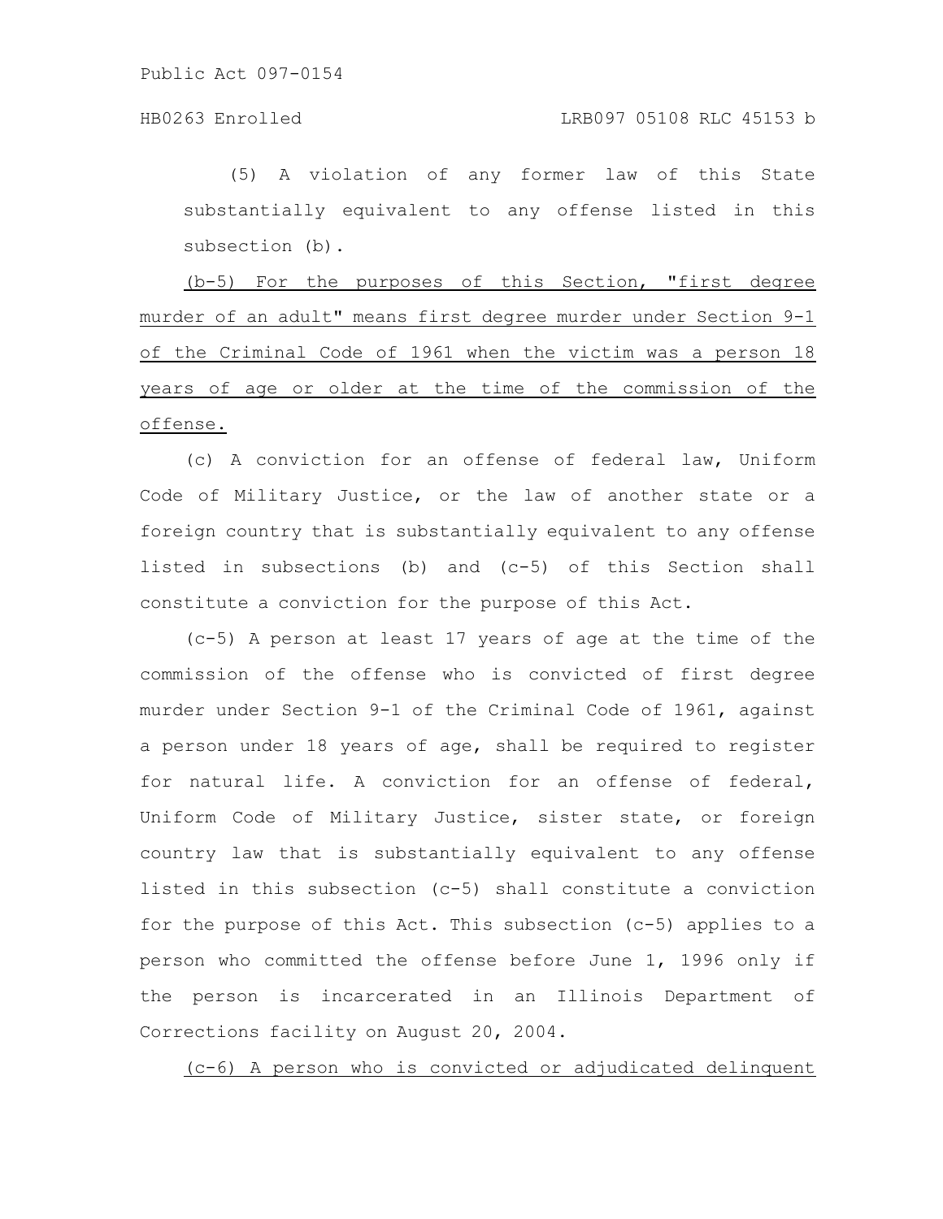(5) A violation of any former law of this State substantially equivalent to any offense listed in this subsection (b).

<u>(b-5) For the purposes of this Section, "first degree murder of an adult" means first degree murder under Section 9-1 of the Criminal Code of 1961 when the victim was a person 18 years of age or older at the time of the commission of the offense.</u>

(c) A conviction for an offense of federal law, Uniform Code of Military Justice, or the law of another state or a foreign country that is substantially equivalent to any offense listed in subsections (b) and (c-5) of this Section shall constitute a conviction for the purpose of this Act.

(c-5) A person at least 17 years of age at the time of the commission of the offense who is convicted of first degree murder under Section 9-1 of the Criminal Code of 1961, against a person under 18 years of age, shall be required to register for natural life. A conviction for an offense of federal, Uniform Code of Military Justice, sister state, or foreign country law that is substantially equivalent to any offense listed in this subsection (c-5) shall constitute a conviction for the purpose of this Act. This subsection (c-5) applies to a person who committed the offense before June 1, 1996 only if the person is incarcerated in an Illinois Department of Corrections facility on August 20, 2004.

<u>(c-6) A person who is convicted or adjudicated delinquent</u>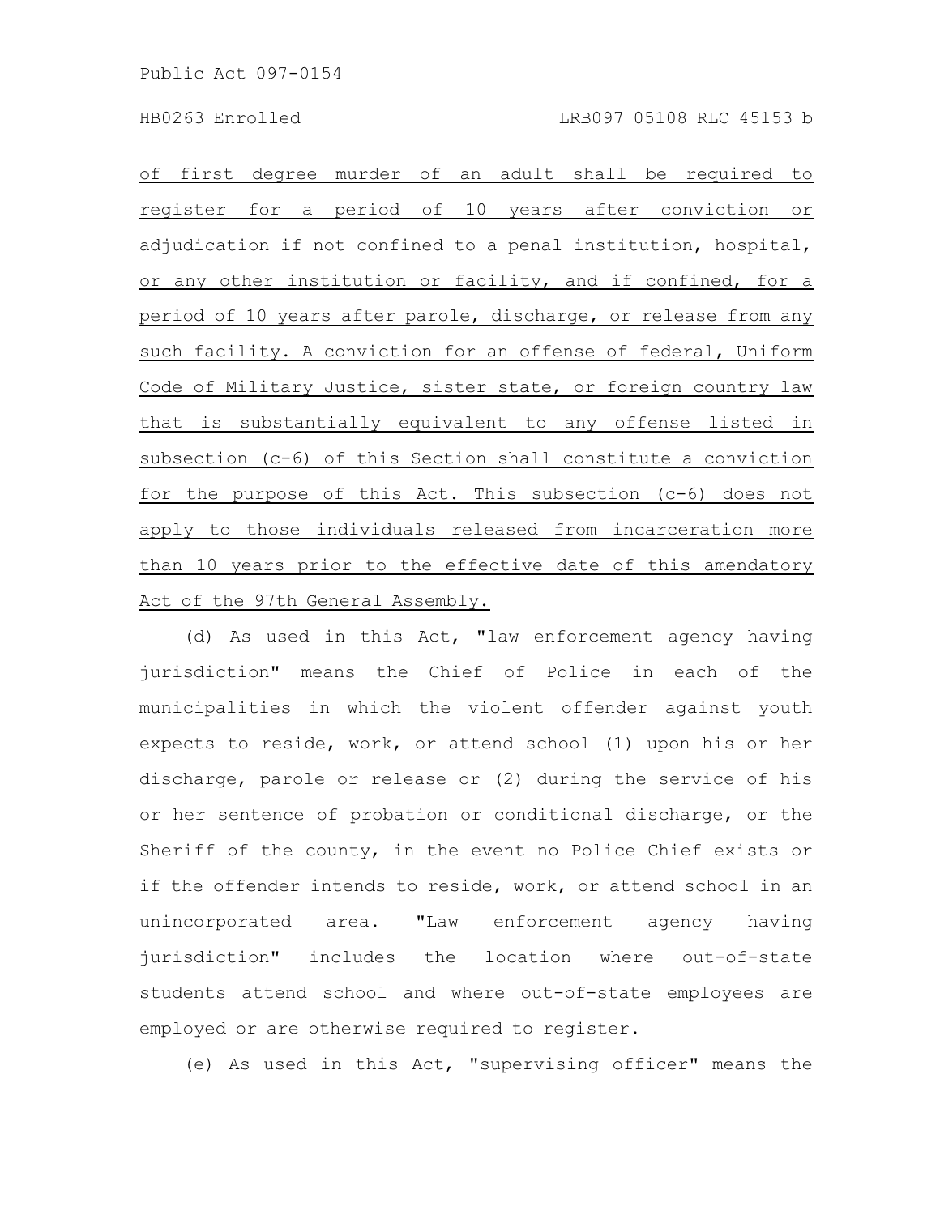of first degree murder of an adult shall be required to register for a period of 10 years after conviction or adjudication if not confined to a penal institution, hospital, or any other institution or facility, and if confined, for a period of 10 years after parole, discharge, or release from any such facility. A conviction for an offense of federal, Uniform Code of Military Justice, sister state, or foreign country law that is substantially equivalent to any offense listed in subsection (c-6) of this Section shall constitute a conviction for the purpose of this Act. This subsection (c-6) does not apply to those individuals released from incarceration more than 10 years prior to the effective date of this amendatory Act of the 97th General Assembly.

(d) As used in this Act, "law enforcement agency having jurisdiction" means the Chief of Police in each of the municipalities in which the violent offender against youth expects to reside, work, or attend school (1) upon his or her discharge, parole or release or (2) during the service of his or her sentence of probation or conditional discharge, or the Sheriff of the county, in the event no Police Chief exists or if the offender intends to reside, work, or attend school in an unincorporated area. "Law enforcement agency having jurisdiction" includes the location where out-of-state students attend school and where out-of-state employees are employed or are otherwise required to register.

(e) As used in this Act, "supervising officer" means the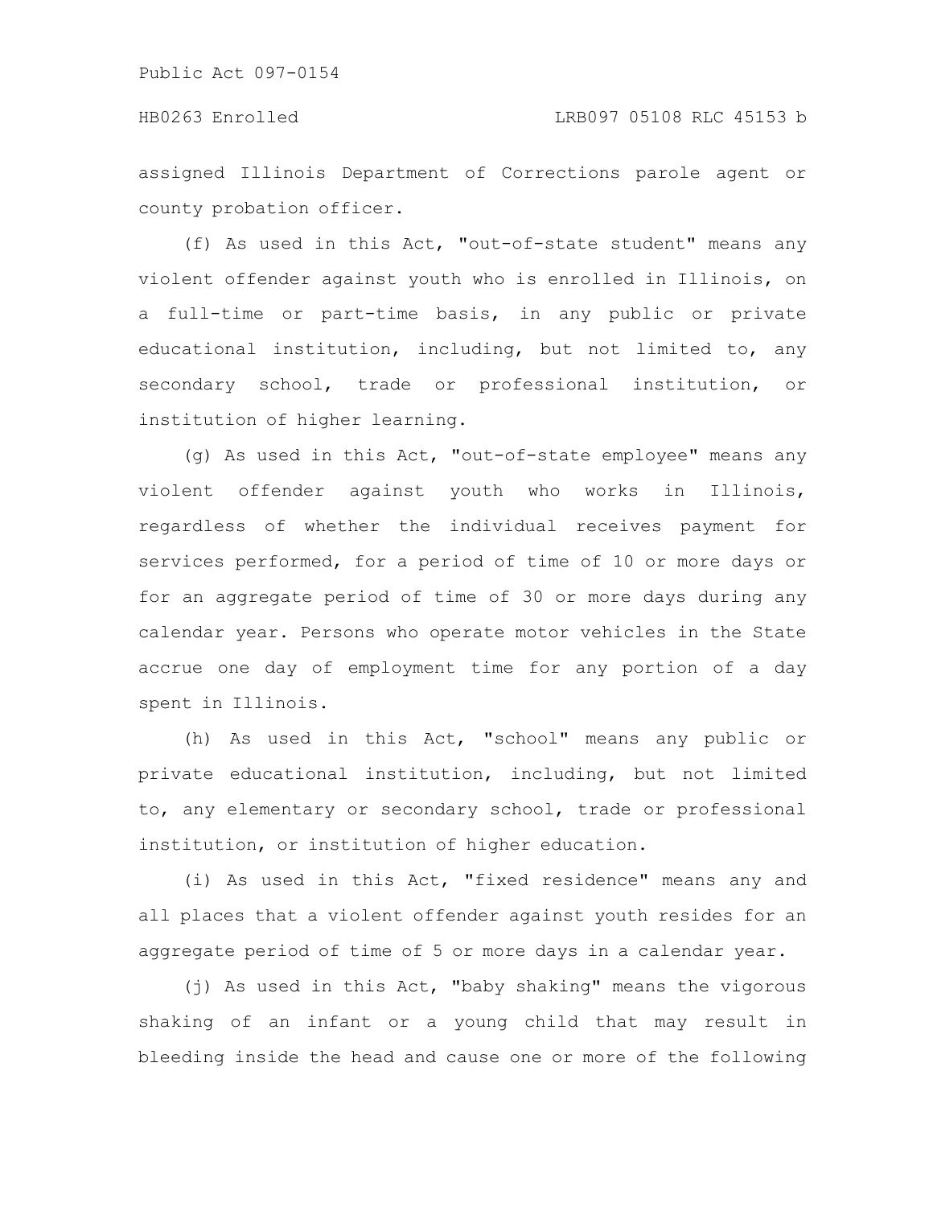assigned Illinois Department of Corrections parole agent or county probation officer.

(f) As used in this Act, "out-of-state student" means any violent offender against youth who is enrolled in Illinois, on a full-time or part-time basis, in any public or private educational institution, including, but not limited to, any secondary school, trade or professional institution, or institution of higher learning.

(g) As used in this Act, "out-of-state employee" means any violent offender against youth who works in Illinois, regardless of whether the individual receives payment for services performed, for a period of time of 10 or more days or for an aggregate period of time of 30 or more days during any calendar year. Persons who operate motor vehicles in the State accrue one day of employment time for any portion of a day spent in Illinois.

(h) As used in this Act, "school" means any public or private educational institution, including, but not limited to, any elementary or secondary school, trade or professional institution, or institution of higher education.

(i) As used in this Act, "fixed residence" means any and all places that a violent offender against youth resides for an aggregate period of time of 5 or more days in a calendar year.

(j) As used in this Act, "baby shaking" means the vigorous shaking of an infant or a young child that may result in bleeding inside the head and cause one or more of the following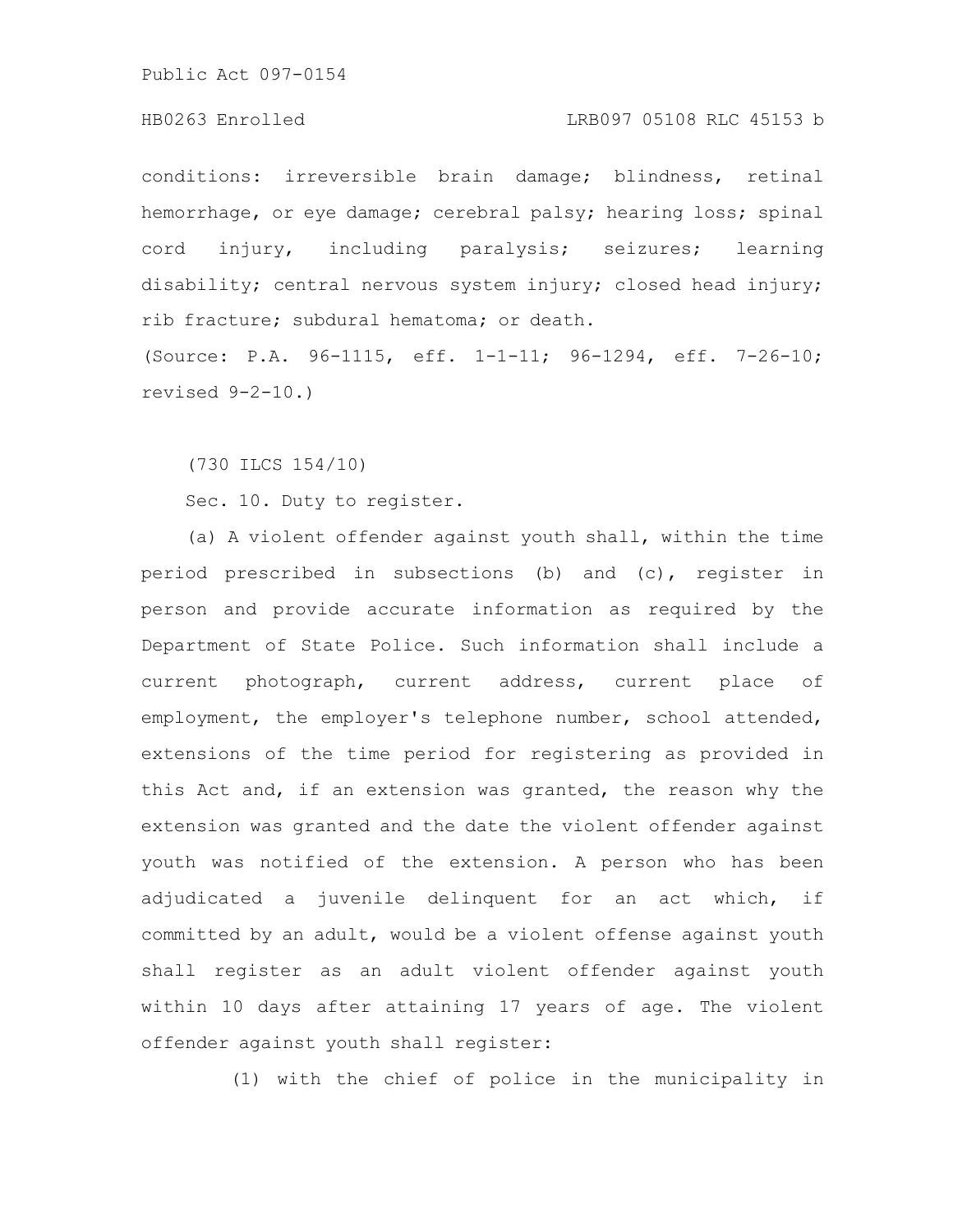conditions: irreversible brain damage; blindness, retinal hemorrhage, or eye damage; cerebral palsy; hearing loss; spinal cord injury, including paralysis; seizures; learning disability; central nervous system injury; closed head injury; rib fracture; subdural hematoma; or death.

(Source: P.A. 96-1115, eff. 1-1-11; 96-1294, eff. 7-26-10; revised 9-2-10.)

(730 ILCS 154/10)

Sec. 10. Duty to register.

(a) A violent offender against youth shall, within the time period prescribed in subsections (b) and (c), register in person and provide accurate information as required by the Department of State Police. Such information shall include a current photograph, current address, current place of employment, the employer's telephone number, school attended, extensions of the time period for registering as provided in this Act and, if an extension was granted, the reason why the extension was granted and the date the violent offender against youth was notified of the extension. A person who has been adjudicated a juvenile delinquent for an act which, if committed by an adult, would be a violent offense against youth shall register as an adult violent offender against youth within 10 days after attaining 17 years of age. The violent offender against youth shall register:

(1) with the chief of police in the municipality in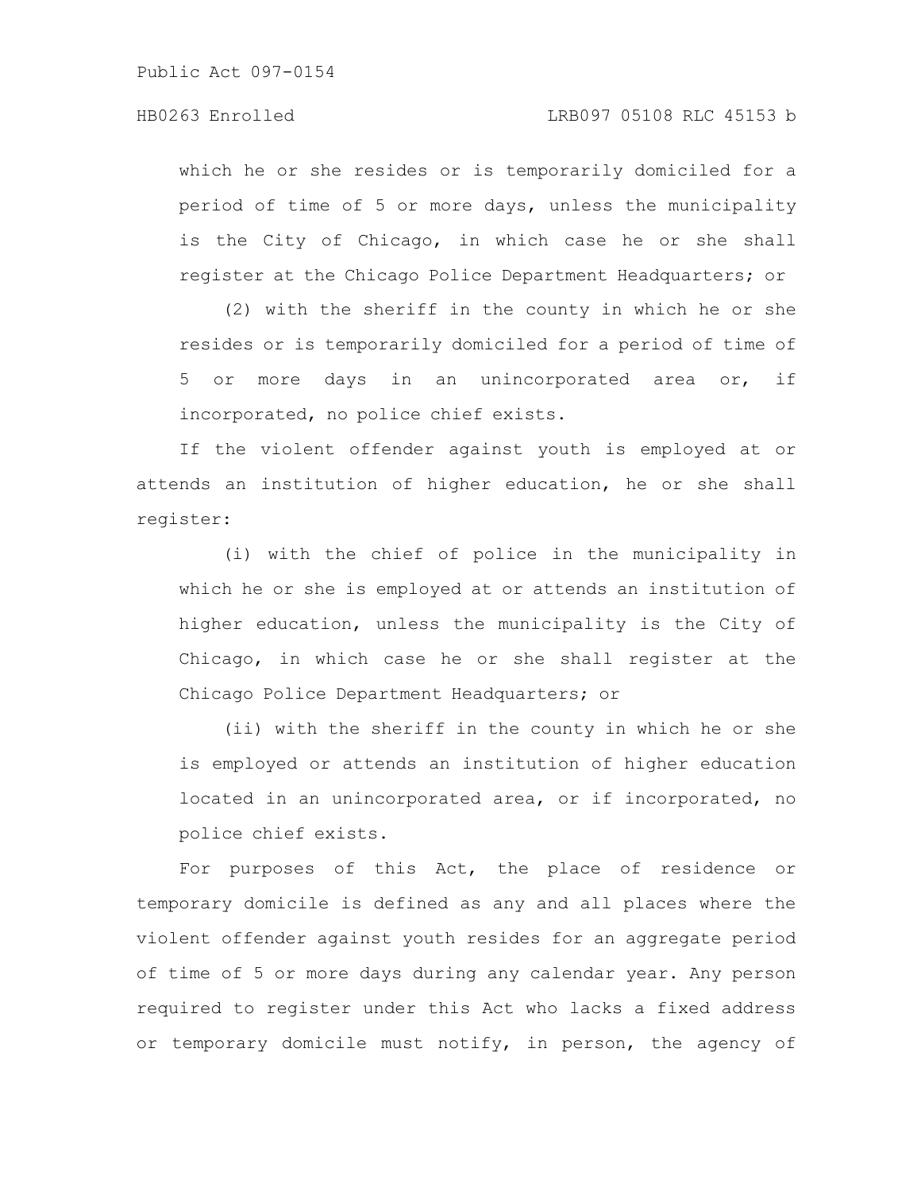which he or she resides or is temporarily domiciled for a period of time of 5 or more days, unless the municipality is the City of Chicago, in which case he or she shall register at the Chicago Police Department Headquarters; or

(2) with the sheriff in the county in which he or she resides or is temporarily domiciled for a period of time of 5 or more days in an unincorporated area or, if incorporated, no police chief exists.

If the violent offender against youth is employed at or attends an institution of higher education, he or she shall register:

(i) with the chief of police in the municipality in which he or she is employed at or attends an institution of higher education, unless the municipality is the City of Chicago, in which case he or she shall register at the Chicago Police Department Headquarters; or

(ii) with the sheriff in the county in which he or she is employed or attends an institution of higher education located in an unincorporated area, or if incorporated, no police chief exists.

For purposes of this Act, the place of residence or temporary domicile is defined as any and all places where the violent offender against youth resides for an aggregate period of time of 5 or more days during any calendar year. Any person required to register under this Act who lacks a fixed address or temporary domicile must notify, in person, the agency of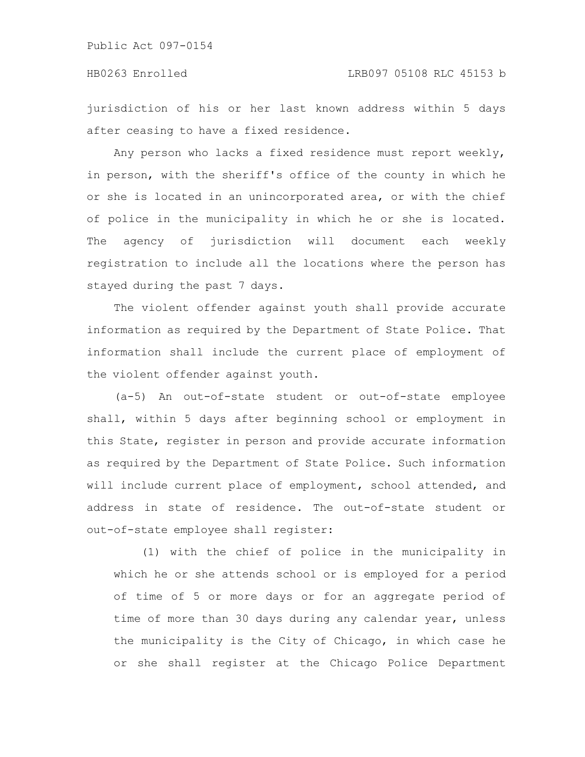jurisdiction of his or her last known address within 5 days after ceasing to have a fixed residence.

Any person who lacks a fixed residence must report weekly, in person, with the sheriff's office of the county in which he or she is located in an unincorporated area, or with the chief of police in the municipality in which he or she is located. The agency of jurisdiction will document each weekly registration to include all the locations where the person has stayed during the past 7 days.

The violent offender against youth shall provide accurate information as required by the Department of State Police. That information shall include the current place of employment of the violent offender against youth.

(a-5) An out-of-state student or out-of-state employee shall, within 5 days after beginning school or employment in this State, register in person and provide accurate information as required by the Department of State Police. Such information will include current place of employment, school attended, and address in state of residence. The out-of-state student or out-of-state employee shall register:

(1) with the chief of police in the municipality in which he or she attends school or is employed for a period of time of 5 or more days or for an aggregate period of time of more than 30 days during any calendar year, unless the municipality is the City of Chicago, in which case he or she shall register at the Chicago Police Department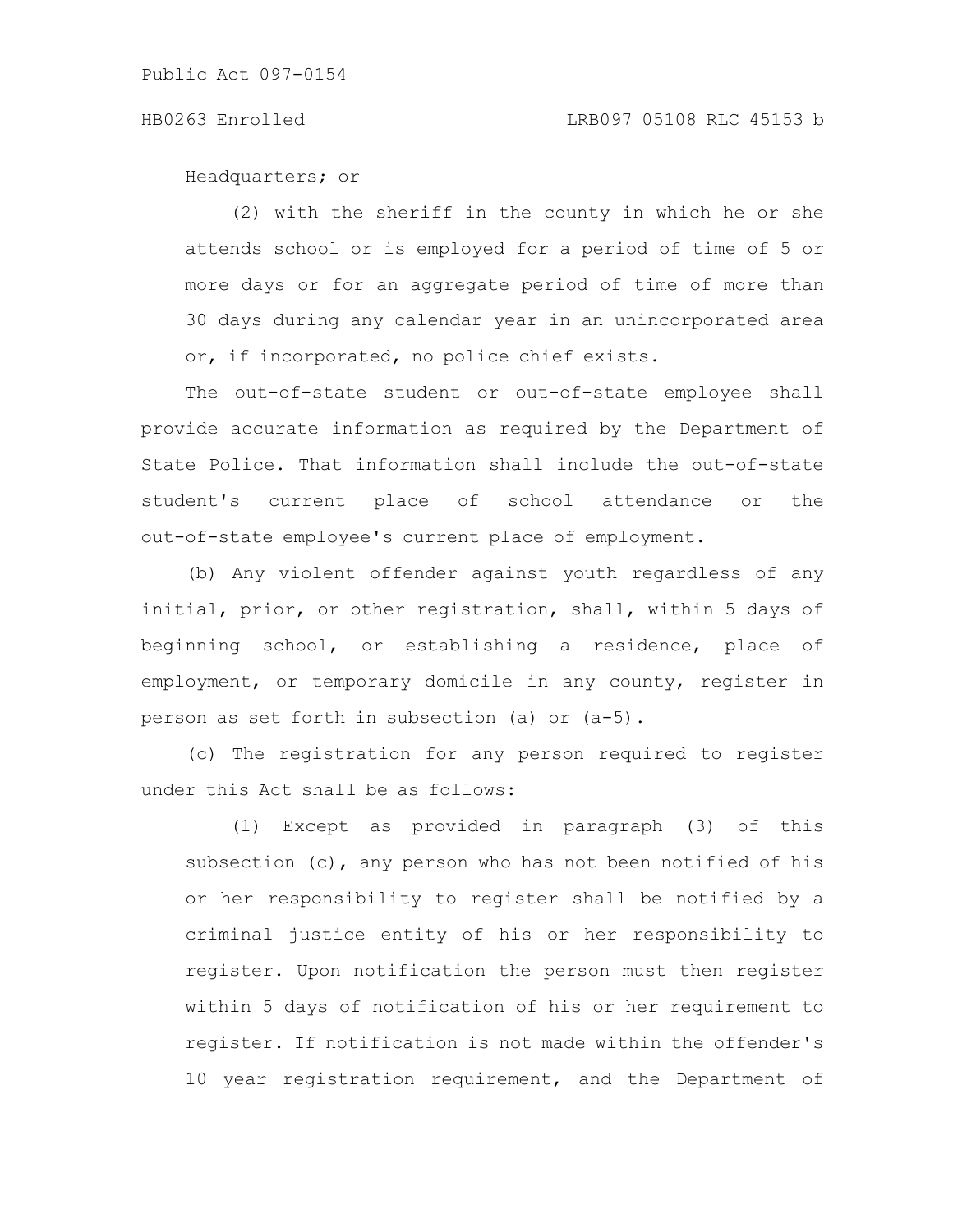Headquarters; or

(2) with the sheriff in the county in which he or she attends school or is employed for a period of time of 5 or more days or for an aggregate period of time of more than 30 days during any calendar year in an unincorporated area or, if incorporated, no police chief exists.

The out-of-state student or out-of-state employee shall provide accurate information as required by the Department of State Police. That information shall include the out-of-state student's current place of school attendance or the out-of-state employee's current place of employment.

(b) Any violent offender against youth regardless of any initial, prior, or other registration, shall, within 5 days of beginning school, or establishing a residence, place of employment, or temporary domicile in any county, register in person as set forth in subsection (a) or (a-5).

(c) The registration for any person required to register under this Act shall be as follows:

(1) Except as provided in paragraph (3) of this subsection (c), any person who has not been notified of his or her responsibility to register shall be notified by a criminal justice entity of his or her responsibility to register. Upon notification the person must then register within 5 days of notification of his or her requirement to register. If notification is not made within the offender's 10 year registration requirement, and the Department of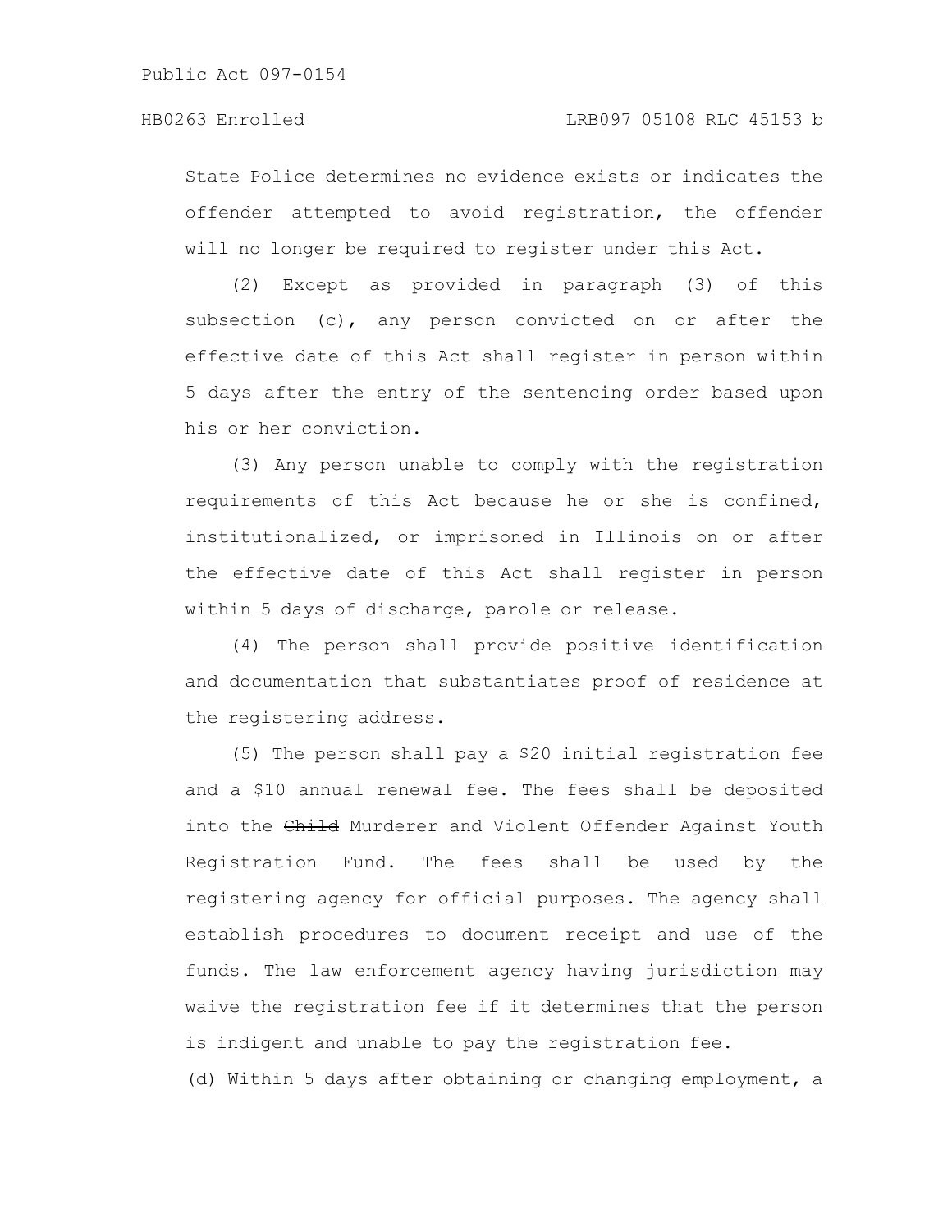State Police determines no evidence exists or indicates the offender attempted to avoid registration, the offender will no longer be required to register under this Act.

(2) Except as provided in paragraph (3) of this subsection (c), any person convicted on or after the effective date of this Act shall register in person within 5 days after the entry of the sentencing order based upon his or her conviction.

(3) Any person unable to comply with the registration requirements of this Act because he or she is confined, institutionalized, or imprisoned in Illinois on or after the effective date of this Act shall register in person within 5 days of discharge, parole or release.

(4) The person shall provide positive identification and documentation that substantiates proof of residence at the registering address.

(5) The person shall pay a $20 initial registration fee and a $10 annual renewal fee. The fees shall be deposited into the ~~Child~~ Murderer and Violent Offender Against Youth Registration Fund. The fees shall be used by the registering agency for official purposes. The agency shall establish procedures to document receipt and use of the funds. The law enforcement agency having jurisdiction may waive the registration fee if it determines that the person is indigent and unable to pay the registration fee.

(d) Within 5 days after obtaining or changing employment, a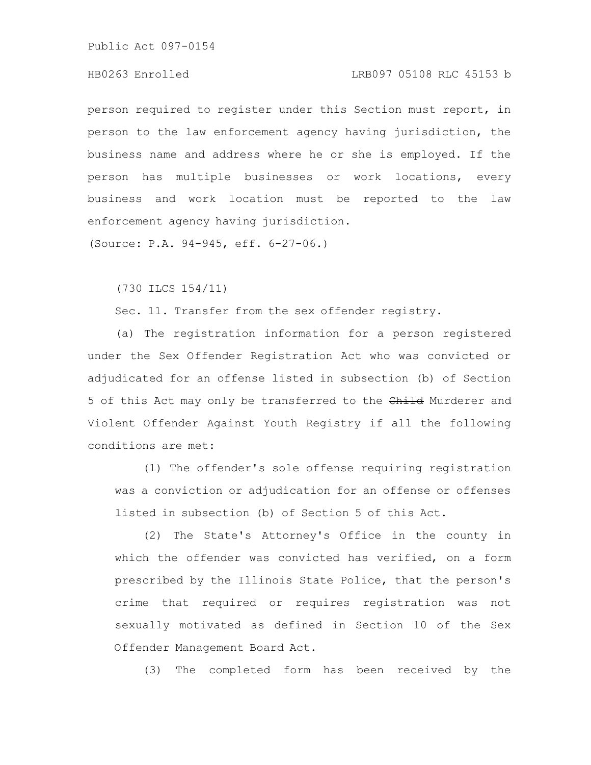person required to register under this Section must report, in person to the law enforcement agency having jurisdiction, the business name and address where he or she is employed. If the person has multiple businesses or work locations, every business and work location must be reported to the law enforcement agency having jurisdiction.

(Source: P.A. 94-945, eff. 6-27-06.)

(730 ILCS 154/11)

Sec. 11. Transfer from the sex offender registry.

(a) The registration information for a person registered under the Sex Offender Registration Act who was convicted or adjudicated for an offense listed in subsection (b) of Section 5 of this Act may only be transferred to the ~~Child~~ Murderer and Violent Offender Against Youth Registry if all the following conditions are met:

(1) The offender's sole offense requiring registration was a conviction or adjudication for an offense or offenses listed in subsection (b) of Section 5 of this Act.

(2) The State's Attorney's Office in the county in which the offender was convicted has verified, on a form prescribed by the Illinois State Police, that the person's crime that required or requires registration was not sexually motivated as defined in Section 10 of the Sex Offender Management Board Act.

(3) The completed form has been received by the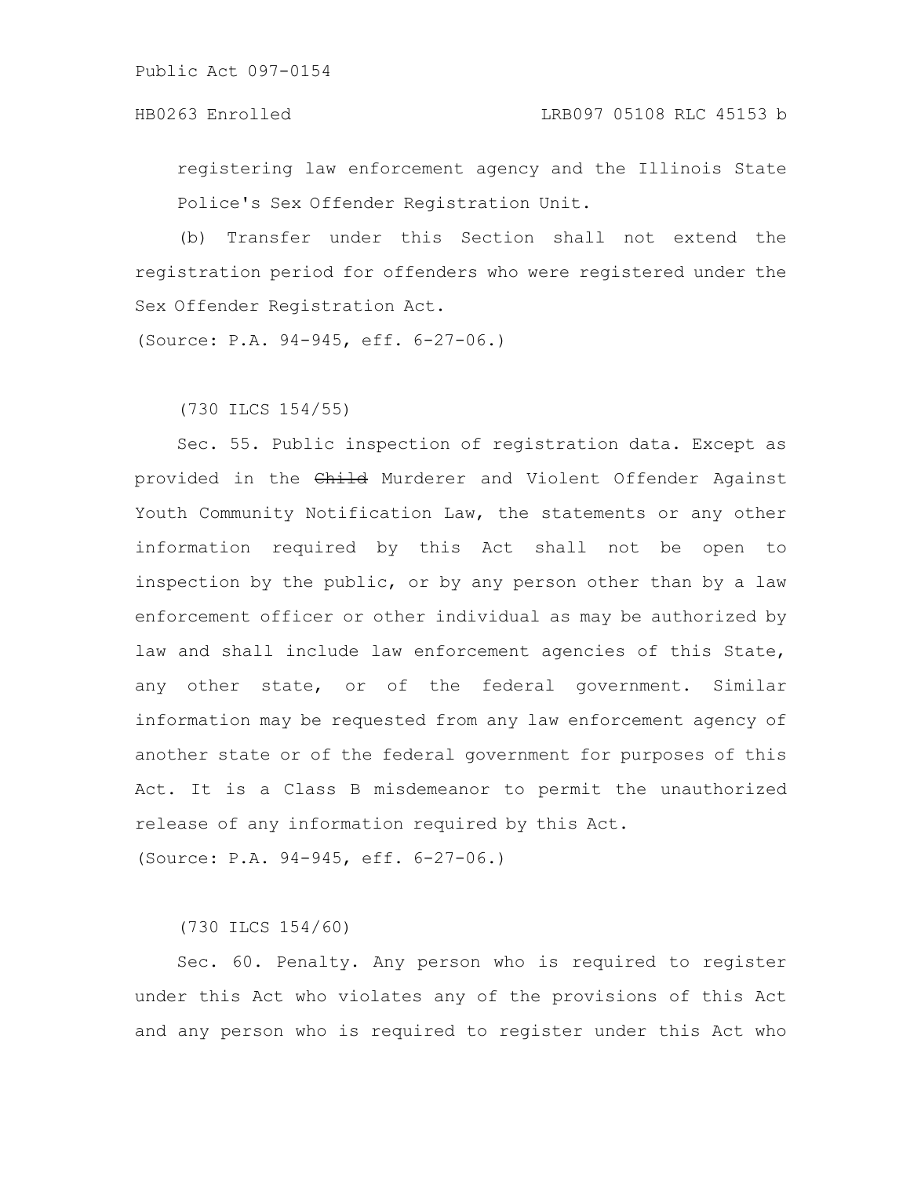registering law enforcement agency and the Illinois State Police's Sex Offender Registration Unit.

(b) Transfer under this Section shall not extend the registration period for offenders who were registered under the Sex Offender Registration Act.

(Source: P.A. 94-945, eff. 6-27-06.)

(730 ILCS 154/55)

Sec. 55. Public inspection of registration data. Except as provided in the ~~Child~~ Murderer and Violent Offender Against Youth Community Notification Law, the statements or any other information required by this Act shall not be open to inspection by the public, or by any person other than by a law enforcement officer or other individual as may be authorized by law and shall include law enforcement agencies of this State, any other state, or of the federal government. Similar information may be requested from any law enforcement agency of another state or of the federal government for purposes of this Act. It is a Class B misdemeanor to permit the unauthorized release of any information required by this Act.

(Source: P.A. 94-945, eff. 6-27-06.)

(730 ILCS 154/60)

Sec. 60. Penalty. Any person who is required to register under this Act who violates any of the provisions of this Act and any person who is required to register under this Act who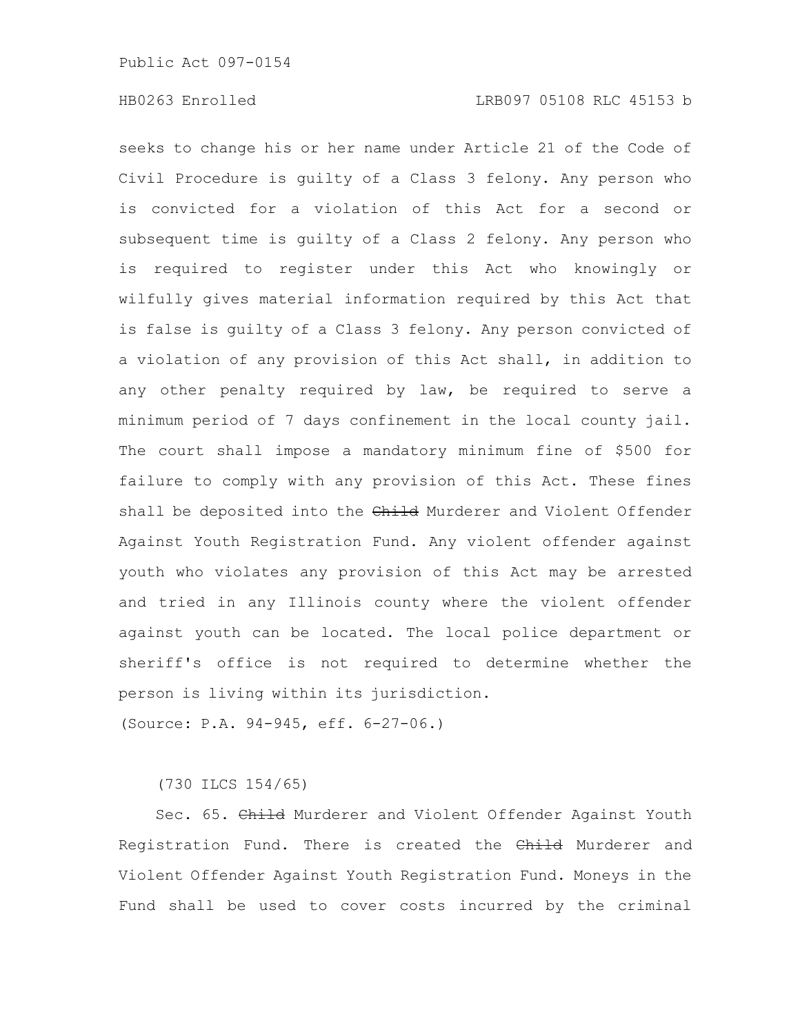seeks to change his or her name under Article 21 of the Code of Civil Procedure is guilty of a Class 3 felony. Any person who is convicted for a violation of this Act for a second or subsequent time is guilty of a Class 2 felony. Any person who is required to register under this Act who knowingly or wilfully gives material information required by this Act that is false is guilty of a Class 3 felony. Any person convicted of a violation of any provision of this Act shall, in addition to any other penalty required by law, be required to serve a minimum period of 7 days confinement in the local county jail. The court shall impose a mandatory minimum fine of $500 for failure to comply with any provision of this Act. These fines shall be deposited into the ~~Child~~ Murderer and Violent Offender Against Youth Registration Fund. Any violent offender against youth who violates any provision of this Act may be arrested and tried in any Illinois county where the violent offender against youth can be located. The local police department or sheriff's office is not required to determine whether the person is living within its jurisdiction.

(Source: P.A. 94-945, eff. 6-27-06.)

(730 ILCS 154/65)

Sec. 65. ~~Child~~ Murderer and Violent Offender Against Youth Registration Fund. There is created the ~~Child~~ Murderer and Violent Offender Against Youth Registration Fund. Moneys in the Fund shall be used to cover costs incurred by the criminal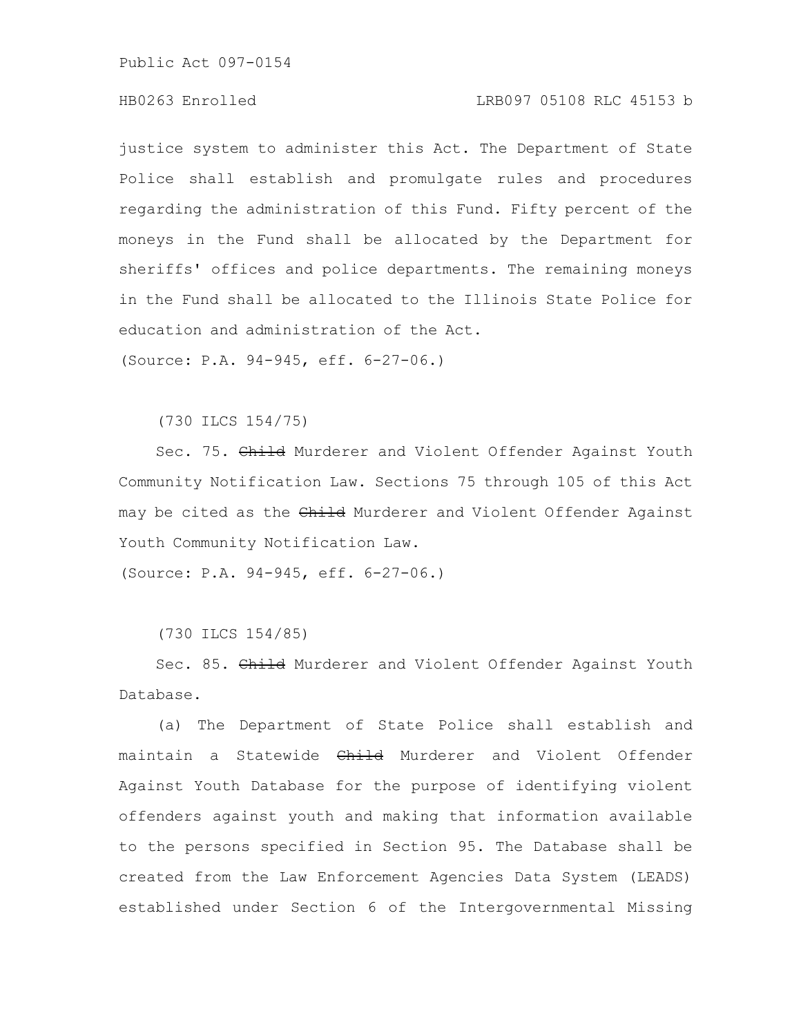justice system to administer this Act. The Department of State Police shall establish and promulgate rules and procedures regarding the administration of this Fund. Fifty percent of the moneys in the Fund shall be allocated by the Department for sheriffs' offices and police departments. The remaining moneys in the Fund shall be allocated to the Illinois State Police for education and administration of the Act.

(Source: P.A. 94-945, eff. 6-27-06.)

(730 ILCS 154/75)

Sec. 75. ~~Child~~ Murderer and Violent Offender Against Youth Community Notification Law. Sections 75 through 105 of this Act may be cited as the ~~Child~~ Murderer and Violent Offender Against Youth Community Notification Law.

(Source: P.A. 94-945, eff. 6-27-06.)

(730 ILCS 154/85)

Sec. 85. ~~Child~~ Murderer and Violent Offender Against Youth Database.

(a) The Department of State Police shall establish and maintain a Statewide ~~Child~~ Murderer and Violent Offender Against Youth Database for the purpose of identifying violent offenders against youth and making that information available to the persons specified in Section 95. The Database shall be created from the Law Enforcement Agencies Data System (LEADS) established under Section 6 of the Intergovernmental Missing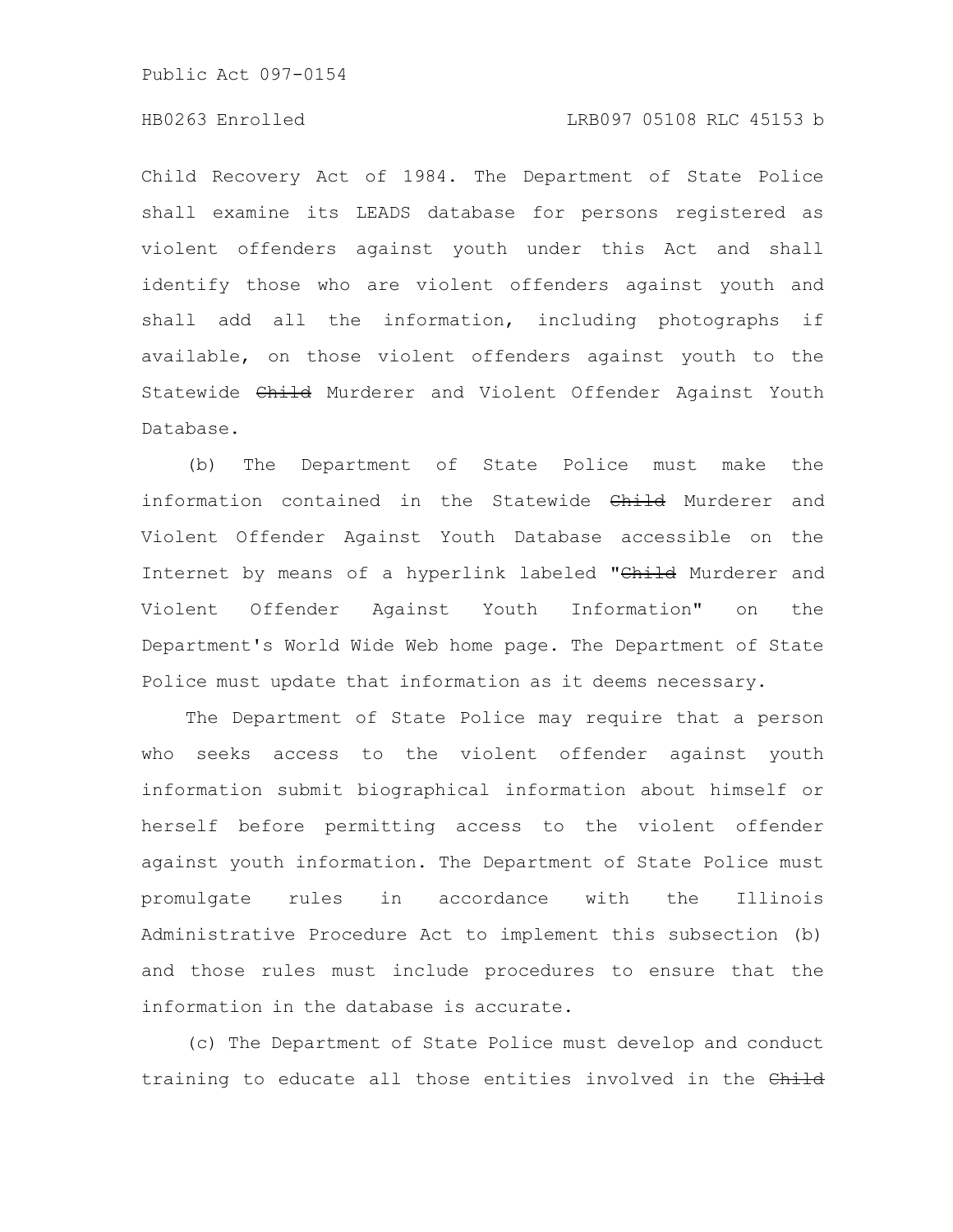Child Recovery Act of 1984. The Department of State Police shall examine its LEADS database for persons registered as violent offenders against youth under this Act and shall identify those who are violent offenders against youth and shall add all the information, including photographs if available, on those violent offenders against youth to the Statewide ~~Child~~ Murderer and Violent Offender Against Youth Database.

(b) The Department of State Police must make the information contained in the Statewide ~~Child~~ Murderer and Violent Offender Against Youth Database accessible on the Internet by means of a hyperlink labeled "~~Child~~ Murderer and Violent Offender Against Youth Information" on the Department's World Wide Web home page. The Department of State Police must update that information as it deems necessary.

The Department of State Police may require that a person who seeks access to the violent offender against youth information submit biographical information about himself or herself before permitting access to the violent offender against youth information. The Department of State Police must promulgate rules in accordance with the Illinois Administrative Procedure Act to implement this subsection (b) and those rules must include procedures to ensure that the information in the database is accurate.

(c) The Department of State Police must develop and conduct training to educate all those entities involved in the ~~Child~~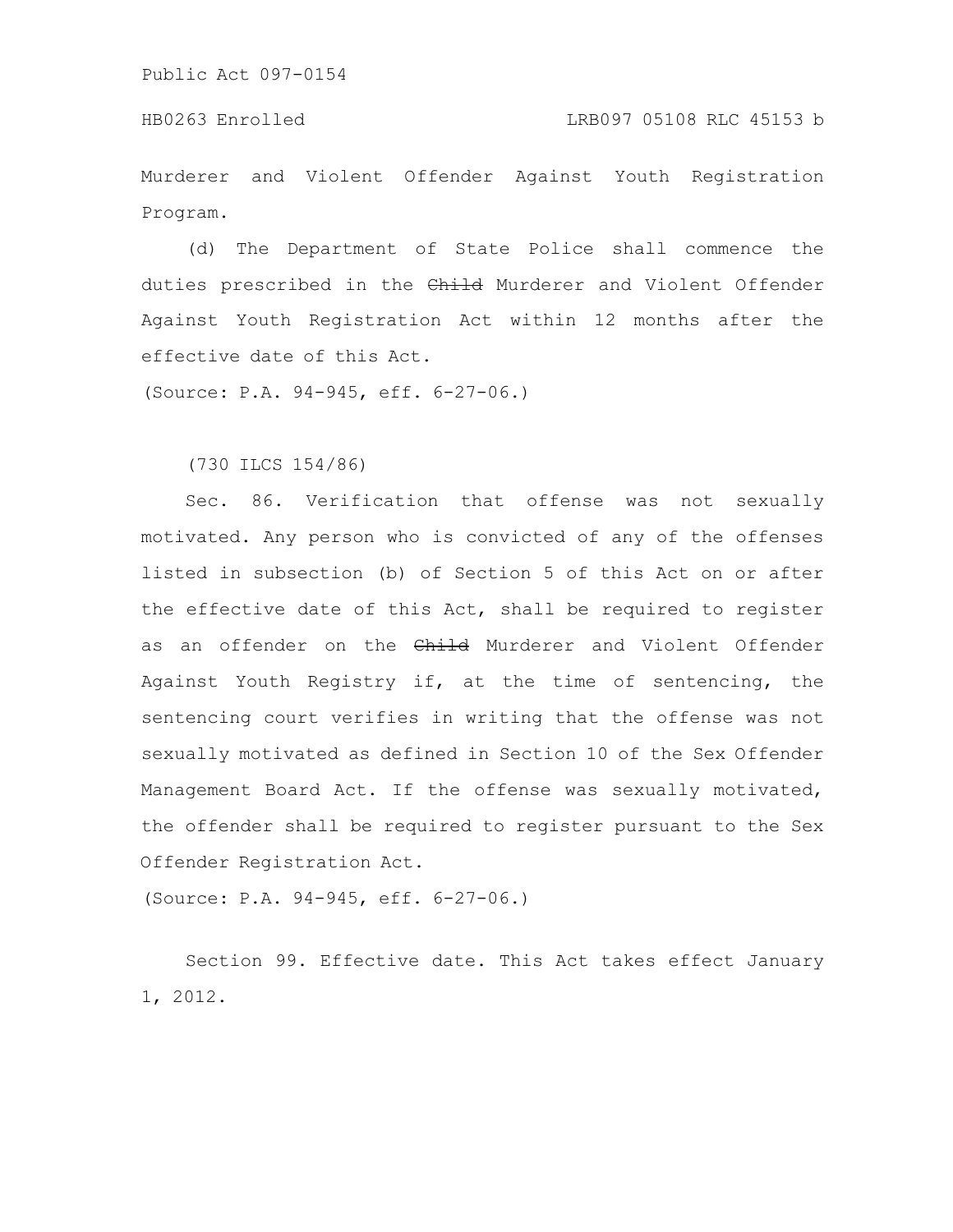Murderer and Violent Offender Against Youth Registration Program.

(d) The Department of State Police shall commence the duties prescribed in the ~~Child~~ Murderer and Violent Offender Against Youth Registration Act within 12 months after the effective date of this Act.

(Source: P.A. 94-945, eff. 6-27-06.)

(730 ILCS 154/86)

Sec. 86. Verification that offense was not sexually motivated. Any person who is convicted of any of the offenses listed in subsection (b) of Section 5 of this Act on or after the effective date of this Act, shall be required to register as an offender on the ~~Child~~ Murderer and Violent Offender Against Youth Registry if, at the time of sentencing, the sentencing court verifies in writing that the offense was not sexually motivated as defined in Section 10 of the Sex Offender Management Board Act. If the offense was sexually motivated, the offender shall be required to register pursuant to the Sex Offender Registration Act.

(Source: P.A. 94-945, eff. 6-27-06.)

Section 99. Effective date. This Act takes effect January 1, 2012.